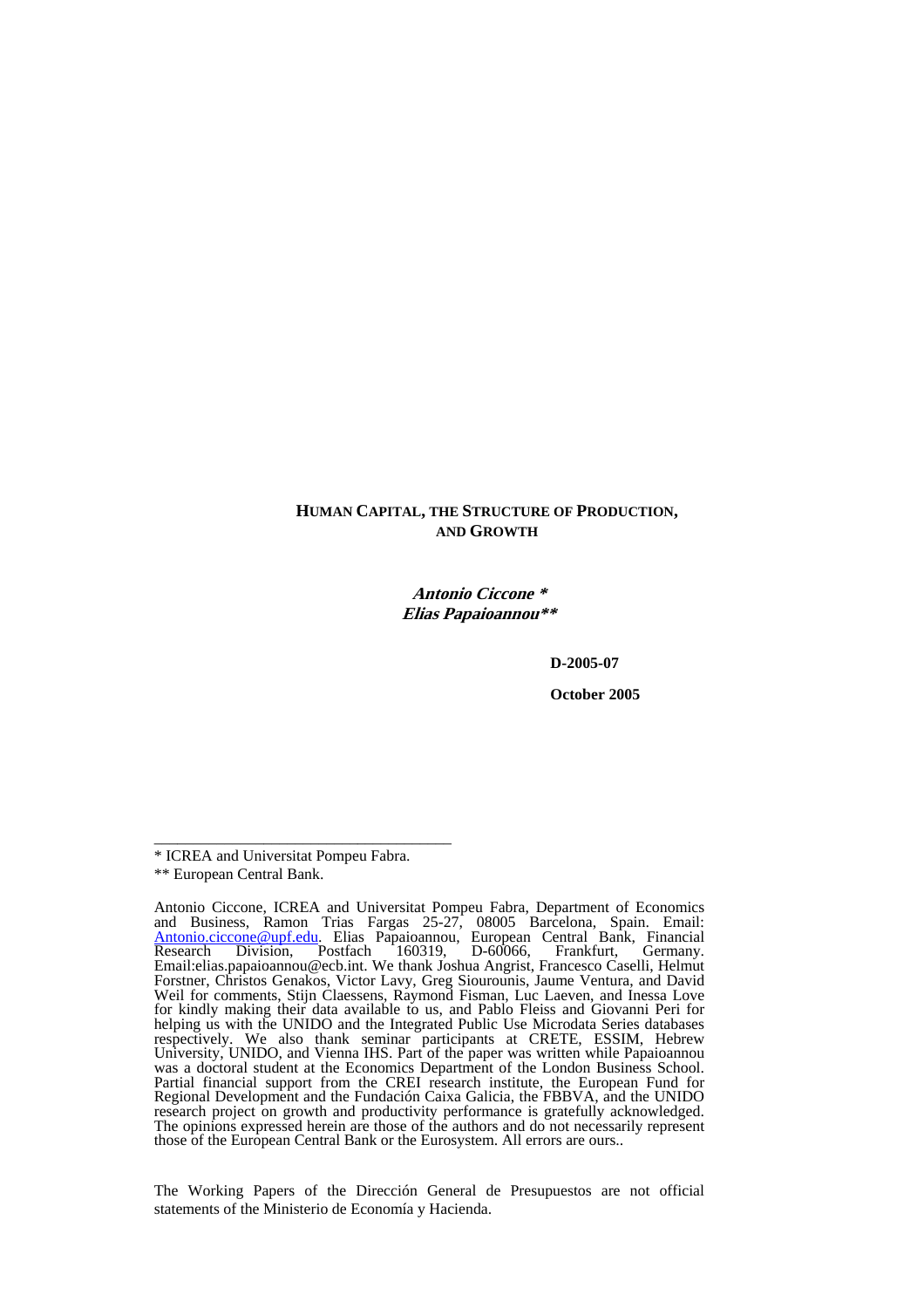**HUMAN CAPITAL, THE STRUCTURE OF PRODUCTION, AND GROWTH**

***Antonio Ciccone \****
***Elias Papaioannou\*\****

**D-2005-07**

**October 2005**

---

\* ICREA and Universitat Pompeu Fabra.

\*\* European Central Bank.

Antonio Ciccone, ICREA and Universitat Pompeu Fabra, Department of Economics and Business, Ramon Trias Fargas 25-27, 08005 Barcelona, Spain. Email: Antonio.ciccone@upf.edu. Elias Papaioannou, European Central Bank, Financial Research Division, Postfach 160319, D-60066, Frankfurt, Germany. Email:elias.papaioannou@ecb.int. We thank Joshua Angrist, Francesco Caselli, Helmut Forstner, Christos Genakos, Victor Lavy, Greg Siourounis, Jaume Ventura, and David Weil for comments, Stijn Claessens, Raymond Fisman, Luc Laeven, and Inessa Love for kindly making their data available to us, and Pablo Fleiss and Giovanni Peri for helping us with the UNIDO and the Integrated Public Use Microdata Series databases respectively. We also thank seminar participants at CRETE, ESSIM, Hebrew University, UNIDO, and Vienna IHS. Part of the paper was written while Papaioannou was a doctoral student at the Economics Department of the London Business School. Partial financial support from the CREI research institute, the European Fund for Regional Development and the Fundación Caixa Galicia, the FBBVA, and the UNIDO research project on growth and productivity performance is gratefully acknowledged. The opinions expressed herein are those of the authors and do not necessarily represent those of the European Central Bank or the Eurosystem. All errors are ours..

The Working Papers of the Dirección General de Presupuestos are not official statements of the Ministerio de Economía y Hacienda.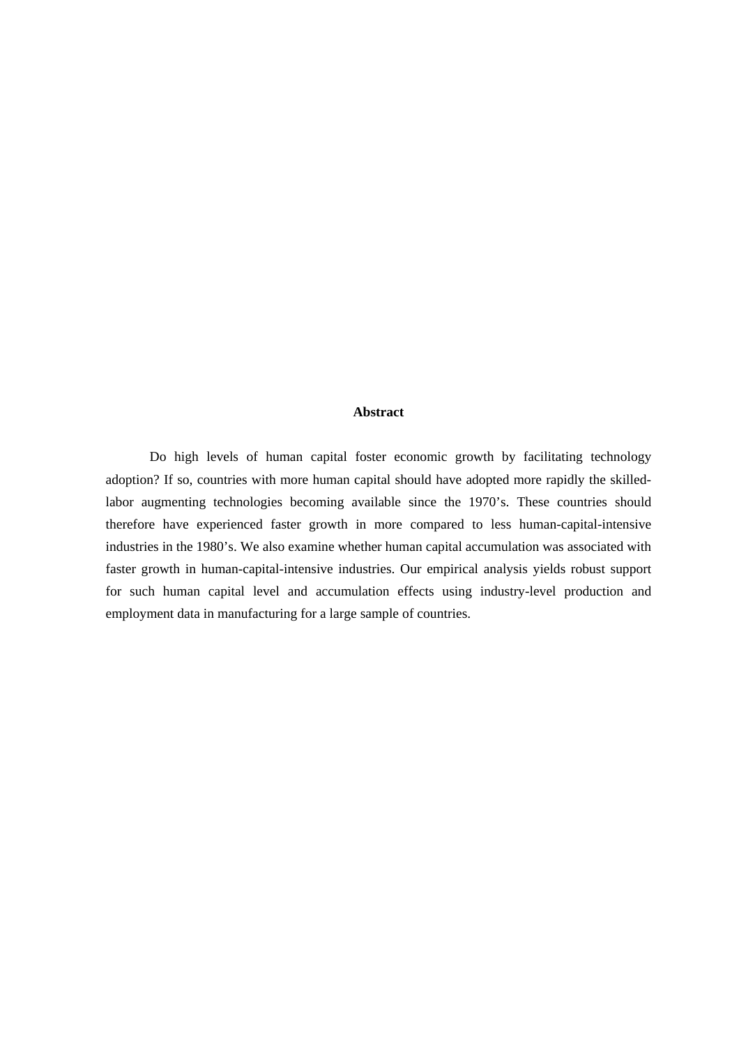## Abstract

Do high levels of human capital foster economic growth by facilitating technology adoption? If so, countries with more human capital should have adopted more rapidly the skilled-labor augmenting technologies becoming available since the 1970's. These countries should therefore have experienced faster growth in more compared to less human-capital-intensive industries in the 1980's. We also examine whether human capital accumulation was associated with faster growth in human-capital-intensive industries. Our empirical analysis yields robust support for such human capital level and accumulation effects using industry-level production and employment data in manufacturing for a large sample of countries.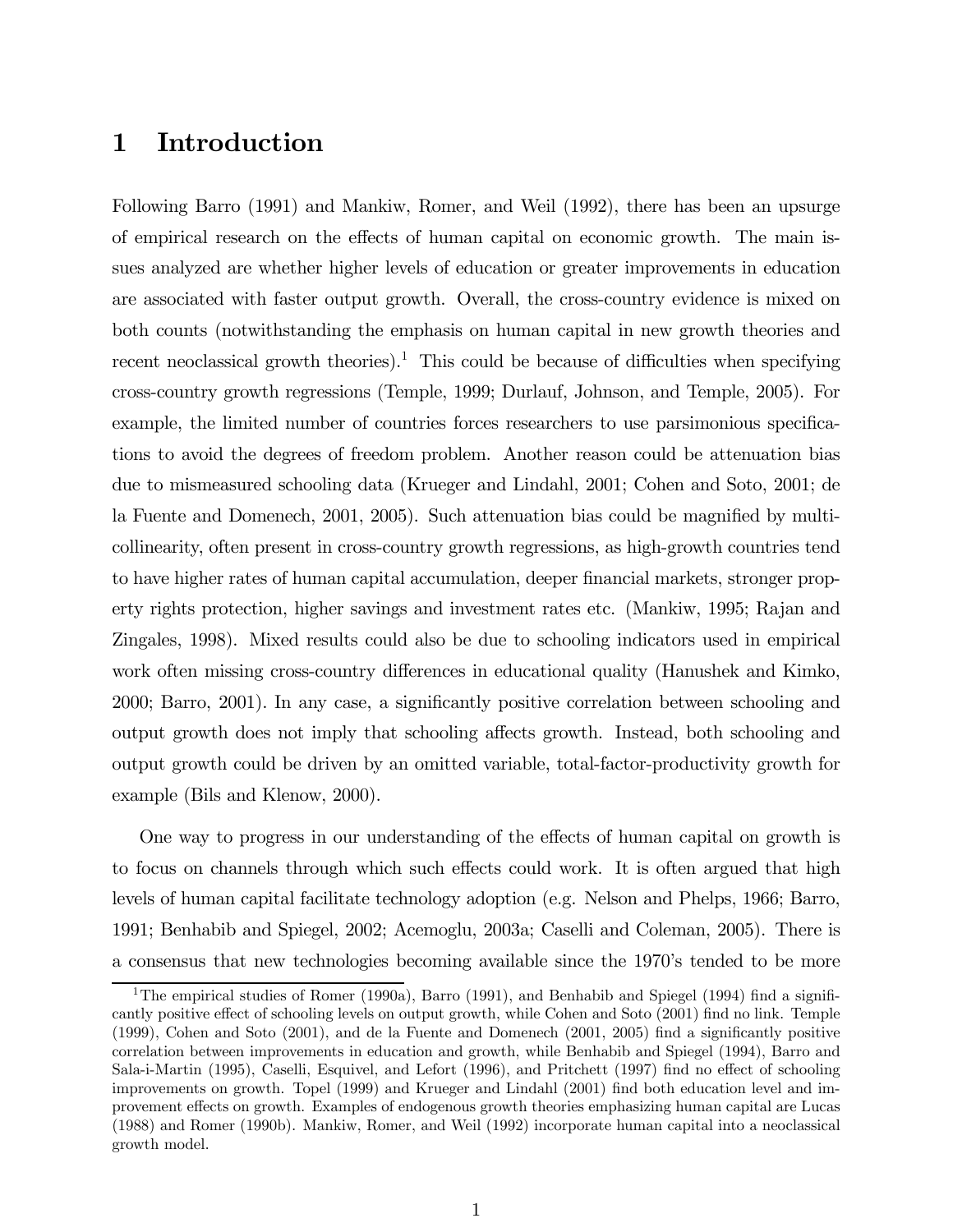# 1 Introduction

Following Barro (1991) and Mankiw, Romer, and Weil (1992), there has been an upsurge of empirical research on the effects of human capital on economic growth. The main issues analyzed are whether higher levels of education or greater improvements in education are associated with faster output growth. Overall, the cross-country evidence is mixed on both counts (notwithstanding the emphasis on human capital in new growth theories and recent neoclassical growth theories).[1] This could be because of difficulties when specifying cross-country growth regressions (Temple, 1999; Durlauf, Johnson, and Temple, 2005). For example, the limited number of countries forces researchers to use parsimonious specifications to avoid the degrees of freedom problem. Another reason could be attenuation bias due to mismeasured schooling data (Krueger and Lindahl, 2001; Cohen and Soto, 2001; de la Fuente and Domenech, 2001, 2005). Such attenuation bias could be magnified by multicollinearity, often present in cross-country growth regressions, as high-growth countries tend to have higher rates of human capital accumulation, deeper financial markets, stronger property rights protection, higher savings and investment rates etc. (Mankiw, 1995; Rajan and Zingales, 1998). Mixed results could also be due to schooling indicators used in empirical work often missing cross-country differences in educational quality (Hanushek and Kimko, 2000; Barro, 2001). In any case, a significantly positive correlation between schooling and output growth does not imply that schooling affects growth. Instead, both schooling and output growth could be driven by an omitted variable, total-factor-productivity growth for example (Bils and Klenow, 2000).

One way to progress in our understanding of the effects of human capital on growth is to focus on channels through which such effects could work. It is often argued that high levels of human capital facilitate technology adoption (e.g. Nelson and Phelps, 1966; Barro, 1991; Benhabib and Spiegel, 2002; Acemoglu, 2003a; Caselli and Coleman, 2005). There is a consensus that new technologies becoming available since the 1970's tended to be more

[1] The empirical studies of Romer (1990a), Barro (1991), and Benhabib and Spiegel (1994) find a significantly positive effect of schooling levels on output growth, while Cohen and Soto (2001) find no link. Temple (1999), Cohen and Soto (2001), and de la Fuente and Domenech (2001, 2005) find a significantly positive correlation between improvements in education and growth, while Benhabib and Spiegel (1994), Barro and Sala-i-Martin (1995), Caselli, Esquivel, and Lefort (1996), and Pritchett (1997) find no effect of schooling improvements on growth. Topel (1999) and Krueger and Lindahl (2001) find both education level and improvement effects on growth. Examples of endogenous growth theories emphasizing human capital are Lucas (1988) and Romer (1990b). Mankiw, Romer, and Weil (1992) incorporate human capital into a neoclassical growth model.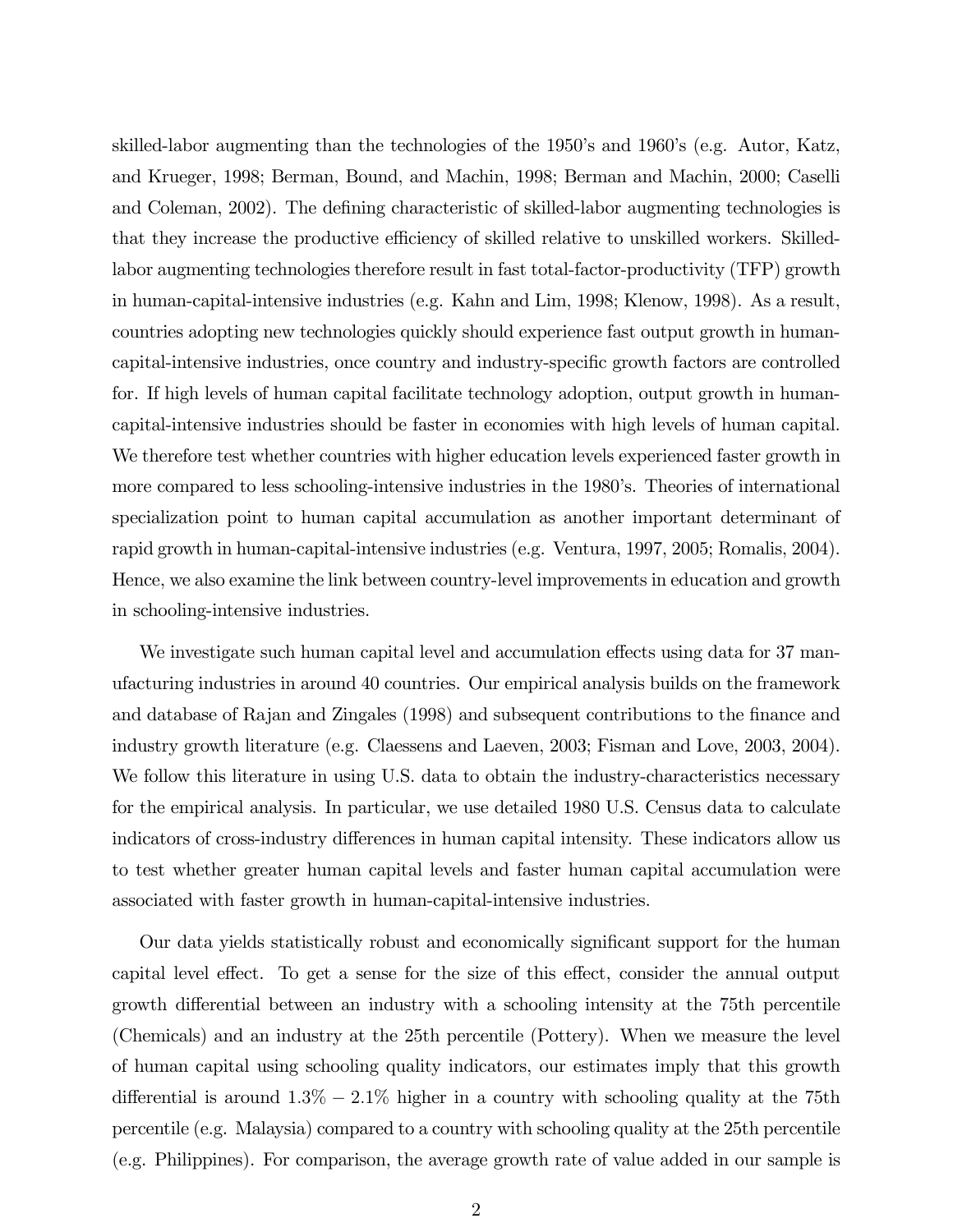skilled-labor augmenting than the technologies of the 1950's and 1960's (e.g. Autor, Katz, and Krueger, 1998; Berman, Bound, and Machin, 1998; Berman and Machin, 2000; Caselli and Coleman, 2002). The defining characteristic of skilled-labor augmenting technologies is that they increase the productive efficiency of skilled relative to unskilled workers. Skilled-labor augmenting technologies therefore result in fast total-factor-productivity (TFP) growth in human-capital-intensive industries (e.g. Kahn and Lim, 1998; Klenow, 1998). As a result, countries adopting new technologies quickly should experience fast output growth in human-capital-intensive industries, once country and industry-specific growth factors are controlled for. If high levels of human capital facilitate technology adoption, output growth in human-capital-intensive industries should be faster in economies with high levels of human capital. We therefore test whether countries with higher education levels experienced faster growth in more compared to less schooling-intensive industries in the 1980's. Theories of international specialization point to human capital accumulation as another important determinant of rapid growth in human-capital-intensive industries (e.g. Ventura, 1997, 2005; Romalis, 2004). Hence, we also examine the link between country-level improvements in education and growth in schooling-intensive industries.

We investigate such human capital level and accumulation effects using data for 37 manufacturing industries in around 40 countries. Our empirical analysis builds on the framework and database of Rajan and Zingales (1998) and subsequent contributions to the finance and industry growth literature (e.g. Claessens and Laeven, 2003; Fisman and Love, 2003, 2004). We follow this literature in using U.S. data to obtain the industry-characteristics necessary for the empirical analysis. In particular, we use detailed 1980 U.S. Census data to calculate indicators of cross-industry differences in human capital intensity. These indicators allow us to test whether greater human capital levels and faster human capital accumulation were associated with faster growth in human-capital-intensive industries.

Our data yields statistically robust and economically significant support for the human capital level effect. To get a sense for the size of this effect, consider the annual output growth differential between an industry with a schooling intensity at the 75th percentile (Chemicals) and an industry at the 25th percentile (Pottery). When we measure the level of human capital using schooling quality indicators, our estimates imply that this growth differential is around $1.3\% - 2.1\%$ higher in a country with schooling quality at the 75th percentile (e.g. Malaysia) compared to a country with schooling quality at the 25th percentile (e.g. Philippines). For comparison, the average growth rate of value added in our sample is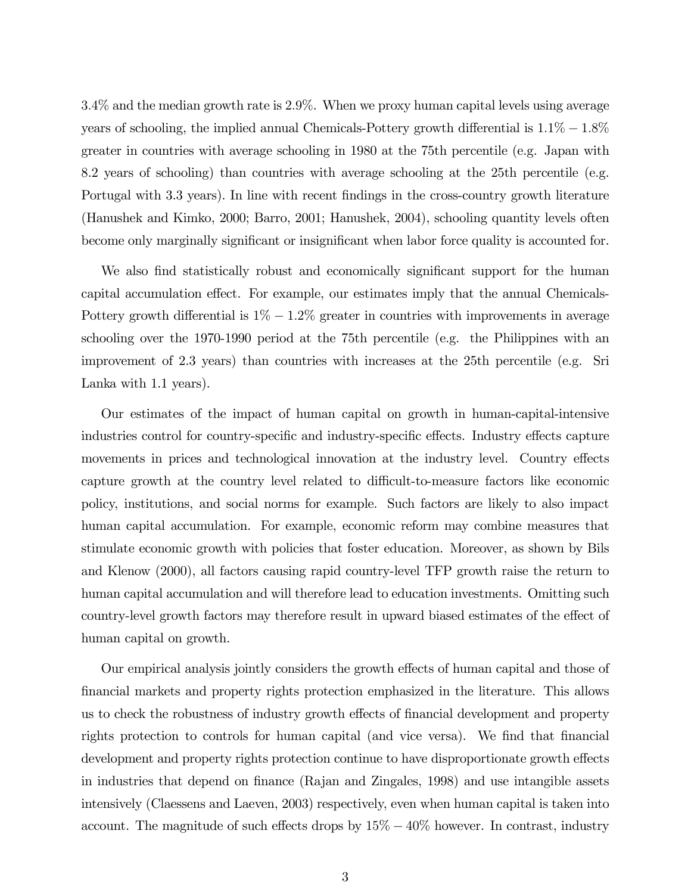3.4% and the median growth rate is 2.9%. When we proxy human capital levels using average years of schooling, the implied annual Chemicals-Pottery growth differential is $1.1\% - 1.8\%$ greater in countries with average schooling in 1980 at the 75th percentile (e.g. Japan with 8.2 years of schooling) than countries with average schooling at the 25th percentile (e.g. Portugal with 3.3 years). In line with recent findings in the cross-country growth literature (Hanushek and Kimko, 2000; Barro, 2001; Hanushek, 2004), schooling quantity levels often become only marginally significant or insignificant when labor force quality is accounted for.

We also find statistically robust and economically significant support for the human capital accumulation effect. For example, our estimates imply that the annual Chemicals-Pottery growth differential is $1\% - 1.2\%$ greater in countries with improvements in average schooling over the 1970-1990 period at the 75th percentile (e.g. the Philippines with an improvement of 2.3 years) than countries with increases at the 25th percentile (e.g. Sri Lanka with 1.1 years).

Our estimates of the impact of human capital on growth in human-capital-intensive industries control for country-specific and industry-specific effects. Industry effects capture movements in prices and technological innovation at the industry level. Country effects capture growth at the country level related to difficult-to-measure factors like economic policy, institutions, and social norms for example. Such factors are likely to also impact human capital accumulation. For example, economic reform may combine measures that stimulate economic growth with policies that foster education. Moreover, as shown by Bils and Klenow (2000), all factors causing rapid country-level TFP growth raise the return to human capital accumulation and will therefore lead to education investments. Omitting such country-level growth factors may therefore result in upward biased estimates of the effect of human capital on growth.

Our empirical analysis jointly considers the growth effects of human capital and those of financial markets and property rights protection emphasized in the literature. This allows us to check the robustness of industry growth effects of financial development and property rights protection to controls for human capital (and vice versa). We find that financial development and property rights protection continue to have disproportionate growth effects in industries that depend on finance (Rajan and Zingales, 1998) and use intangible assets intensively (Claessens and Laeven, 2003) respectively, even when human capital is taken into account. The magnitude of such effects drops by $15\% - 40\%$ however. In contrast, industry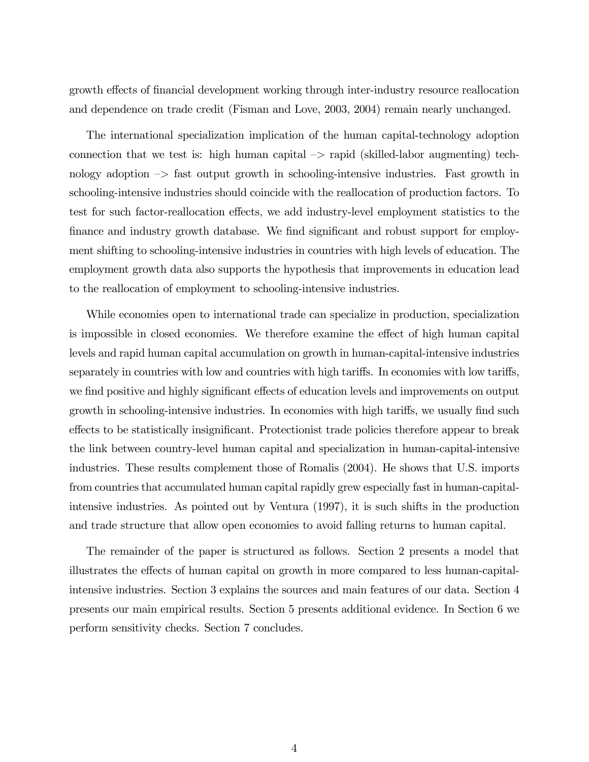growth effects of financial development working through inter-industry resource reallocation and dependence on trade credit (Fisman and Love, 2003, 2004) remain nearly unchanged.

The international specialization implication of the human capital-technology adoption connection that we test is: high human capital –> rapid (skilled-labor augmenting) technology adoption –> fast output growth in schooling-intensive industries. Fast growth in schooling-intensive industries should coincide with the reallocation of production factors. To test for such factor-reallocation effects, we add industry-level employment statistics to the finance and industry growth database. We find significant and robust support for employment shifting to schooling-intensive industries in countries with high levels of education. The employment growth data also supports the hypothesis that improvements in education lead to the reallocation of employment to schooling-intensive industries.

While economies open to international trade can specialize in production, specialization is impossible in closed economies. We therefore examine the effect of high human capital levels and rapid human capital accumulation on growth in human-capital-intensive industries separately in countries with low and countries with high tariffs. In economies with low tariffs, we find positive and highly significant effects of education levels and improvements on output growth in schooling-intensive industries. In economies with high tariffs, we usually find such effects to be statistically insignificant. Protectionist trade policies therefore appear to break the link between country-level human capital and specialization in human-capital-intensive industries. These results complement those of Romalis (2004). He shows that U.S. imports from countries that accumulated human capital rapidly grew especially fast in human-capital-intensive industries. As pointed out by Ventura (1997), it is such shifts in the production and trade structure that allow open economies to avoid falling returns to human capital.

The remainder of the paper is structured as follows. Section 2 presents a model that illustrates the effects of human capital on growth in more compared to less human-capital-intensive industries. Section 3 explains the sources and main features of our data. Section 4 presents our main empirical results. Section 5 presents additional evidence. In Section 6 we perform sensitivity checks. Section 7 concludes.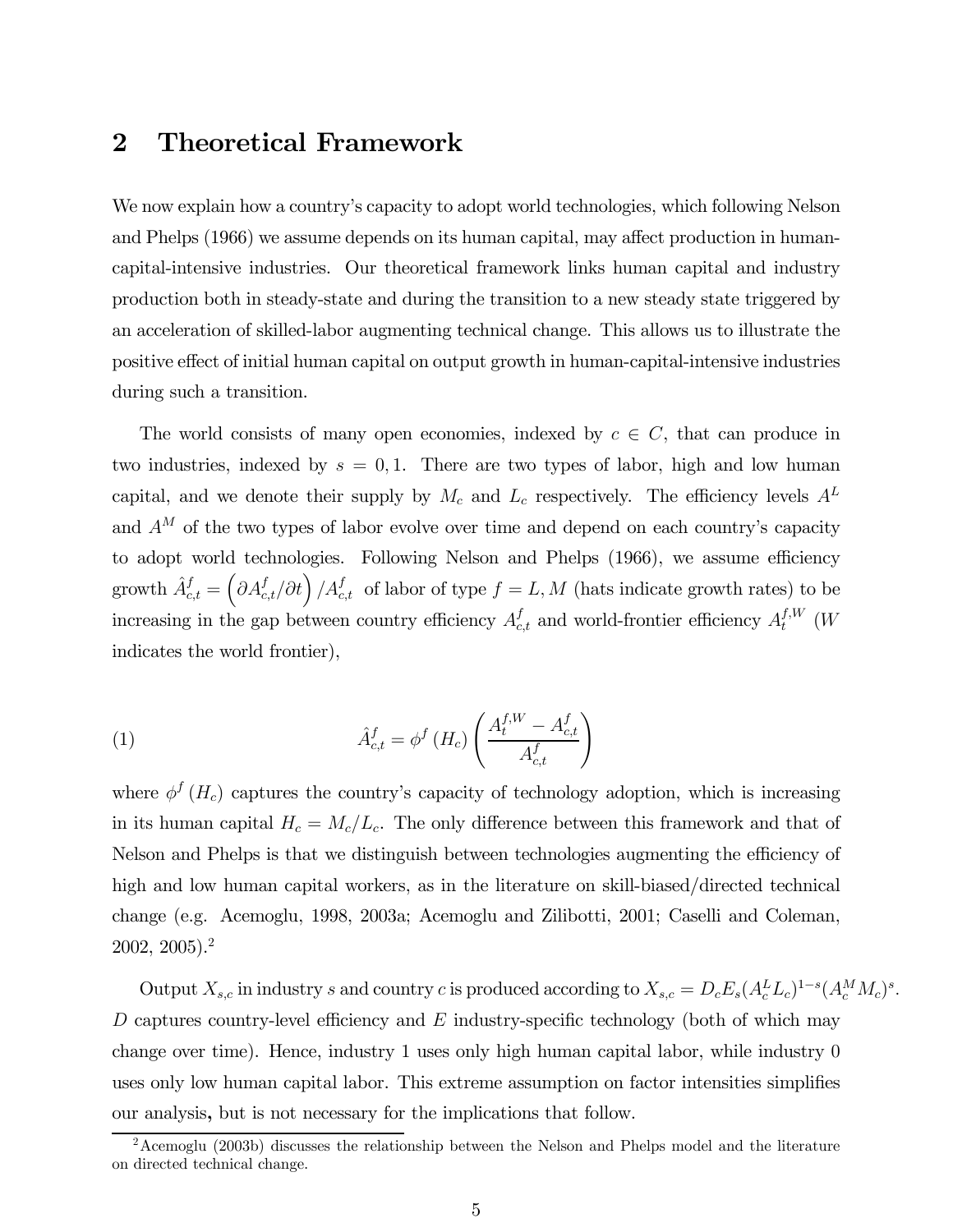## 2 Theoretical Framework

We now explain how a country's capacity to adopt world technologies, which following Nelson and Phelps (1966) we assume depends on its human capital, may affect production in human-capital-intensive industries. Our theoretical framework links human capital and industry production both in steady-state and during the transition to a new steady state triggered by an acceleration of skilled-labor augmenting technical change. This allows us to illustrate the positive effect of initial human capital on output growth in human-capital-intensive industries during such a transition.

The world consists of many open economies, indexed by $c \in C$, that can produce in two industries, indexed by $s = 0, 1$. There are two types of labor, high and low human capital, and we denote their supply by $M_c$ and $L_c$ respectively. The efficiency levels $A^L$ and $A^M$ of the two types of labor evolve over time and depend on each country's capacity to adopt world technologies. Following Nelson and Phelps (1966), we assume efficiency growth $\hat{A}^f_{c,t} = \left(\partial A^f_{c,t}/\partial t\right)/A^f_{c,t}$ of labor of type $f = L, M$ (hats indicate growth rates) to be increasing in the gap between country efficiency $A^f_{c,t}$ and world-frontier efficiency $A^{f,W}_t$ ($W$ indicates the world frontier),

$$\hat{A}^f_{c,t} = \phi^f\left(H_c\right)\left(\frac{A^{f,W}_t - A^f_{c,t}}{A^f_{c,t}}\right) \tag{1}$$

where $\phi^f\left(H_c\right)$ captures the country's capacity of technology adoption, which is increasing in its human capital $H_c = M_c/L_c$. The only difference between this framework and that of Nelson and Phelps is that we distinguish between technologies augmenting the efficiency of high and low human capital workers, as in the literature on skill-biased/directed technical change (e.g. Acemoglu, 1998, 2003a; Acemoglu and Zilibotti, 2001; Caselli and Coleman, 2002, 2005).[2]

Output $X_{s,c}$ in industry $s$ and country $c$ is produced according to $X_{s,c} = D_c E_s (A^L_c L_c)^{1-s}(A^M_c M_c)^s$. $D$ captures country-level efficiency and $E$ industry-specific technology (both of which may change over time). Hence, industry 1 uses only high human capital labor, while industry 0 uses only low human capital labor. This extreme assumption on factor intensities simplifies our analysis, but is not necessary for the implications that follow.

[2] Acemoglu (2003b) discusses the relationship between the Nelson and Phelps model and the literature on directed technical change.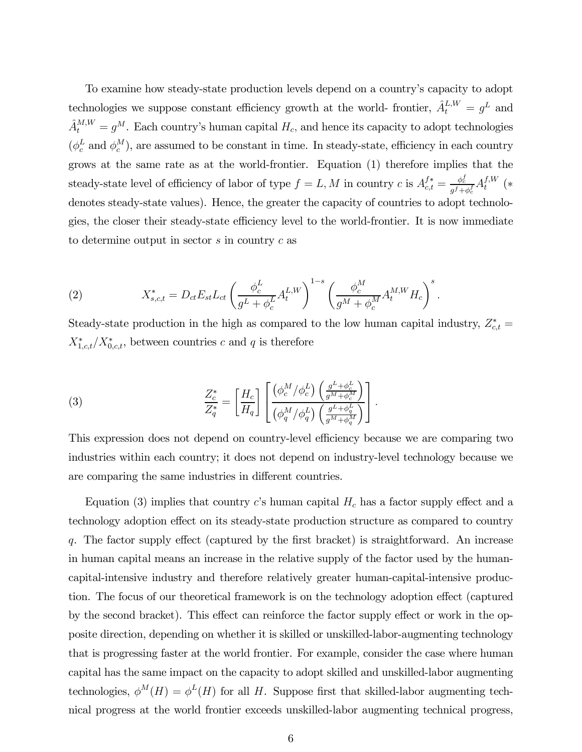To examine how steady-state production levels depend on a country's capacity to adopt technologies we suppose constant efficiency growth at the world- frontier, $\hat{A}_t^{L,W} = g^L$ and $\hat{A}_t^{M,W} = g^M$. Each country's human capital $H_c$, and hence its capacity to adopt technologies ($\phi_c^L$ and $\phi_c^M$), are assumed to be constant in time. In steady-state, efficiency in each country grows at the same rate as at the world-frontier. Equation (1) therefore implies that the steady-state level of efficiency of labor of type $f = L, M$ in country $c$ is $A_{c,t}^{f*} = \frac{\phi_c^f}{g^f + \phi_c^f} A_t^{f,W}$ ($*$ denotes steady-state values). Hence, the greater the capacity of countries to adopt technologies, the closer their steady-state efficiency level to the world-frontier. It is now immediate to determine output in sector $s$ in country $c$ as

$$X_{s,c,t}^* = D_{ct} E_{st} L_{ct} \left( \frac{\phi_c^L}{g^L + \phi_c^L} A_t^{L,W} \right)^{1-s} \left( \frac{\phi_c^M}{g^M + \phi_c^M} A_t^{M,W} H_c \right)^s. \tag{2}$$

Steady-state production in the high as compared to the low human capital industry, $Z_{c,t}^* = X_{1,c,t}^* / X_{0,c,t}^*$, between countries $c$ and $q$ is therefore

$$\frac{Z_c^*}{Z_q^*} = \left[ \frac{H_c}{H_q} \right] \left[ \frac{\left(\phi_c^M / \phi_c^L\right) \left( \frac{g^L + \phi_c^L}{g^M + \phi_c^M} \right)}{\left(\phi_q^M / \phi_q^L\right) \left( \frac{g^L + \phi_q^L}{g^M + \phi_q^M} \right)} \right]. \tag{3}$$

This expression does not depend on country-level efficiency because we are comparing two industries within each country; it does not depend on industry-level technology because we are comparing the same industries in different countries.

Equation (3) implies that country $c$'s human capital $H_c$ has a factor supply effect and a technology adoption effect on its steady-state production structure as compared to country $q$. The factor supply effect (captured by the first bracket) is straightforward. An increase in human capital means an increase in the relative supply of the factor used by the human-capital-intensive industry and therefore relatively greater human-capital-intensive production. The focus of our theoretical framework is on the technology adoption effect (captured by the second bracket). This effect can reinforce the factor supply effect or work in the opposite direction, depending on whether it is skilled or unskilled-labor-augmenting technology that is progressing faster at the world frontier. For example, consider the case where human capital has the same impact on the capacity to adopt skilled and unskilled-labor augmenting technologies, $\phi^M(H) = \phi^L(H)$ for all $H$. Suppose first that skilled-labor augmenting technical progress at the world frontier exceeds unskilled-labor augmenting technical progress,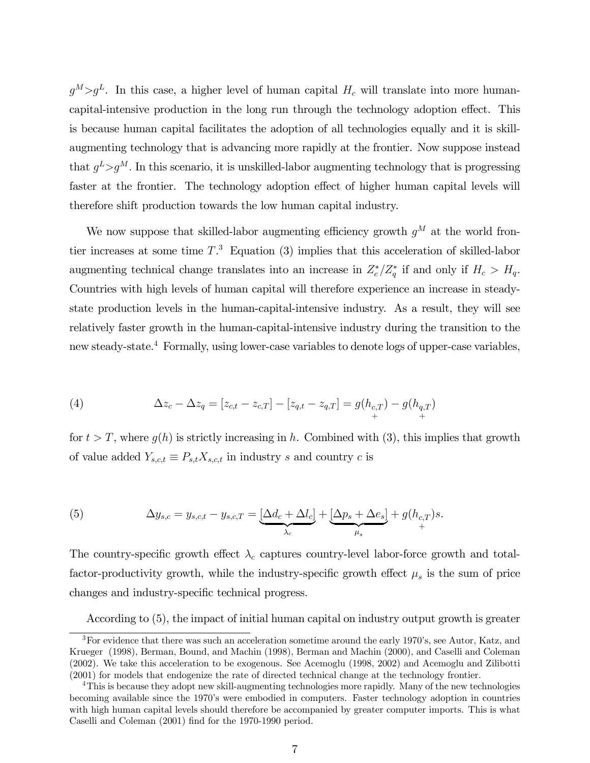$g^M > g^L$. In this case, a higher level of human capital $H_c$ will translate into more human-capital-intensive production in the long run through the technology adoption effect. This is because human capital facilitates the adoption of all technologies equally and it is skill-augmenting technology that is advancing more rapidly at the frontier. Now suppose instead that $g^L > g^M$. In this scenario, it is unskilled-labor augmenting technology that is progressing faster at the frontier. The technology adoption effect of higher human capital levels will therefore shift production towards the low human capital industry.

We now suppose that skilled-labor augmenting efficiency growth $g^M$ at the world frontier increases at some time $T$.[3] Equation (3) implies that this acceleration of skilled-labor augmenting technical change translates into an increase in $Z_c^*/Z_q^*$ if and only if $H_c > H_q$. Countries with high levels of human capital will therefore experience an increase in steady-state production levels in the human-capital-intensive industry. As a result, they will see relatively faster growth in the human-capital-intensive industry during the transition to the new steady-state.[4] Formally, using lower-case variables to denote logs of upper-case variables,

$$\Delta z_c - \Delta z_q = [z_{c,t} - z_{c,T}] - [z_{q,t} - z_{q,T}] = \underset{+}{g(h_{c,T})} - \underset{+}{g(h_{q,T})} \tag{4}$$

for $t > T$, where $g(h)$ is strictly increasing in $h$. Combined with (3), this implies that growth of value added $Y_{s,c,t} \equiv P_{s,t} X_{s,c,t}$ in industry $s$ and country $c$ is

$$\Delta y_{s,c} = y_{s,c,t} - y_{s,c,T} = \underbrace{[\Delta d_c + \Delta l_c]}_{\lambda_c} + \underbrace{[\Delta p_s + \Delta e_s]}_{\mu_s} + \underset{+}{g(h_{c,T})} s. \tag{5}$$

The country-specific growth effect $\lambda_c$ captures country-level labor-force growth and total-factor-productivity growth, while the industry-specific growth effect $\mu_s$ is the sum of price changes and industry-specific technical progress.

According to (5), the impact of initial human capital on industry output growth is greater

---

[3] For evidence that there was such an acceleration sometime around the early 1970's, see Autor, Katz, and Krueger (1998), Berman, Bound, and Machin (1998), Berman and Machin (2000), and Caselli and Coleman (2002). We take this acceleration to be exogenous. See Acemoglu (1998, 2002) and Acemoglu and Zilibotti (2001) for models that endogenize the rate of directed technical change at the technology frontier.

[4] This is because they adopt new skill-augmenting technologies more rapidly. Many of the new technologies becoming available since the 1970's were embodied in computers. Faster technology adoption in countries with high human capital levels should therefore be accompanied by greater computer imports. This is what Caselli and Coleman (2001) find for the 1970-1990 period.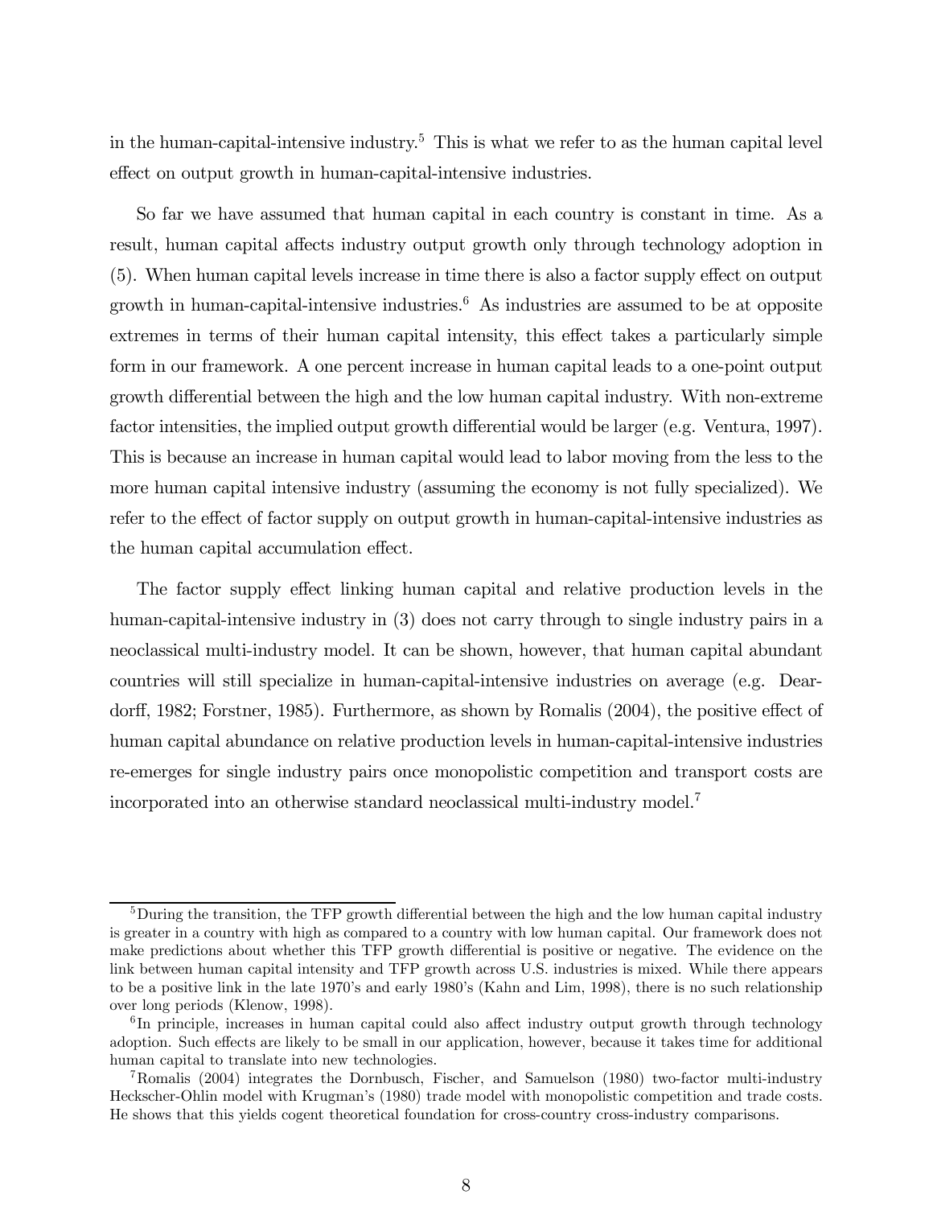in the human-capital-intensive industry.[5] This is what we refer to as the human capital level effect on output growth in human-capital-intensive industries.

So far we have assumed that human capital in each country is constant in time. As a result, human capital affects industry output growth only through technology adoption in (5). When human capital levels increase in time there is also a factor supply effect on output growth in human-capital-intensive industries.[6] As industries are assumed to be at opposite extremes in terms of their human capital intensity, this effect takes a particularly simple form in our framework. A one percent increase in human capital leads to a one-point output growth differential between the high and the low human capital industry. With non-extreme factor intensities, the implied output growth differential would be larger (e.g. Ventura, 1997). This is because an increase in human capital would lead to labor moving from the less to the more human capital intensive industry (assuming the economy is not fully specialized). We refer to the effect of factor supply on output growth in human-capital-intensive industries as the human capital accumulation effect.

The factor supply effect linking human capital and relative production levels in the human-capital-intensive industry in (3) does not carry through to single industry pairs in a neoclassical multi-industry model. It can be shown, however, that human capital abundant countries will still specialize in human-capital-intensive industries on average (e.g. Deardorff, 1982; Forstner, 1985). Furthermore, as shown by Romalis (2004), the positive effect of human capital abundance on relative production levels in human-capital-intensive industries re-emerges for single industry pairs once monopolistic competition and transport costs are incorporated into an otherwise standard neoclassical multi-industry model.[7]

[5] During the transition, the TFP growth differential between the high and the low human capital industry is greater in a country with high as compared to a country with low human capital. Our framework does not make predictions about whether this TFP growth differential is positive or negative. The evidence on the link between human capital intensity and TFP growth across U.S. industries is mixed. While there appears to be a positive link in the late 1970's and early 1980's (Kahn and Lim, 1998), there is no such relationship over long periods (Klenow, 1998).

[6] In principle, increases in human capital could also affect industry output growth through technology adoption. Such effects are likely to be small in our application, however, because it takes time for additional human capital to translate into new technologies.

[7] Romalis (2004) integrates the Dornbusch, Fischer, and Samuelson (1980) two-factor multi-industry Heckscher-Ohlin model with Krugman's (1980) trade model with monopolistic competition and trade costs. He shows that this yields cogent theoretical foundation for cross-country cross-industry comparisons.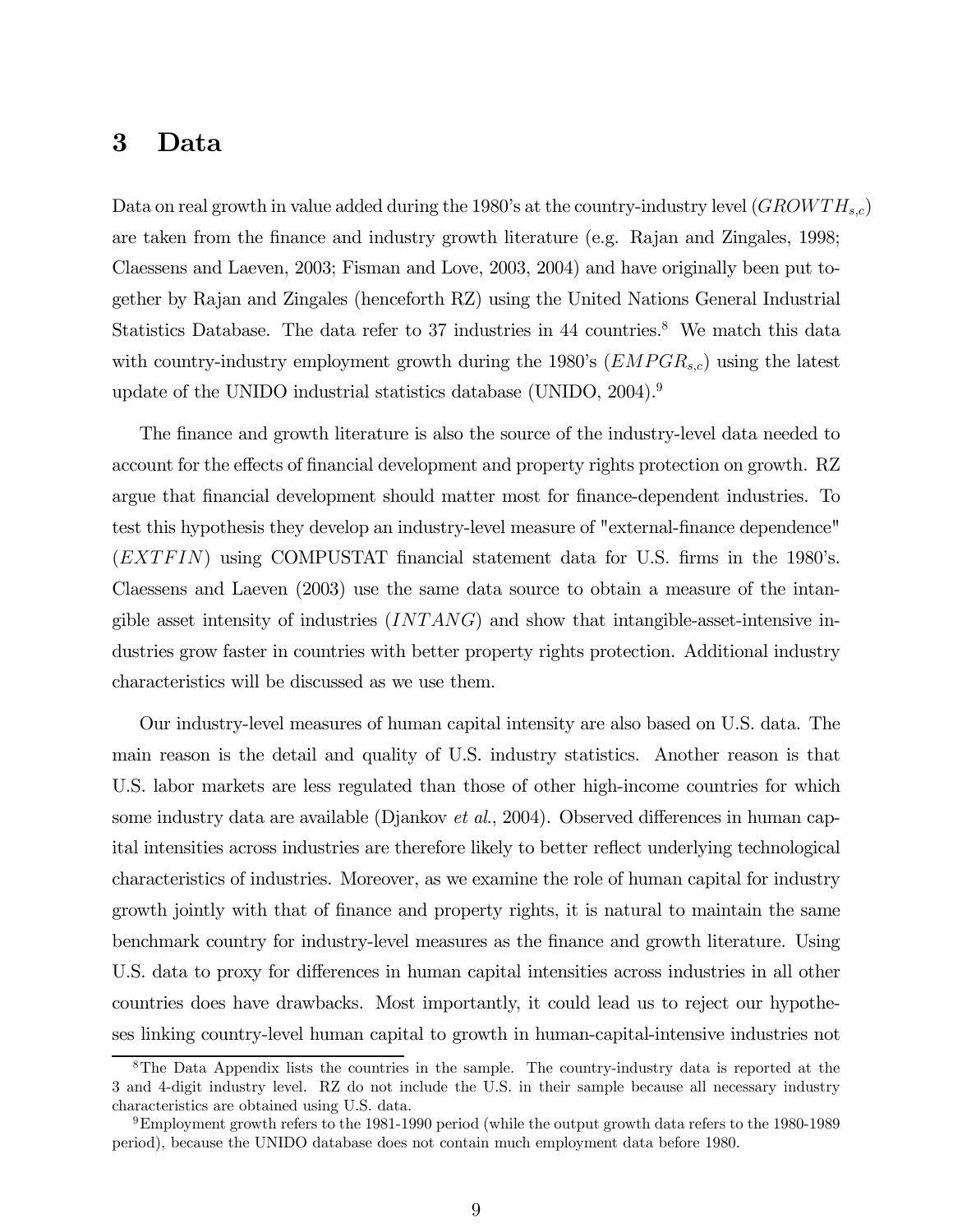# 3 Data

Data on real growth in value added during the 1980's at the country-industry level ($GROWTH_{s,c}$) are taken from the finance and industry growth literature (e.g. Rajan and Zingales, 1998; Claessens and Laeven, 2003; Fisman and Love, 2003, 2004) and have originally been put together by Rajan and Zingales (henceforth RZ) using the United Nations General Industrial Statistics Database. The data refer to 37 industries in 44 countries.[8] We match this data with country-industry employment growth during the 1980's ($EMPGR_{s,c}$) using the latest update of the UNIDO industrial statistics database (UNIDO, 2004).[9]

The finance and growth literature is also the source of the industry-level data needed to account for the effects of financial development and property rights protection on growth. RZ argue that financial development should matter most for finance-dependent industries. To test this hypothesis they develop an industry-level measure of "external-finance dependence" ($EXTFIN$) using COMPUSTAT financial statement data for U.S. firms in the 1980's. Claessens and Laeven (2003) use the same data source to obtain a measure of the intangible asset intensity of industries ($INTANG$) and show that intangible-asset-intensive industries grow faster in countries with better property rights protection. Additional industry characteristics will be discussed as we use them.

Our industry-level measures of human capital intensity are also based on U.S. data. The main reason is the detail and quality of U.S. industry statistics. Another reason is that U.S. labor markets are less regulated than those of other high-income countries for which some industry data are available (Djankov *et al.*, 2004). Observed differences in human capital intensities across industries are therefore likely to better reflect underlying technological characteristics of industries. Moreover, as we examine the role of human capital for industry growth jointly with that of finance and property rights, it is natural to maintain the same benchmark country for industry-level measures as the finance and growth literature. Using U.S. data to proxy for differences in human capital intensities across industries in all other countries does have drawbacks. Most importantly, it could lead us to reject our hypotheses linking country-level human capital to growth in human-capital-intensive industries not

---

[8] The Data Appendix lists the countries in the sample. The country-industry data is reported at the 3 and 4-digit industry level. RZ do not include the U.S. in their sample because all necessary industry characteristics are obtained using U.S. data.

[9] Employment growth refers to the 1981-1990 period (while the output growth data refers to the 1980-1989 period), because the UNIDO database does not contain much employment data before 1980.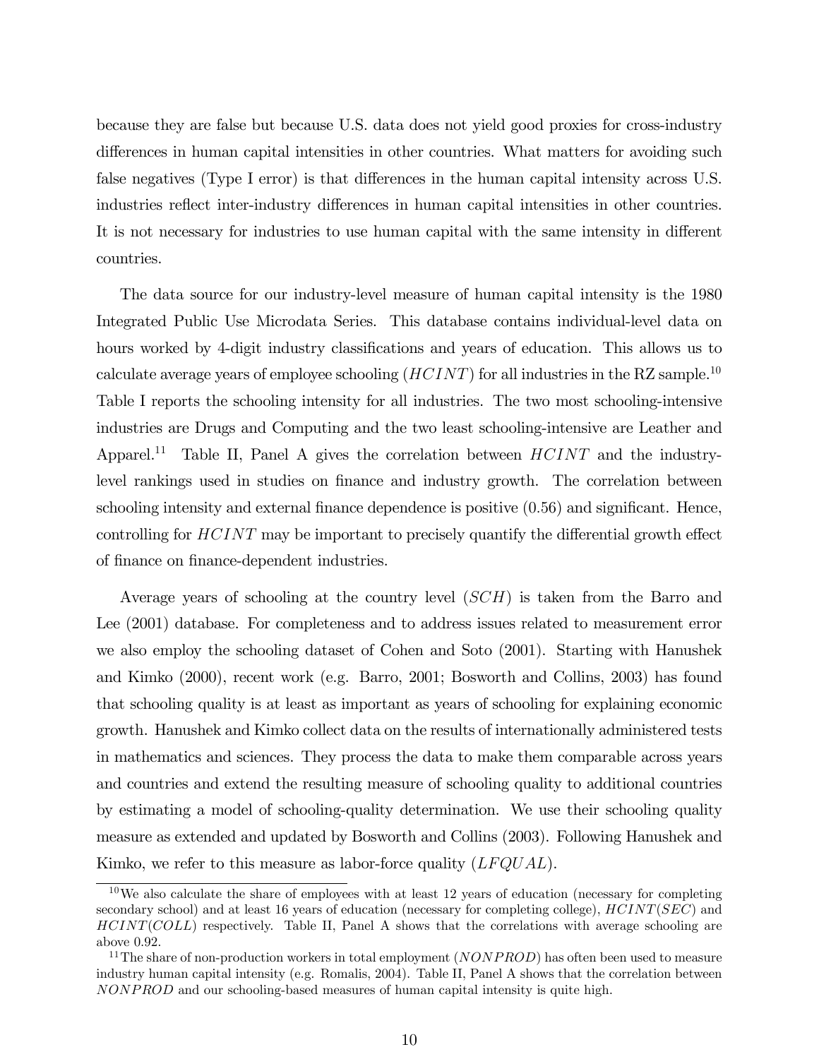because they are false but because U.S. data does not yield good proxies for cross-industry differences in human capital intensities in other countries. What matters for avoiding such false negatives (Type I error) is that differences in the human capital intensity across U.S. industries reflect inter-industry differences in human capital intensities in other countries. It is not necessary for industries to use human capital with the same intensity in different countries.

The data source for our industry-level measure of human capital intensity is the 1980 Integrated Public Use Microdata Series. This database contains individual-level data on hours worked by 4-digit industry classifications and years of education. This allows us to calculate average years of employee schooling ($HCINT$) for all industries in the RZ sample.[10] Table I reports the schooling intensity for all industries. The two most schooling-intensive industries are Drugs and Computing and the two least schooling-intensive are Leather and Apparel.[11] Table II, Panel A gives the correlation between $HCINT$ and the industry-level rankings used in studies on finance and industry growth. The correlation between schooling intensity and external finance dependence is positive (0.56) and significant. Hence, controlling for $HCINT$ may be important to precisely quantify the differential growth effect of finance on finance-dependent industries.

Average years of schooling at the country level ($SCH$) is taken from the Barro and Lee (2001) database. For completeness and to address issues related to measurement error we also employ the schooling dataset of Cohen and Soto (2001). Starting with Hanushek and Kimko (2000), recent work (e.g. Barro, 2001; Bosworth and Collins, 2003) has found that schooling quality is at least as important as years of schooling for explaining economic growth. Hanushek and Kimko collect data on the results of internationally administered tests in mathematics and sciences. They process the data to make them comparable across years and countries and extend the resulting measure of schooling quality to additional countries by estimating a model of schooling-quality determination. We use their schooling quality measure as extended and updated by Bosworth and Collins (2003). Following Hanushek and Kimko, we refer to this measure as labor-force quality ($LFQUAL$).

[10] We also calculate the share of employees with at least 12 years of education (necessary for completing secondary school) and at least 16 years of education (necessary for completing college), $HCINT(SEC)$ and $HCINT(COLL)$ respectively. Table II, Panel A shows that the correlations with average schooling are above 0.92.

[11] The share of non-production workers in total employment ($NONPROD$) has often been used to measure industry human capital intensity (e.g. Romalis, 2004). Table II, Panel A shows that the correlation between $NONPROD$ and our schooling-based measures of human capital intensity is quite high.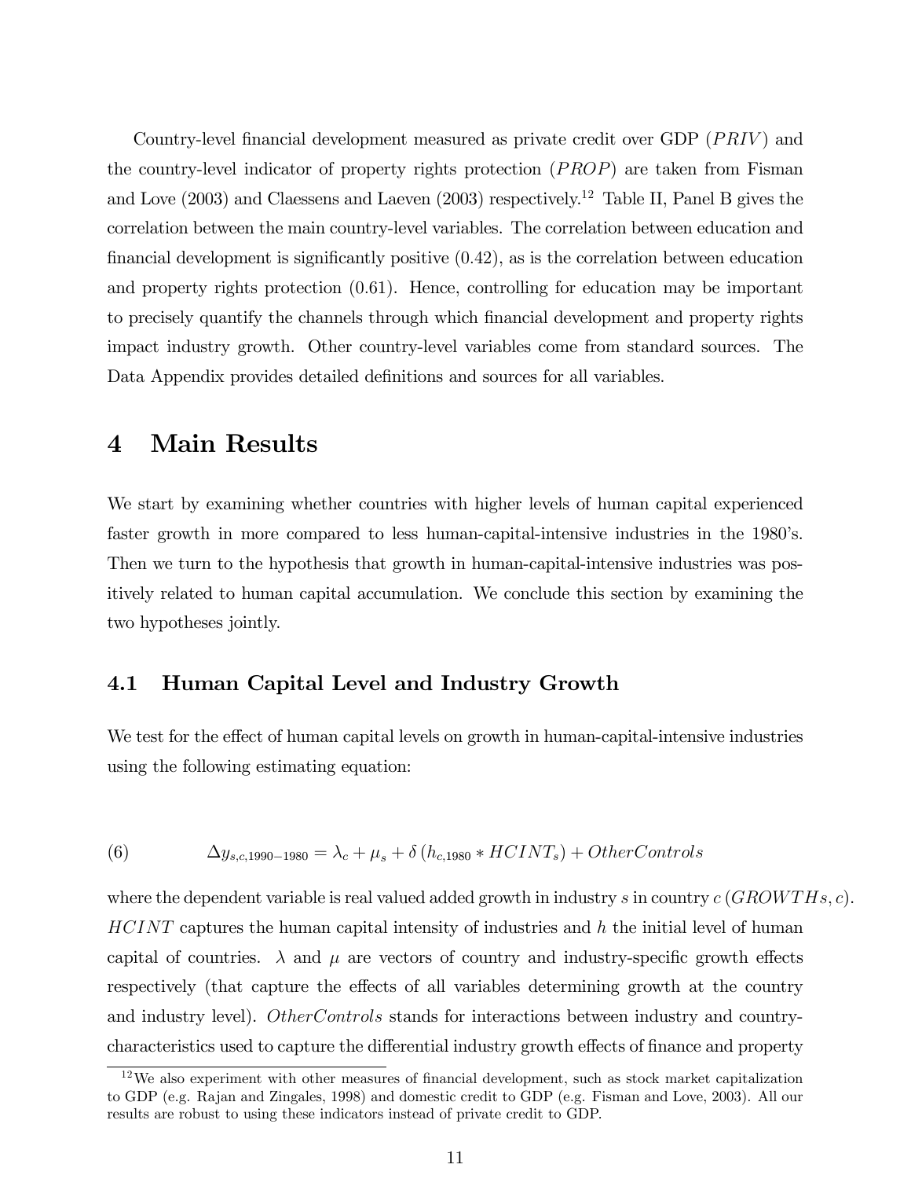Country-level financial development measured as private credit over GDP ($PRIV$) and the country-level indicator of property rights protection ($PROP$) are taken from Fisman and Love (2003) and Claessens and Laeven (2003) respectively.[12] Table II, Panel B gives the correlation between the main country-level variables. The correlation between education and financial development is significantly positive (0.42), as is the correlation between education and property rights protection (0.61). Hence, controlling for education may be important to precisely quantify the channels through which financial development and property rights impact industry growth. Other country-level variables come from standard sources. The Data Appendix provides detailed definitions and sources for all variables.

# 4 Main Results

We start by examining whether countries with higher levels of human capital experienced faster growth in more compared to less human-capital-intensive industries in the 1980's. Then we turn to the hypothesis that growth in human-capital-intensive industries was positively related to human capital accumulation. We conclude this section by examining the two hypotheses jointly.

## 4.1 Human Capital Level and Industry Growth

We test for the effect of human capital levels on growth in human-capital-intensive industries using the following estimating equation:

$$\Delta y_{s,c,1990-1980} = \lambda_c + \mu_s + \delta \left( h_{c,1980} * HCINT_s \right) + OtherControls \tag{6}$$

where the dependent variable is real valued added growth in industry $s$ in country $c$ ($GROWTHs, c$). $HCINT$ captures the human capital intensity of industries and $h$ the initial level of human capital of countries. $\lambda$ and $\mu$ are vectors of country and industry-specific growth effects respectively (that capture the effects of all variables determining growth at the country and industry level). $OtherControls$ stands for interactions between industry and country-characteristics used to capture the differential industry growth effects of finance and property

[12] We also experiment with other measures of financial development, such as stock market capitalization to GDP (e.g. Rajan and Zingales, 1998) and domestic credit to GDP (e.g. Fisman and Love, 2003). All our results are robust to using these indicators instead of private credit to GDP.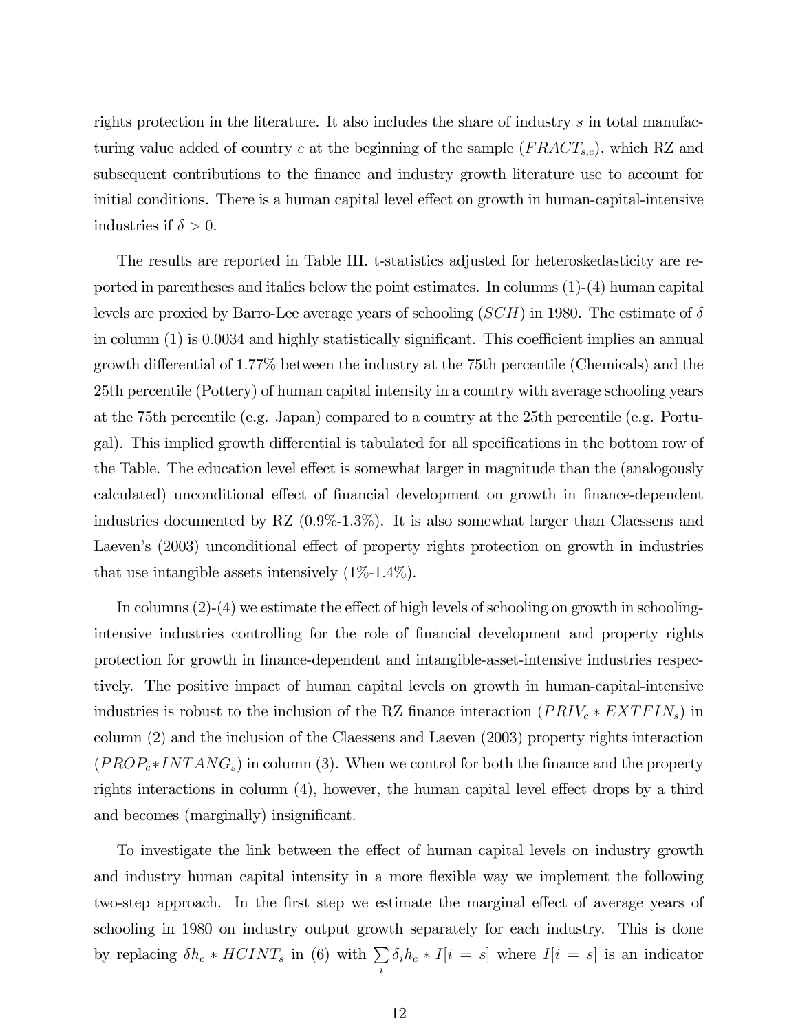rights protection in the literature. It also includes the share of industry $s$ in total manufacturing value added of country $c$ at the beginning of the sample ($FRACT_{s,c}$), which RZ and subsequent contributions to the finance and industry growth literature use to account for initial conditions. There is a human capital level effect on growth in human-capital-intensive industries if $\delta > 0$.

The results are reported in Table III. t-statistics adjusted for heteroskedasticity are reported in parentheses and italics below the point estimates. In columns (1)-(4) human capital levels are proxied by Barro-Lee average years of schooling ($SCH$) in 1980. The estimate of $\delta$ in column (1) is 0.0034 and highly statistically significant. This coefficient implies an annual growth differential of 1.77% between the industry at the 75th percentile (Chemicals) and the 25th percentile (Pottery) of human capital intensity in a country with average schooling years at the 75th percentile (e.g. Japan) compared to a country at the 25th percentile (e.g. Portugal). This implied growth differential is tabulated for all specifications in the bottom row of the Table. The education level effect is somewhat larger in magnitude than the (analogously calculated) unconditional effect of financial development on growth in finance-dependent industries documented by RZ (0.9%-1.3%). It is also somewhat larger than Claessens and Laeven's (2003) unconditional effect of property rights protection on growth in industries that use intangible assets intensively (1%-1.4%).

In columns (2)-(4) we estimate the effect of high levels of schooling on growth in schooling-intensive industries controlling for the role of financial development and property rights protection for growth in finance-dependent and intangible-asset-intensive industries respectively. The positive impact of human capital levels on growth in human-capital-intensive industries is robust to the inclusion of the RZ finance interaction ($PRIV_c * EXTFIN_s$) in column (2) and the inclusion of the Claessens and Laeven (2003) property rights interaction ($PROP_c * INTANG_s$) in column (3). When we control for both the finance and the property rights interactions in column (4), however, the human capital level effect drops by a third and becomes (marginally) insignificant.

To investigate the link between the effect of human capital levels on industry growth and industry human capital intensity in a more flexible way we implement the following two-step approach. In the first step we estimate the marginal effect of average years of schooling in 1980 on industry output growth separately for each industry. This is done by replacing $\delta h_c * HCINT_s$ in (6) with $\sum_i \delta_i h_c * I[i = s]$ where $I[i = s]$ is an indicator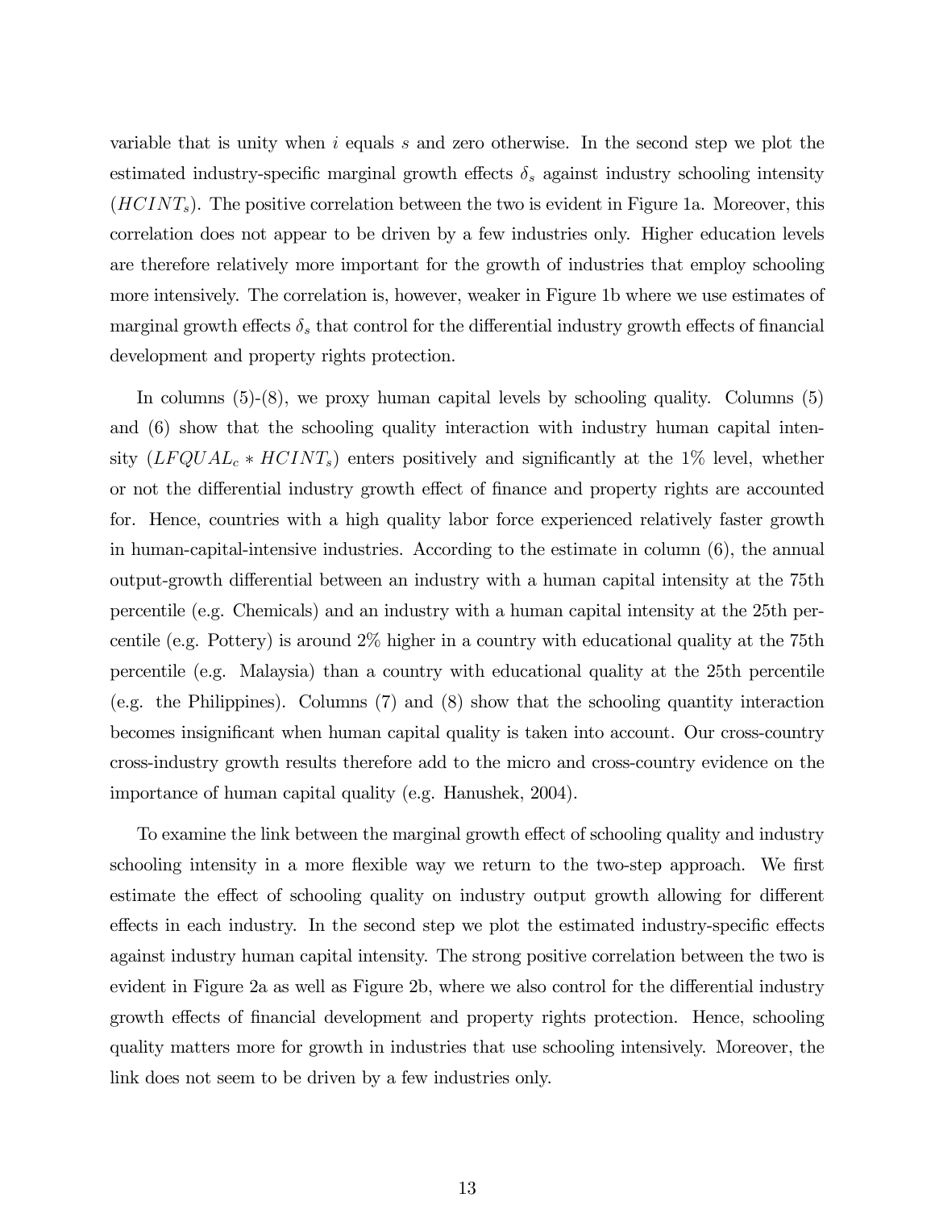variable that is unity when $i$ equals $s$ and zero otherwise. In the second step we plot the estimated industry-specific marginal growth effects $\delta_s$ against industry schooling intensity ($HCINT_s$). The positive correlation between the two is evident in Figure 1a. Moreover, this correlation does not appear to be driven by a few industries only. Higher education levels are therefore relatively more important for the growth of industries that employ schooling more intensively. The correlation is, however, weaker in Figure 1b where we use estimates of marginal growth effects $\delta_s$ that control for the differential industry growth effects of financial development and property rights protection.

In columns (5)-(8), we proxy human capital levels by schooling quality. Columns (5) and (6) show that the schooling quality interaction with industry human capital intensity ($LFQUAL_c * HCINT_s$) enters positively and significantly at the 1% level, whether or not the differential industry growth effect of finance and property rights are accounted for. Hence, countries with a high quality labor force experienced relatively faster growth in human-capital-intensive industries. According to the estimate in column (6), the annual output-growth differential between an industry with a human capital intensity at the 75th percentile (e.g. Chemicals) and an industry with a human capital intensity at the 25th percentile (e.g. Pottery) is around 2% higher in a country with educational quality at the 75th percentile (e.g. Malaysia) than a country with educational quality at the 25th percentile (e.g. the Philippines). Columns (7) and (8) show that the schooling quantity interaction becomes insignificant when human capital quality is taken into account. Our cross-country cross-industry growth results therefore add to the micro and cross-country evidence on the importance of human capital quality (e.g. Hanushek, 2004).

To examine the link between the marginal growth effect of schooling quality and industry schooling intensity in a more flexible way we return to the two-step approach. We first estimate the effect of schooling quality on industry output growth allowing for different effects in each industry. In the second step we plot the estimated industry-specific effects against industry human capital intensity. The strong positive correlation between the two is evident in Figure 2a as well as Figure 2b, where we also control for the differential industry growth effects of financial development and property rights protection. Hence, schooling quality matters more for growth in industries that use schooling intensively. Moreover, the link does not seem to be driven by a few industries only.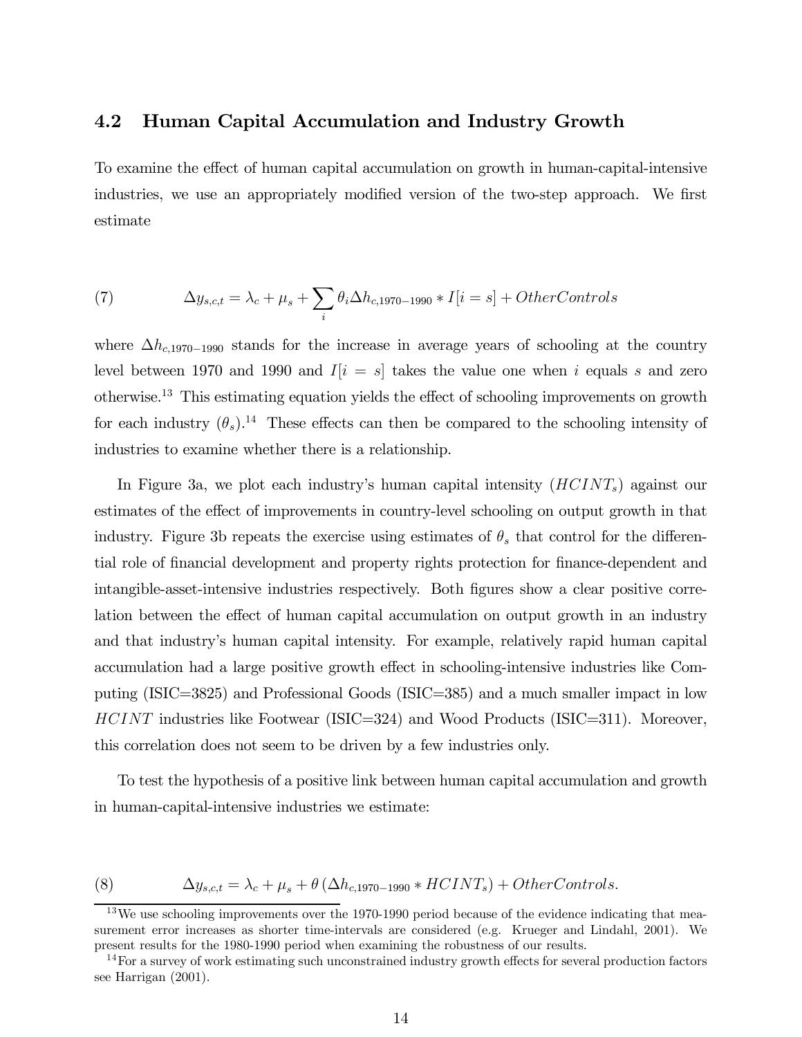## 4.2 Human Capital Accumulation and Industry Growth

To examine the effect of human capital accumulation on growth in human-capital-intensive industries, we use an appropriately modified version of the two-step approach. We first estimate

$$\Delta y_{s,c,t} = \lambda_c + \mu_s + \sum_i \theta_i \Delta h_{c,1970-1990} * I[i = s] + OtherControls \tag{7}$$

where $\Delta h_{c,1970-1990}$ stands for the increase in average years of schooling at the country level between 1970 and 1990 and $I[i = s]$ takes the value one when $i$ equals $s$ and zero otherwise.[13] This estimating equation yields the effect of schooling improvements on growth for each industry ($\theta_s$).[14] These effects can then be compared to the schooling intensity of industries to examine whether there is a relationship.

In Figure 3a, we plot each industry's human capital intensity ($HCINT_s$) against our estimates of the effect of improvements in country-level schooling on output growth in that industry. Figure 3b repeats the exercise using estimates of $\theta_s$ that control for the differential role of financial development and property rights protection for finance-dependent and intangible-asset-intensive industries respectively. Both figures show a clear positive correlation between the effect of human capital accumulation on output growth in an industry and that industry's human capital intensity. For example, relatively rapid human capital accumulation had a large positive growth effect in schooling-intensive industries like Computing (ISIC=3825) and Professional Goods (ISIC=385) and a much smaller impact in low $HCINT$ industries like Footwear (ISIC=324) and Wood Products (ISIC=311). Moreover, this correlation does not seem to be driven by a few industries only.

To test the hypothesis of a positive link between human capital accumulation and growth in human-capital-intensive industries we estimate:

$$\Delta y_{s,c,t} = \lambda_c + \mu_s + \theta \left( \Delta h_{c,1970-1990} * HCINT_s \right) + OtherControls. \tag{8}$$

[13] We use schooling improvements over the 1970-1990 period because of the evidence indicating that measurement error increases as shorter time-intervals are considered (e.g. Krueger and Lindahl, 2001). We present results for the 1980-1990 period when examining the robustness of our results.

[14] For a survey of work estimating such unconstrained industry growth effects for several production factors see Harrigan (2001).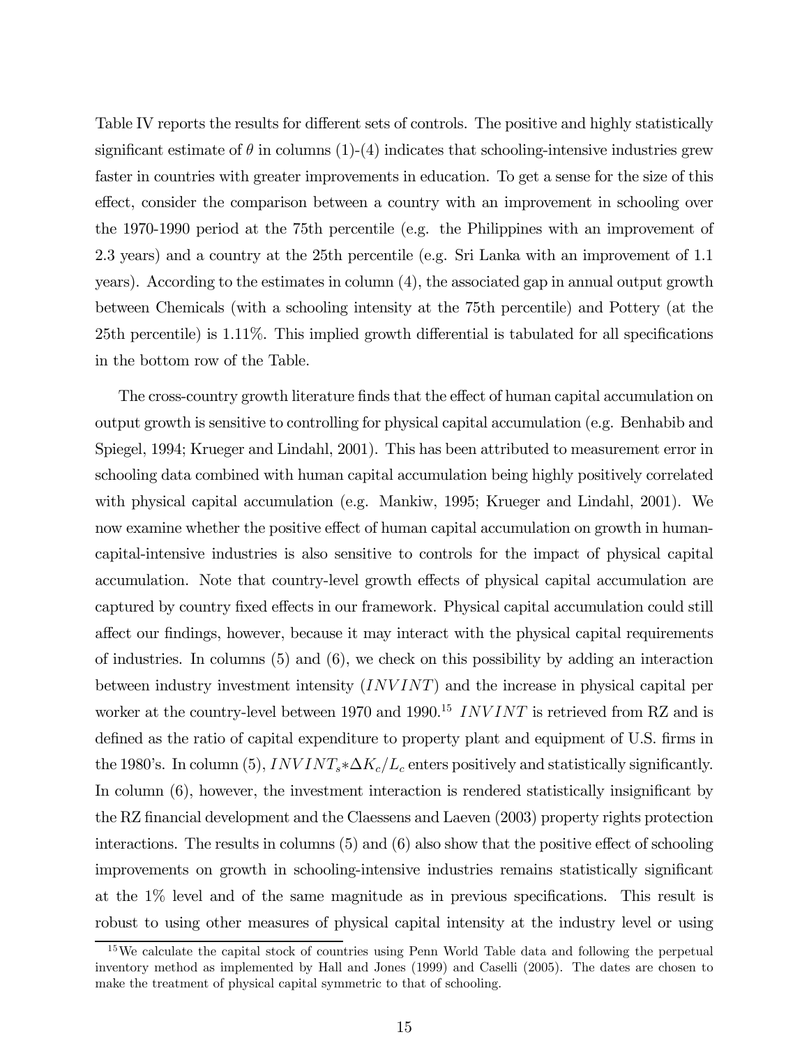Table IV reports the results for different sets of controls. The positive and highly statistically significant estimate of $\theta$ in columns (1)-(4) indicates that schooling-intensive industries grew faster in countries with greater improvements in education. To get a sense for the size of this effect, consider the comparison between a country with an improvement in schooling over the 1970-1990 period at the 75th percentile (e.g. the Philippines with an improvement of 2.3 years) and a country at the 25th percentile (e.g. Sri Lanka with an improvement of 1.1 years). According to the estimates in column (4), the associated gap in annual output growth between Chemicals (with a schooling intensity at the 75th percentile) and Pottery (at the 25th percentile) is 1.11%. This implied growth differential is tabulated for all specifications in the bottom row of the Table.

The cross-country growth literature finds that the effect of human capital accumulation on output growth is sensitive to controlling for physical capital accumulation (e.g. Benhabib and Spiegel, 1994; Krueger and Lindahl, 2001). This has been attributed to measurement error in schooling data combined with human capital accumulation being highly positively correlated with physical capital accumulation (e.g. Mankiw, 1995; Krueger and Lindahl, 2001). We now examine whether the positive effect of human capital accumulation on growth in human-capital-intensive industries is also sensitive to controls for the impact of physical capital accumulation. Note that country-level growth effects of physical capital accumulation are captured by country fixed effects in our framework. Physical capital accumulation could still affect our findings, however, because it may interact with the physical capital requirements of industries. In columns (5) and (6), we check on this possibility by adding an interaction between industry investment intensity ($INVINT$) and the increase in physical capital per worker at the country-level between 1970 and 1990.[15] $INVINT$ is retrieved from RZ and is defined as the ratio of capital expenditure to property plant and equipment of U.S. firms in the 1980's. In column (5), $INVINT_s{*}\Delta K_c/L_c$ enters positively and statistically significantly. In column (6), however, the investment interaction is rendered statistically insignificant by the RZ financial development and the Claessens and Laeven (2003) property rights protection interactions. The results in columns (5) and (6) also show that the positive effect of schooling improvements on growth in schooling-intensive industries remains statistically significant at the 1% level and of the same magnitude as in previous specifications. This result is robust to using other measures of physical capital intensity at the industry level or using

[15] We calculate the capital stock of countries using Penn World Table data and following the perpetual inventory method as implemented by Hall and Jones (1999) and Caselli (2005). The dates are chosen to make the treatment of physical capital symmetric to that of schooling.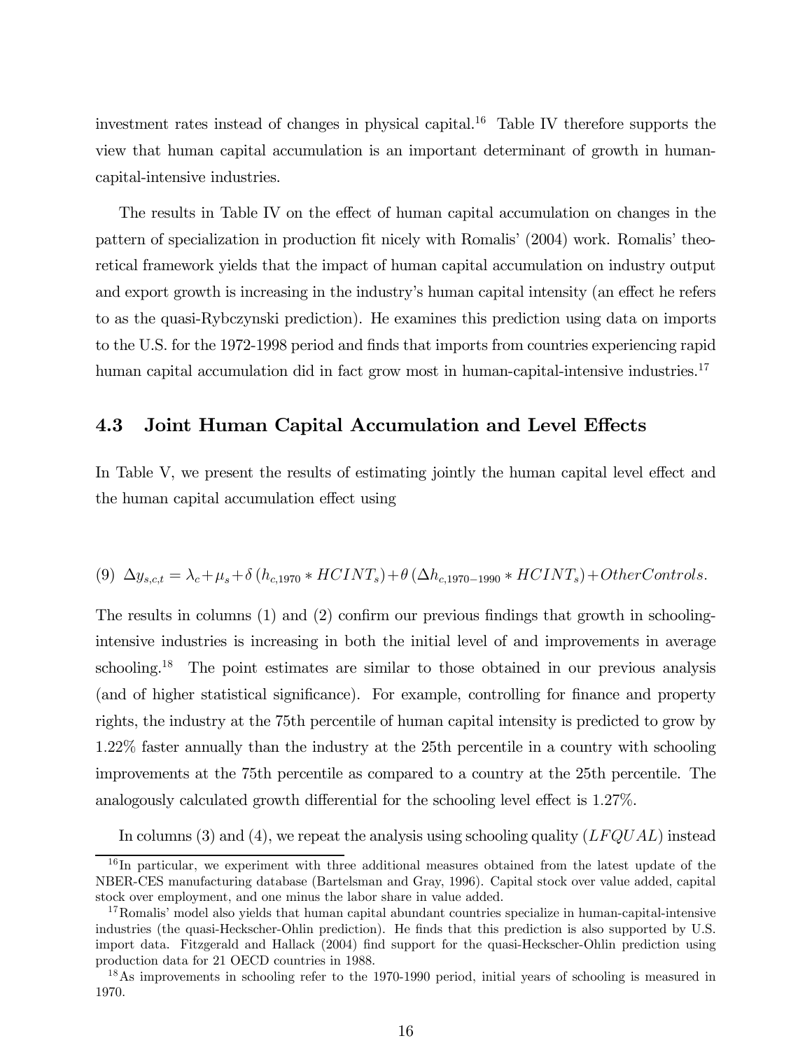investment rates instead of changes in physical capital.[16] Table IV therefore supports the view that human capital accumulation is an important determinant of growth in human-capital-intensive industries.

The results in Table IV on the effect of human capital accumulation on changes in the pattern of specialization in production fit nicely with Romalis' (2004) work. Romalis' theoretical framework yields that the impact of human capital accumulation on industry output and export growth is increasing in the industry's human capital intensity (an effect he refers to as the quasi-Rybczynski prediction). He examines this prediction using data on imports to the U.S. for the 1972-1998 period and finds that imports from countries experiencing rapid human capital accumulation did in fact grow most in human-capital-intensive industries.[17]

## 4.3 Joint Human Capital Accumulation and Level Effects

In Table V, we present the results of estimating jointly the human capital level effect and the human capital accumulation effect using

$$(9)\ \ \Delta y_{s,c,t} = \lambda_c + \mu_s + \delta\left(h_{c,1970} * HCINT_s\right) + \theta\left(\Delta h_{c,1970-1990} * HCINT_s\right) + OtherControls.$$

The results in columns (1) and (2) confirm our previous findings that growth in schooling-intensive industries is increasing in both the initial level of and improvements in average schooling.[18] The point estimates are similar to those obtained in our previous analysis (and of higher statistical significance). For example, controlling for finance and property rights, the industry at the 75th percentile of human capital intensity is predicted to grow by 1.22% faster annually than the industry at the 25th percentile in a country with schooling improvements at the 75th percentile as compared to a country at the 25th percentile. The analogously calculated growth differential for the schooling level effect is 1.27%.

In columns (3) and (4), we repeat the analysis using schooling quality ($LFQUAL$) instead

[16] In particular, we experiment with three additional measures obtained from the latest update of the NBER-CES manufacturing database (Bartelsman and Gray, 1996). Capital stock over value added, capital stock over employment, and one minus the labor share in value added.

[17] Romalis' model also yields that human capital abundant countries specialize in human-capital-intensive industries (the quasi-Heckscher-Ohlin prediction). He finds that this prediction is also supported by U.S. import data. Fitzgerald and Hallack (2004) find support for the quasi-Heckscher-Ohlin prediction using production data for 21 OECD countries in 1988.

[18] As improvements in schooling refer to the 1970-1990 period, initial years of schooling is measured in 1970.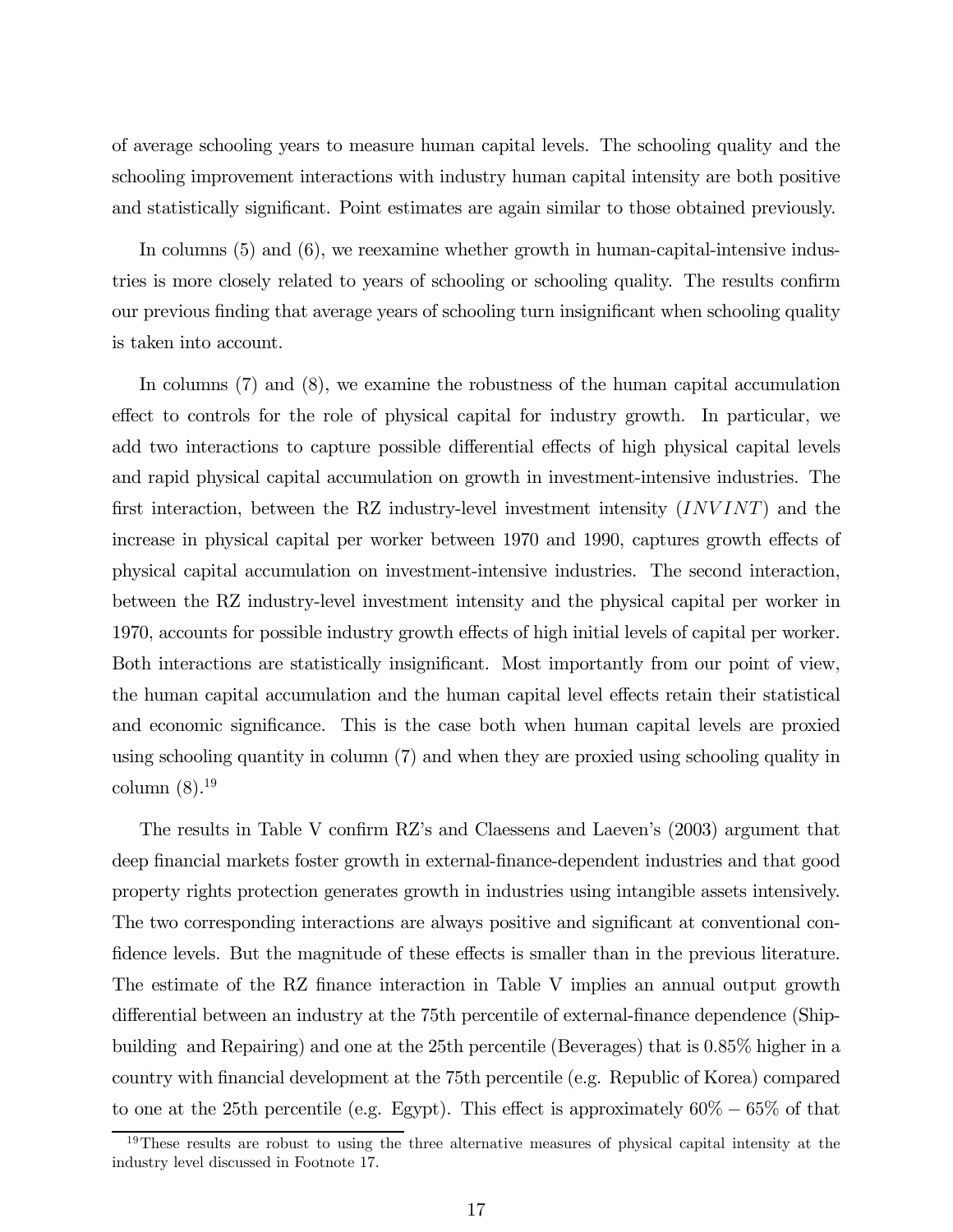of average schooling years to measure human capital levels. The schooling quality and the schooling improvement interactions with industry human capital intensity are both positive and statistically significant. Point estimates are again similar to those obtained previously.

In columns (5) and (6), we reexamine whether growth in human-capital-intensive industries is more closely related to years of schooling or schooling quality. The results confirm our previous finding that average years of schooling turn insignificant when schooling quality is taken into account.

In columns (7) and (8), we examine the robustness of the human capital accumulation effect to controls for the role of physical capital for industry growth. In particular, we add two interactions to capture possible differential effects of high physical capital levels and rapid physical capital accumulation on growth in investment-intensive industries. The first interaction, between the RZ industry-level investment intensity ($INVINT$) and the increase in physical capital per worker between 1970 and 1990, captures growth effects of physical capital accumulation on investment-intensive industries. The second interaction, between the RZ industry-level investment intensity and the physical capital per worker in 1970, accounts for possible industry growth effects of high initial levels of capital per worker. Both interactions are statistically insignificant. Most importantly from our point of view, the human capital accumulation and the human capital level effects retain their statistical and economic significance. This is the case both when human capital levels are proxied using schooling quantity in column (7) and when they are proxied using schooling quality in column (8).[19]

The results in Table V confirm RZ's and Claessens and Laeven's (2003) argument that deep financial markets foster growth in external-finance-dependent industries and that good property rights protection generates growth in industries using intangible assets intensively. The two corresponding interactions are always positive and significant at conventional confidence levels. But the magnitude of these effects is smaller than in the previous literature. The estimate of the RZ finance interaction in Table V implies an annual output growth differential between an industry at the 75th percentile of external-finance dependence (Shipbuilding and Repairing) and one at the 25th percentile (Beverages) that is 0.85% higher in a country with financial development at the 75th percentile (e.g. Republic of Korea) compared to one at the 25th percentile (e.g. Egypt). This effect is approximately $60\% - 65\%$ of that

[19] These results are robust to using the three alternative measures of physical capital intensity at the industry level discussed in Footnote 17.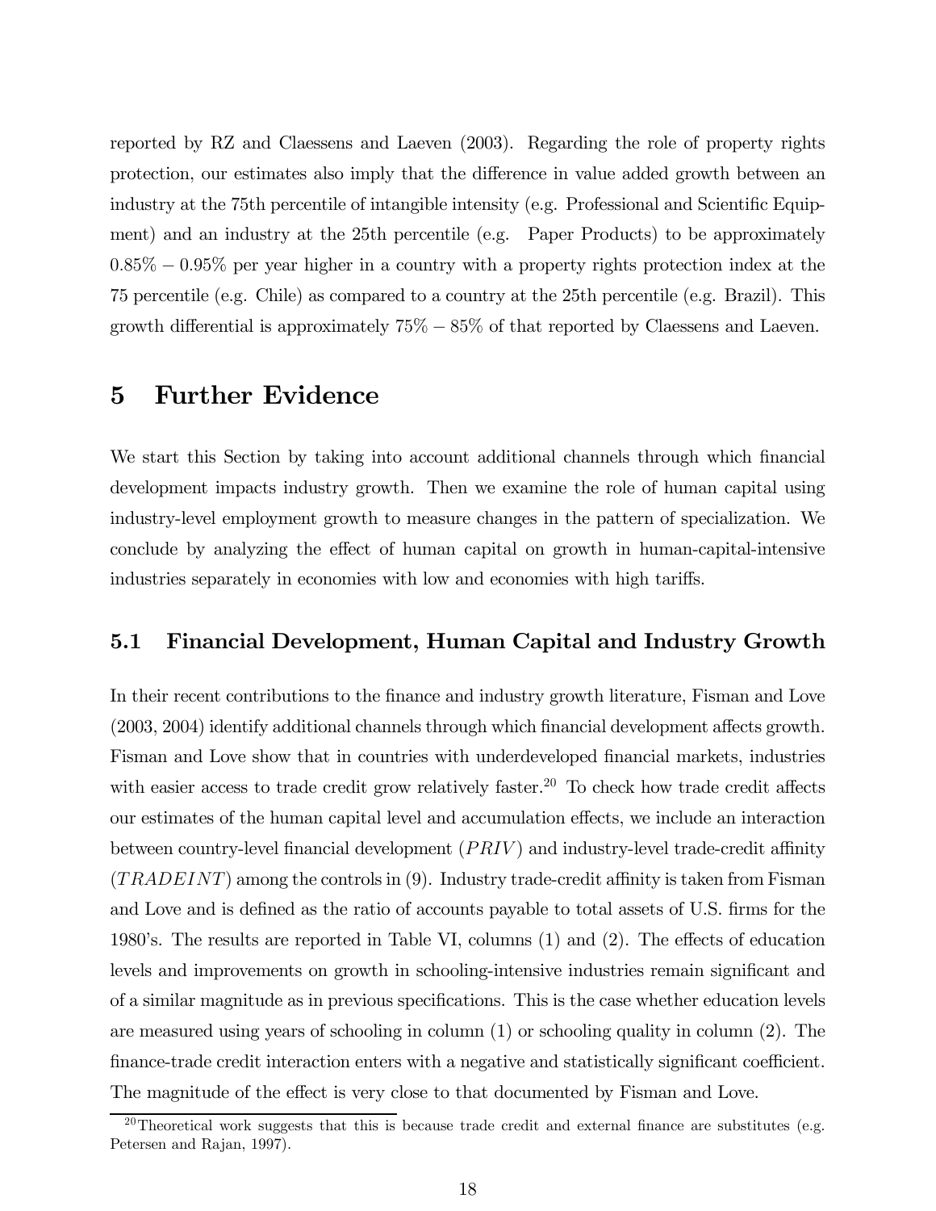reported by RZ and Claessens and Laeven (2003). Regarding the role of property rights protection, our estimates also imply that the difference in value added growth between an industry at the 75th percentile of intangible intensity (e.g. Professional and Scientific Equipment) and an industry at the 25th percentile (e.g. Paper Products) to be approximately $0.85\% - 0.95\%$ per year higher in a country with a property rights protection index at the 75 percentile (e.g. Chile) as compared to a country at the 25th percentile (e.g. Brazil). This growth differential is approximately $75\% - 85\%$ of that reported by Claessens and Laeven.

# 5 Further Evidence

We start this Section by taking into account additional channels through which financial development impacts industry growth. Then we examine the role of human capital using industry-level employment growth to measure changes in the pattern of specialization. We conclude by analyzing the effect of human capital on growth in human-capital-intensive industries separately in economies with low and economies with high tariffs.

## 5.1 Financial Development, Human Capital and Industry Growth

In their recent contributions to the finance and industry growth literature, Fisman and Love (2003, 2004) identify additional channels through which financial development affects growth. Fisman and Love show that in countries with underdeveloped financial markets, industries with easier access to trade credit grow relatively faster.[20] To check how trade credit affects our estimates of the human capital level and accumulation effects, we include an interaction between country-level financial development ($PRIV$) and industry-level trade-credit affinity ($TRADEINT$) among the controls in (9). Industry trade-credit affinity is taken from Fisman and Love and is defined as the ratio of accounts payable to total assets of U.S. firms for the 1980's. The results are reported in Table VI, columns (1) and (2). The effects of education levels and improvements on growth in schooling-intensive industries remain significant and of a similar magnitude as in previous specifications. This is the case whether education levels are measured using years of schooling in column (1) or schooling quality in column (2). The finance-trade credit interaction enters with a negative and statistically significant coefficient. The magnitude of the effect is very close to that documented by Fisman and Love.

[20] Theoretical work suggests that this is because trade credit and external finance are substitutes (e.g. Petersen and Rajan, 1997).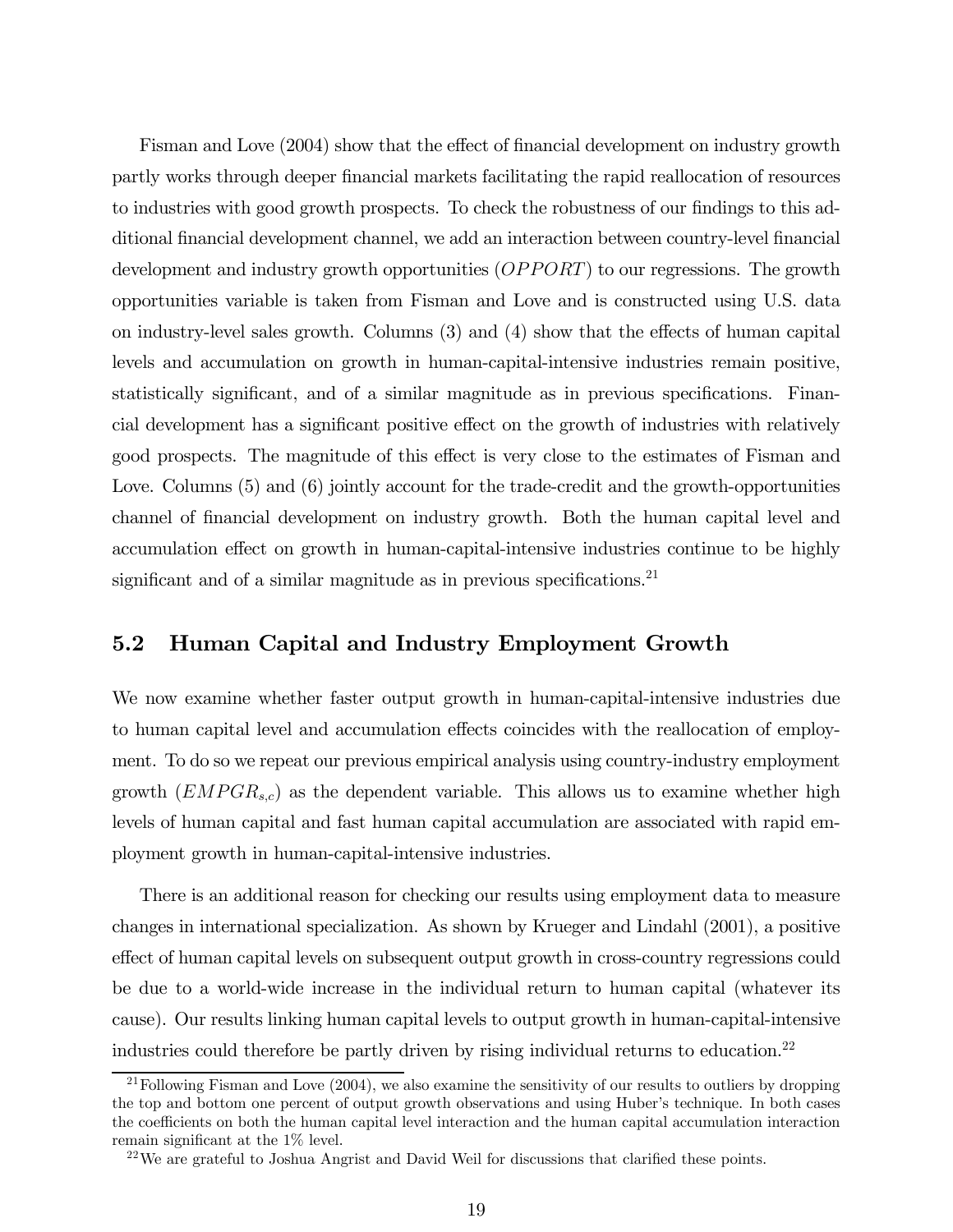Fisman and Love (2004) show that the effect of financial development on industry growth partly works through deeper financial markets facilitating the rapid reallocation of resources to industries with good growth prospects. To check the robustness of our findings to this additional financial development channel, we add an interaction between country-level financial development and industry growth opportunities ($OPPORT$) to our regressions. The growth opportunities variable is taken from Fisman and Love and is constructed using U.S. data on industry-level sales growth. Columns (3) and (4) show that the effects of human capital levels and accumulation on growth in human-capital-intensive industries remain positive, statistically significant, and of a similar magnitude as in previous specifications. Financial development has a significant positive effect on the growth of industries with relatively good prospects. The magnitude of this effect is very close to the estimates of Fisman and Love. Columns (5) and (6) jointly account for the trade-credit and the growth-opportunities channel of financial development on industry growth. Both the human capital level and accumulation effect on growth in human-capital-intensive industries continue to be highly significant and of a similar magnitude as in previous specifications.[21]

## 5.2 Human Capital and Industry Employment Growth

We now examine whether faster output growth in human-capital-intensive industries due to human capital level and accumulation effects coincides with the reallocation of employment. To do so we repeat our previous empirical analysis using country-industry employment growth ($EMPGR_{s,c}$) as the dependent variable. This allows us to examine whether high levels of human capital and fast human capital accumulation are associated with rapid employment growth in human-capital-intensive industries.

There is an additional reason for checking our results using employment data to measure changes in international specialization. As shown by Krueger and Lindahl (2001), a positive effect of human capital levels on subsequent output growth in cross-country regressions could be due to a world-wide increase in the individual return to human capital (whatever its cause). Our results linking human capital levels to output growth in human-capital-intensive industries could therefore be partly driven by rising individual returns to education.[22]

[21] Following Fisman and Love (2004), we also examine the sensitivity of our results to outliers by dropping the top and bottom one percent of output growth observations and using Huber's technique. In both cases the coefficients on both the human capital level interaction and the human capital accumulation interaction remain significant at the 1% level.

[22] We are grateful to Joshua Angrist and David Weil for discussions that clarified these points.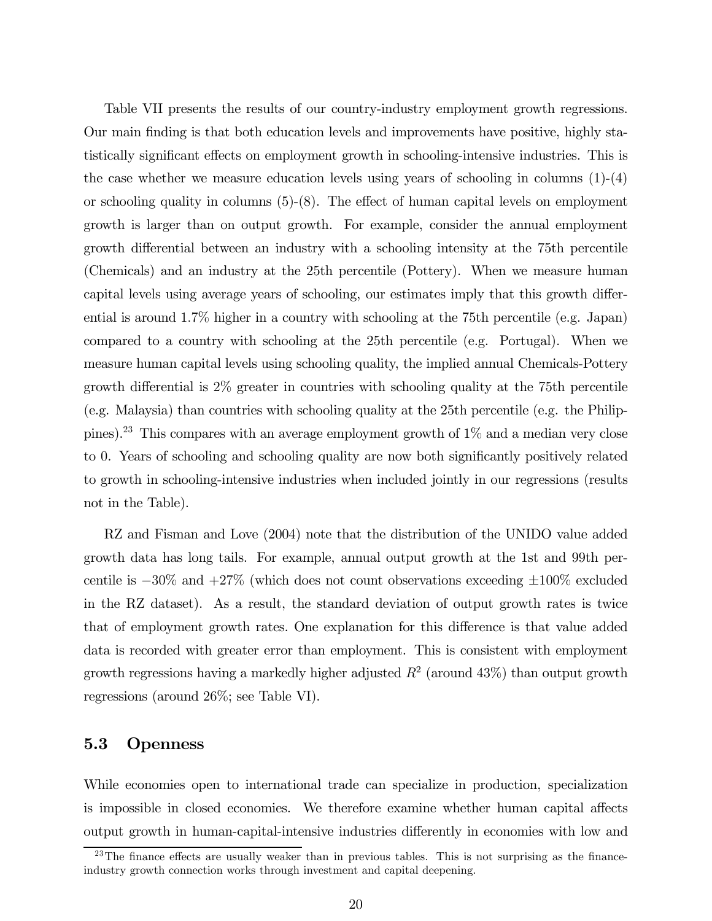Table VII presents the results of our country-industry employment growth regressions. Our main finding is that both education levels and improvements have positive, highly statistically significant effects on employment growth in schooling-intensive industries. This is the case whether we measure education levels using years of schooling in columns (1)-(4) or schooling quality in columns (5)-(8). The effect of human capital levels on employment growth is larger than on output growth. For example, consider the annual employment growth differential between an industry with a schooling intensity at the 75th percentile (Chemicals) and an industry at the 25th percentile (Pottery). When we measure human capital levels using average years of schooling, our estimates imply that this growth differential is around 1.7% higher in a country with schooling at the 75th percentile (e.g. Japan) compared to a country with schooling at the 25th percentile (e.g. Portugal). When we measure human capital levels using schooling quality, the implied annual Chemicals-Pottery growth differential is 2% greater in countries with schooling quality at the 75th percentile (e.g. Malaysia) than countries with schooling quality at the 25th percentile (e.g. the Philippines).[23] This compares with an average employment growth of 1% and a median very close to 0. Years of schooling and schooling quality are now both significantly positively related to growth in schooling-intensive industries when included jointly in our regressions (results not in the Table).

RZ and Fisman and Love (2004) note that the distribution of the UNIDO value added growth data has long tails. For example, annual output growth at the 1st and 99th percentile is −30% and +27% (which does not count observations exceeding ±100% excluded in the RZ dataset). As a result, the standard deviation of output growth rates is twice that of employment growth rates. One explanation for this difference is that value added data is recorded with greater error than employment. This is consistent with employment growth regressions having a markedly higher adjusted $R^2$ (around 43%) than output growth regressions (around 26%; see Table VI).

## 5.3 Openness

While economies open to international trade can specialize in production, specialization is impossible in closed economies. We therefore examine whether human capital affects output growth in human-capital-intensive industries differently in economies with low and

[23] The finance effects are usually weaker than in previous tables. This is not surprising as the finance-industry growth connection works through investment and capital deepening.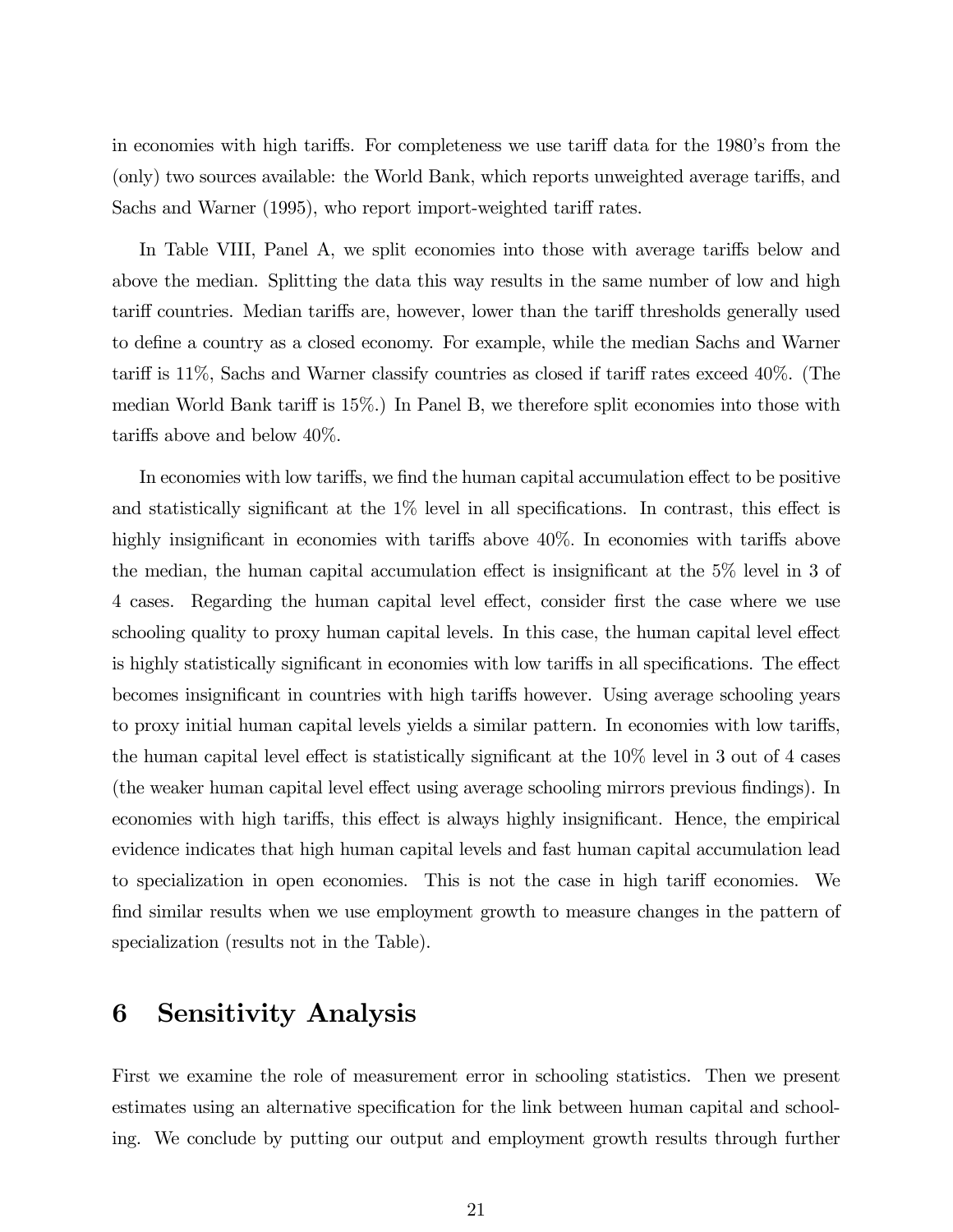in economies with high tariffs. For completeness we use tariff data for the 1980's from the (only) two sources available: the World Bank, which reports unweighted average tariffs, and Sachs and Warner (1995), who report import-weighted tariff rates.

In Table VIII, Panel A, we split economies into those with average tariffs below and above the median. Splitting the data this way results in the same number of low and high tariff countries. Median tariffs are, however, lower than the tariff thresholds generally used to define a country as a closed economy. For example, while the median Sachs and Warner tariff is 11%, Sachs and Warner classify countries as closed if tariff rates exceed 40%. (The median World Bank tariff is 15%.) In Panel B, we therefore split economies into those with tariffs above and below 40%.

In economies with low tariffs, we find the human capital accumulation effect to be positive and statistically significant at the 1% level in all specifications. In contrast, this effect is highly insignificant in economies with tariffs above 40%. In economies with tariffs above the median, the human capital accumulation effect is insignificant at the 5% level in 3 of 4 cases. Regarding the human capital level effect, consider first the case where we use schooling quality to proxy human capital levels. In this case, the human capital level effect is highly statistically significant in economies with low tariffs in all specifications. The effect becomes insignificant in countries with high tariffs however. Using average schooling years to proxy initial human capital levels yields a similar pattern. In economies with low tariffs, the human capital level effect is statistically significant at the 10% level in 3 out of 4 cases (the weaker human capital level effect using average schooling mirrors previous findings). In economies with high tariffs, this effect is always highly insignificant. Hence, the empirical evidence indicates that high human capital levels and fast human capital accumulation lead to specialization in open economies. This is not the case in high tariff economies. We find similar results when we use employment growth to measure changes in the pattern of specialization (results not in the Table).

# 6 Sensitivity Analysis

First we examine the role of measurement error in schooling statistics. Then we present estimates using an alternative specification for the link between human capital and schooling. We conclude by putting our output and employment growth results through further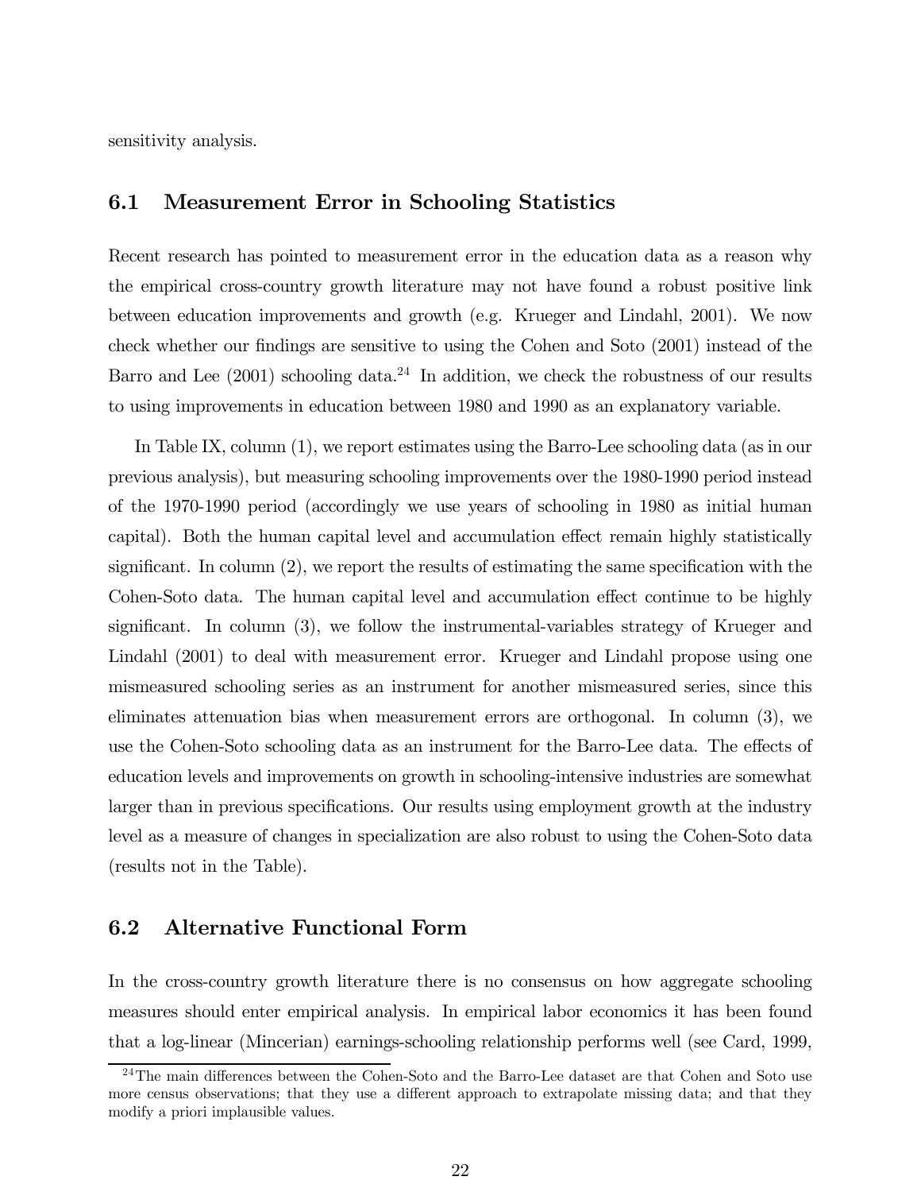sensitivity analysis.

### 6.1 Measurement Error in Schooling Statistics

Recent research has pointed to measurement error in the education data as a reason why the empirical cross-country growth literature may not have found a robust positive link between education improvements and growth (e.g. Krueger and Lindahl, 2001). We now check whether our findings are sensitive to using the Cohen and Soto (2001) instead of the Barro and Lee (2001) schooling data.[24] In addition, we check the robustness of our results to using improvements in education between 1980 and 1990 as an explanatory variable.

In Table IX, column (1), we report estimates using the Barro-Lee schooling data (as in our previous analysis), but measuring schooling improvements over the 1980-1990 period instead of the 1970-1990 period (accordingly we use years of schooling in 1980 as initial human capital). Both the human capital level and accumulation effect remain highly statistically significant. In column (2), we report the results of estimating the same specification with the Cohen-Soto data. The human capital level and accumulation effect continue to be highly significant. In column (3), we follow the instrumental-variables strategy of Krueger and Lindahl (2001) to deal with measurement error. Krueger and Lindahl propose using one mismeasured schooling series as an instrument for another mismeasured series, since this eliminates attenuation bias when measurement errors are orthogonal. In column (3), we use the Cohen-Soto schooling data as an instrument for the Barro-Lee data. The effects of education levels and improvements on growth in schooling-intensive industries are somewhat larger than in previous specifications. Our results using employment growth at the industry level as a measure of changes in specialization are also robust to using the Cohen-Soto data (results not in the Table).

### 6.2 Alternative Functional Form

In the cross-country growth literature there is no consensus on how aggregate schooling measures should enter empirical analysis. In empirical labor economics it has been found that a log-linear (Mincerian) earnings-schooling relationship performs well (see Card, 1999,

[24] The main differences between the Cohen-Soto and the Barro-Lee dataset are that Cohen and Soto use more census observations; that they use a different approach to extrapolate missing data; and that they modify a priori implausible values.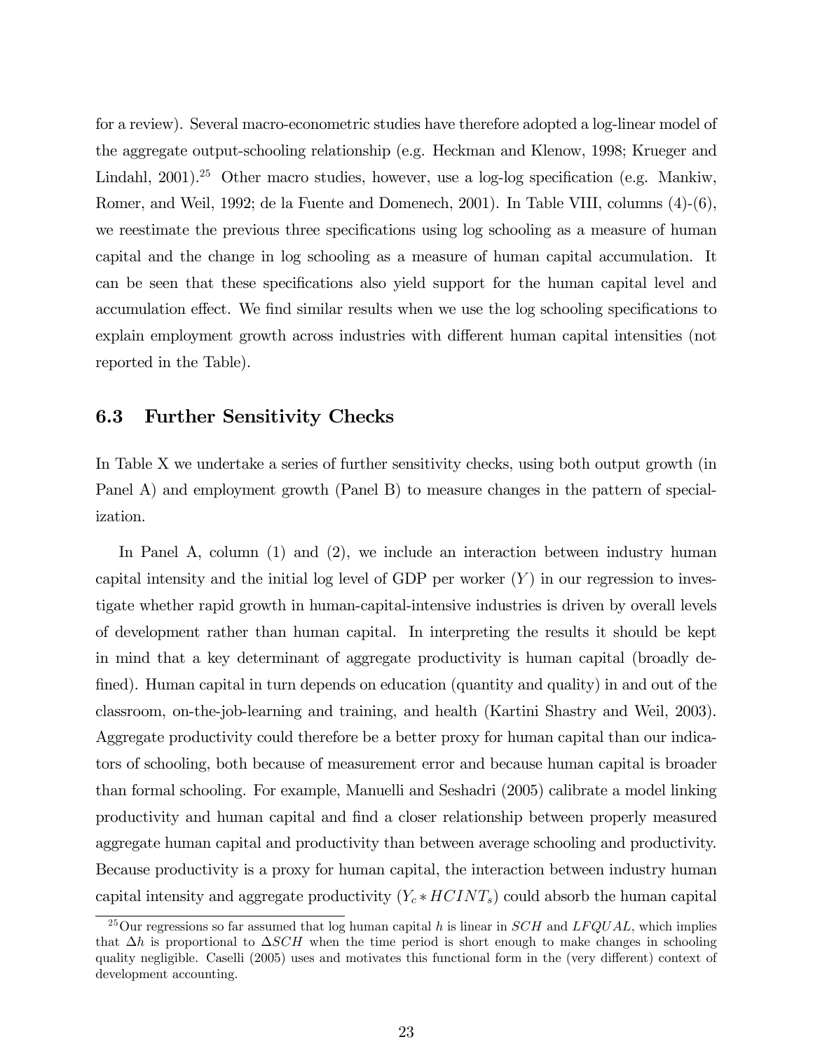for a review). Several macro-econometric studies have therefore adopted a log-linear model of the aggregate output-schooling relationship (e.g. Heckman and Klenow, 1998; Krueger and Lindahl, 2001).[25] Other macro studies, however, use a log-log specification (e.g. Mankiw, Romer, and Weil, 1992; de la Fuente and Domenech, 2001). In Table VIII, columns (4)-(6), we reestimate the previous three specifications using log schooling as a measure of human capital and the change in log schooling as a measure of human capital accumulation. It can be seen that these specifications also yield support for the human capital level and accumulation effect. We find similar results when we use the log schooling specifications to explain employment growth across industries with different human capital intensities (not reported in the Table).

### 6.3 Further Sensitivity Checks

In Table X we undertake a series of further sensitivity checks, using both output growth (in Panel A) and employment growth (Panel B) to measure changes in the pattern of specialization.

In Panel A, column (1) and (2), we include an interaction between industry human capital intensity and the initial log level of GDP per worker ($Y$) in our regression to investigate whether rapid growth in human-capital-intensive industries is driven by overall levels of development rather than human capital. In interpreting the results it should be kept in mind that a key determinant of aggregate productivity is human capital (broadly defined). Human capital in turn depends on education (quantity and quality) in and out of the classroom, on-the-job-learning and training, and health (Kartini Shastry and Weil, 2003). Aggregate productivity could therefore be a better proxy for human capital than our indicators of schooling, both because of measurement error and because human capital is broader than formal schooling. For example, Manuelli and Seshadri (2005) calibrate a model linking productivity and human capital and find a closer relationship between properly measured aggregate human capital and productivity than between average schooling and productivity. Because productivity is a proxy for human capital, the interaction between industry human capital intensity and aggregate productivity ($Y_c * HCINT_s$) could absorb the human capital

[25] Our regressions so far assumed that log human capital $h$ is linear in $SCH$ and $LFQUAL$, which implies that $\Delta h$ is proportional to $\Delta SCH$ when the time period is short enough to make changes in schooling quality negligible. Caselli (2005) uses and motivates this functional form in the (very different) context of development accounting.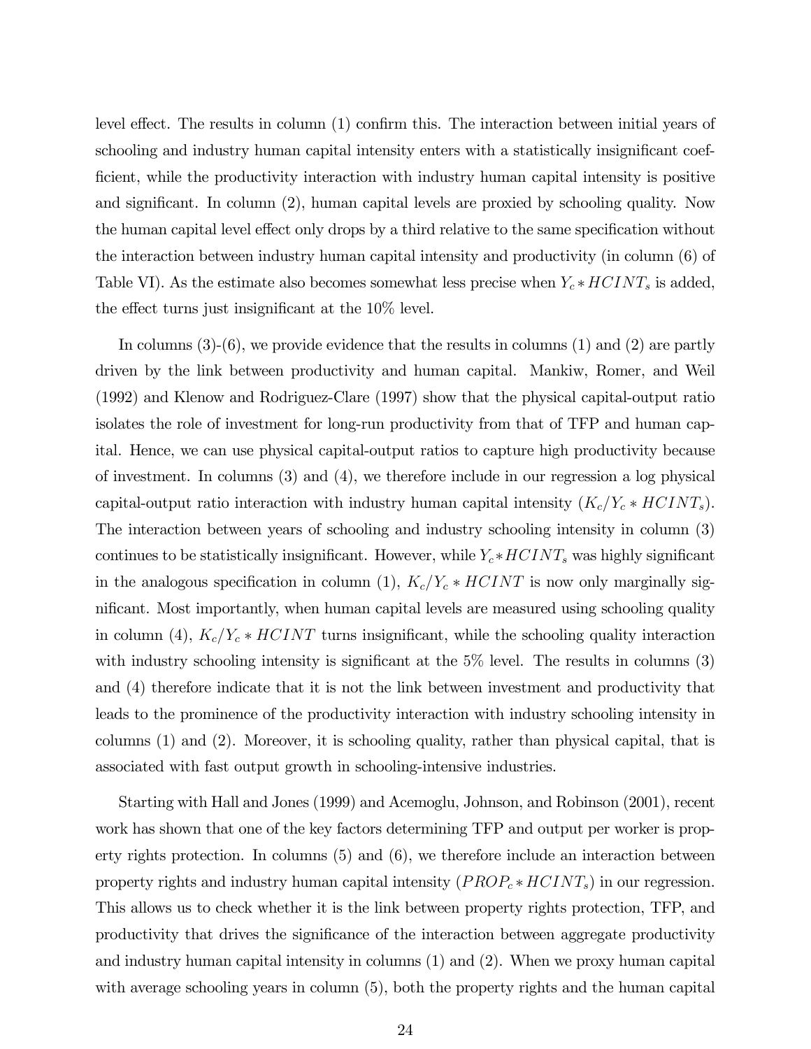level effect. The results in column (1) confirm this. The interaction between initial years of schooling and industry human capital intensity enters with a statistically insignificant coefficient, while the productivity interaction with industry human capital intensity is positive and significant. In column (2), human capital levels are proxied by schooling quality. Now the human capital level effect only drops by a third relative to the same specification without the interaction between industry human capital intensity and productivity (in column (6) of Table VI). As the estimate also becomes somewhat less precise when $Y_c * HCINT_s$ is added, the effect turns just insignificant at the 10% level.

In columns (3)-(6), we provide evidence that the results in columns (1) and (2) are partly driven by the link between productivity and human capital. Mankiw, Romer, and Weil (1992) and Klenow and Rodriguez-Clare (1997) show that the physical capital-output ratio isolates the role of investment for long-run productivity from that of TFP and human capital. Hence, we can use physical capital-output ratios to capture high productivity because of investment. In columns (3) and (4), we therefore include in our regression a log physical capital-output ratio interaction with industry human capital intensity ($K_c/Y_c * HCINT_s$). The interaction between years of schooling and industry schooling intensity in column (3) continues to be statistically insignificant. However, while $Y_c * HCINT_s$ was highly significant in the analogous specification in column (1), $K_c/Y_c * HCINT$ is now only marginally significant. Most importantly, when human capital levels are measured using schooling quality in column (4), $K_c/Y_c * HCINT$ turns insignificant, while the schooling quality interaction with industry schooling intensity is significant at the 5% level. The results in columns (3) and (4) therefore indicate that it is not the link between investment and productivity that leads to the prominence of the productivity interaction with industry schooling intensity in columns (1) and (2). Moreover, it is schooling quality, rather than physical capital, that is associated with fast output growth in schooling-intensive industries.

Starting with Hall and Jones (1999) and Acemoglu, Johnson, and Robinson (2001), recent work has shown that one of the key factors determining TFP and output per worker is property rights protection. In columns (5) and (6), we therefore include an interaction between property rights and industry human capital intensity ($PROP_c * HCINT_s$) in our regression. This allows us to check whether it is the link between property rights protection, TFP, and productivity that drives the significance of the interaction between aggregate productivity and industry human capital intensity in columns (1) and (2). When we proxy human capital with average schooling years in column (5), both the property rights and the human capital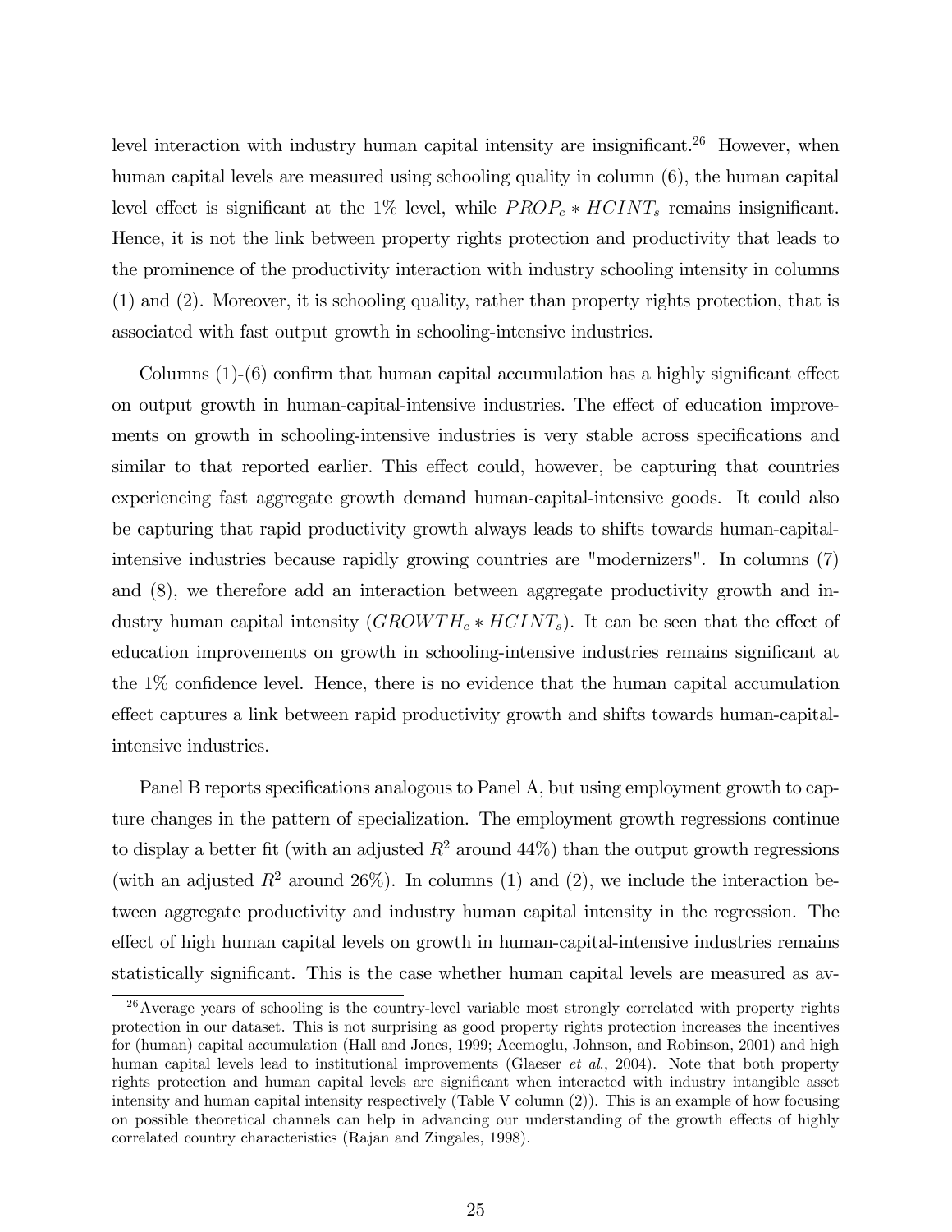level interaction with industry human capital intensity are insignificant.[26] However, when human capital levels are measured using schooling quality in column (6), the human capital level effect is significant at the 1% level, while $PROP_c * HCINT_s$ remains insignificant. Hence, it is not the link between property rights protection and productivity that leads to the prominence of the productivity interaction with industry schooling intensity in columns (1) and (2). Moreover, it is schooling quality, rather than property rights protection, that is associated with fast output growth in schooling-intensive industries.

Columns (1)-(6) confirm that human capital accumulation has a highly significant effect on output growth in human-capital-intensive industries. The effect of education improvements on growth in schooling-intensive industries is very stable across specifications and similar to that reported earlier. This effect could, however, be capturing that countries experiencing fast aggregate growth demand human-capital-intensive goods. It could also be capturing that rapid productivity growth always leads to shifts towards human-capital-intensive industries because rapidly growing countries are "modernizers". In columns (7) and (8), we therefore add an interaction between aggregate productivity growth and industry human capital intensity ($GROWTH_c * HCINT_s$). It can be seen that the effect of education improvements on growth in schooling-intensive industries remains significant at the 1% confidence level. Hence, there is no evidence that the human capital accumulation effect captures a link between rapid productivity growth and shifts towards human-capital-intensive industries.

Panel B reports specifications analogous to Panel A, but using employment growth to capture changes in the pattern of specialization. The employment growth regressions continue to display a better fit (with an adjusted $R^2$ around 44%) than the output growth regressions (with an adjusted $R^2$ around 26%). In columns (1) and (2), we include the interaction between aggregate productivity and industry human capital intensity in the regression. The effect of high human capital levels on growth in human-capital-intensive industries remains statistically significant. This is the case whether human capital levels are measured as av-

[26] Average years of schooling is the country-level variable most strongly correlated with property rights protection in our dataset. This is not surprising as good property rights protection increases the incentives for (human) capital accumulation (Hall and Jones, 1999; Acemoglu, Johnson, and Robinson, 2001) and high human capital levels lead to institutional improvements (Glaeser *et al.*, 2004). Note that both property rights protection and human capital levels are significant when interacted with industry intangible asset intensity and human capital intensity respectively (Table V column (2)). This is an example of how focusing on possible theoretical channels can help in advancing our understanding of the growth effects of highly correlated country characteristics (Rajan and Zingales, 1998).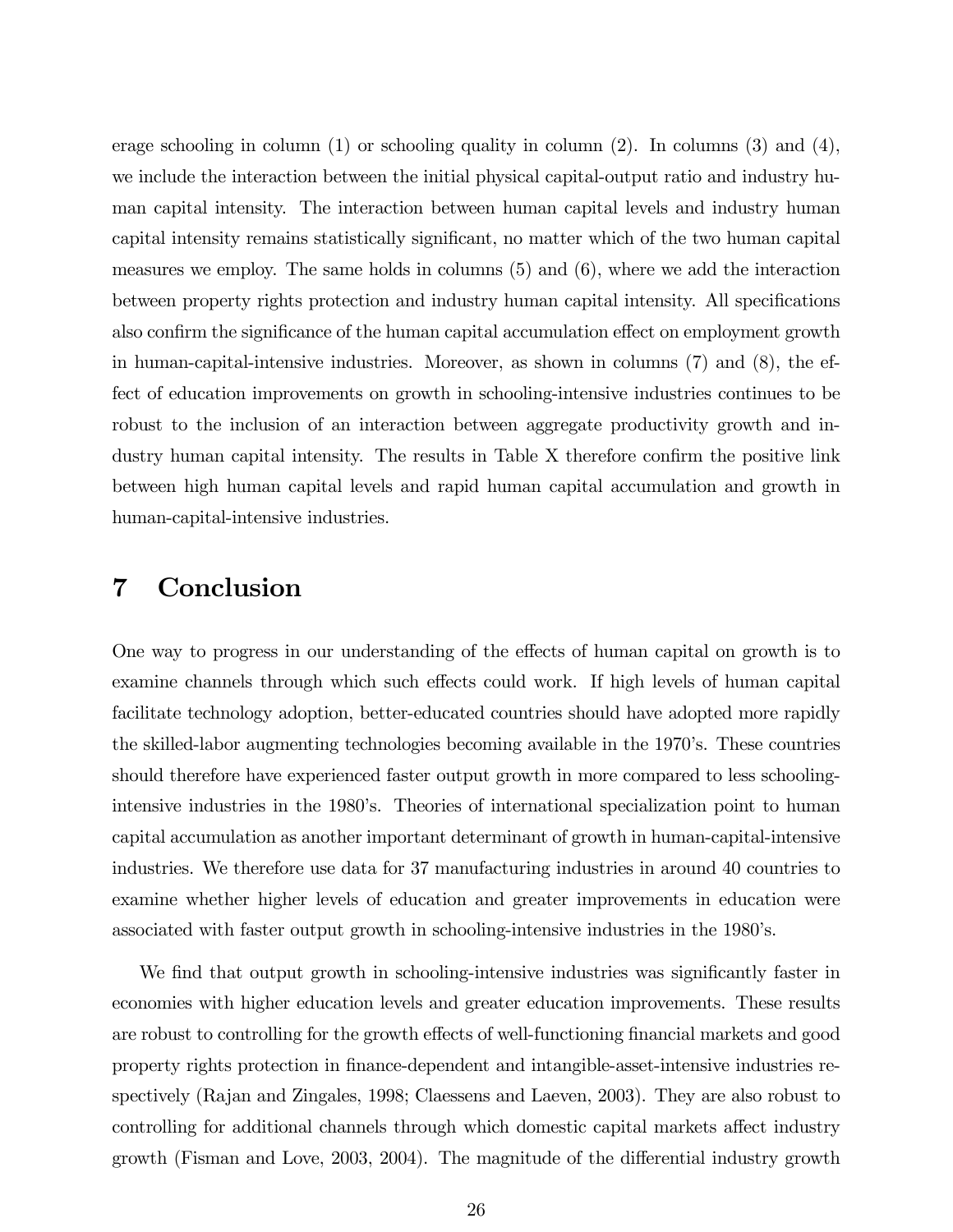erage schooling in column (1) or schooling quality in column (2). In columns (3) and (4), we include the interaction between the initial physical capital-output ratio and industry human capital intensity. The interaction between human capital levels and industry human capital intensity remains statistically significant, no matter which of the two human capital measures we employ. The same holds in columns (5) and (6), where we add the interaction between property rights protection and industry human capital intensity. All specifications also confirm the significance of the human capital accumulation effect on employment growth in human-capital-intensive industries. Moreover, as shown in columns (7) and (8), the effect of education improvements on growth in schooling-intensive industries continues to be robust to the inclusion of an interaction between aggregate productivity growth and industry human capital intensity. The results in Table X therefore confirm the positive link between high human capital levels and rapid human capital accumulation and growth in human-capital-intensive industries.

# 7 Conclusion

One way to progress in our understanding of the effects of human capital on growth is to examine channels through which such effects could work. If high levels of human capital facilitate technology adoption, better-educated countries should have adopted more rapidly the skilled-labor augmenting technologies becoming available in the 1970's. These countries should therefore have experienced faster output growth in more compared to less schooling-intensive industries in the 1980's. Theories of international specialization point to human capital accumulation as another important determinant of growth in human-capital-intensive industries. We therefore use data for 37 manufacturing industries in around 40 countries to examine whether higher levels of education and greater improvements in education were associated with faster output growth in schooling-intensive industries in the 1980's.

We find that output growth in schooling-intensive industries was significantly faster in economies with higher education levels and greater education improvements. These results are robust to controlling for the growth effects of well-functioning financial markets and good property rights protection in finance-dependent and intangible-asset-intensive industries respectively (Rajan and Zingales, 1998; Claessens and Laeven, 2003). They are also robust to controlling for additional channels through which domestic capital markets affect industry growth (Fisman and Love, 2003, 2004). The magnitude of the differential industry growth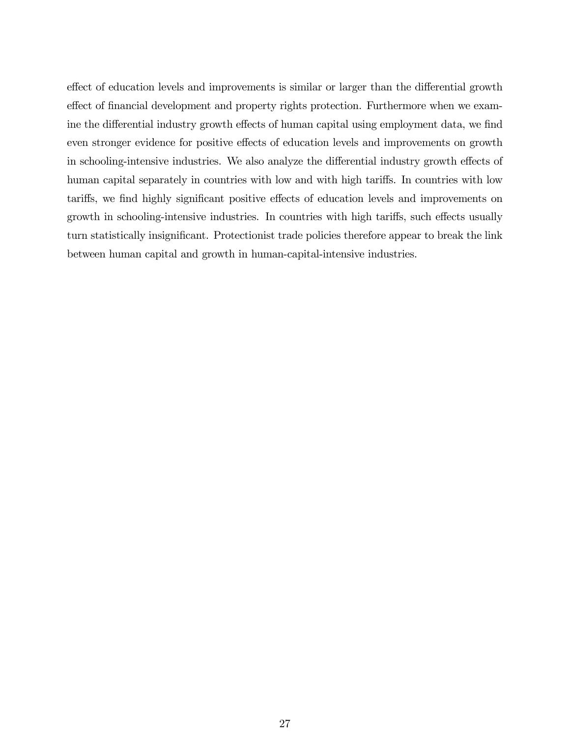effect of education levels and improvements is similar or larger than the differential growth effect of financial development and property rights protection. Furthermore when we examine the differential industry growth effects of human capital using employment data, we find even stronger evidence for positive effects of education levels and improvements on growth in schooling-intensive industries. We also analyze the differential industry growth effects of human capital separately in countries with low and with high tariffs. In countries with low tariffs, we find highly significant positive effects of education levels and improvements on growth in schooling-intensive industries. In countries with high tariffs, such effects usually turn statistically insignificant. Protectionist trade policies therefore appear to break the link between human capital and growth in human-capital-intensive industries.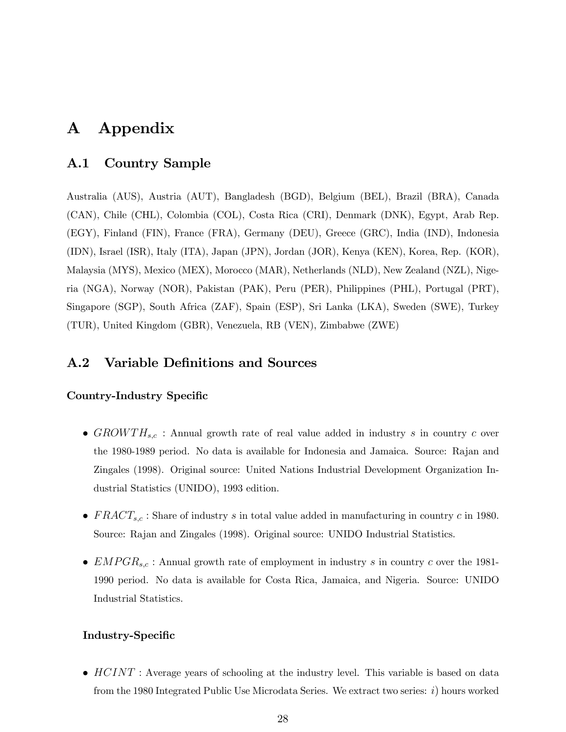# A Appendix

## A.1 Country Sample

Australia (AUS), Austria (AUT), Bangladesh (BGD), Belgium (BEL), Brazil (BRA), Canada (CAN), Chile (CHL), Colombia (COL), Costa Rica (CRI), Denmark (DNK), Egypt, Arab Rep. (EGY), Finland (FIN), France (FRA), Germany (DEU), Greece (GRC), India (IND), Indonesia (IDN), Israel (ISR), Italy (ITA), Japan (JPN), Jordan (JOR), Kenya (KEN), Korea, Rep. (KOR), Malaysia (MYS), Mexico (MEX), Morocco (MAR), Netherlands (NLD), New Zealand (NZL), Nigeria (NGA), Norway (NOR), Pakistan (PAK), Peru (PER), Philippines (PHL), Portugal (PRT), Singapore (SGP), South Africa (ZAF), Spain (ESP), Sri Lanka (LKA), Sweden (SWE), Turkey (TUR), United Kingdom (GBR), Venezuela, RB (VEN), Zimbabwe (ZWE)

## A.2 Variable Definitions and Sources

### Country-Industry Specific

- $GROWTH_{s,c}$ : Annual growth rate of real value added in industry $s$ in country $c$ over the 1980-1989 period. No data is available for Indonesia and Jamaica. Source: Rajan and Zingales (1998). Original source: United Nations Industrial Development Organization Industrial Statistics (UNIDO), 1993 edition.

- $FRACT_{s,c}$ : Share of industry $s$ in total value added in manufacturing in country $c$ in 1980. Source: Rajan and Zingales (1998). Original source: UNIDO Industrial Statistics.

- $EMPGR_{s,c}$ : Annual growth rate of employment in industry $s$ in country $c$ over the 1981-1990 period. No data is available for Costa Rica, Jamaica, and Nigeria. Source: UNIDO Industrial Statistics.

### Industry-Specific

- $HCINT$ : Average years of schooling at the industry level. This variable is based on data from the 1980 Integrated Public Use Microdata Series. We extract two series: $i$) hours worked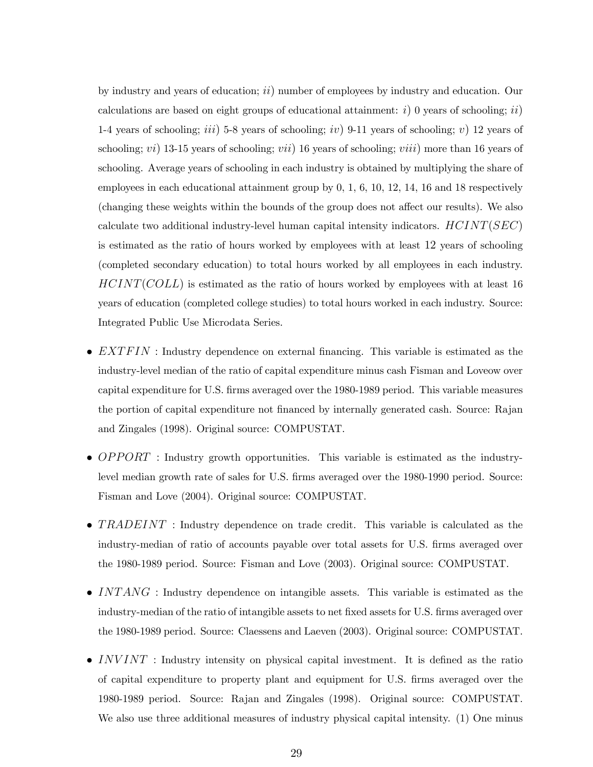by industry and years of education; $ii$) number of employees by industry and education. Our calculations are based on eight groups of educational attainment: $i$) 0 years of schooling; $ii$) 1-4 years of schooling; $iii$) 5-8 years of schooling; $iv$) 9-11 years of schooling; $v$) 12 years of schooling; $vi$) 13-15 years of schooling; $vii$) 16 years of schooling; $viii$) more than 16 years of schooling. Average years of schooling in each industry is obtained by multiplying the share of employees in each educational attainment group by 0, 1, 6, 10, 12, 14, 16 and 18 respectively (changing these weights within the bounds of the group does not affect our results). We also calculate two additional industry-level human capital intensity indicators. $HCINT(SEC)$ is estimated as the ratio of hours worked by employees with at least 12 years of schooling (completed secondary education) to total hours worked by all employees in each industry. $HCINT(COLL)$ is estimated as the ratio of hours worked by employees with at least 16 years of education (completed college studies) to total hours worked in each industry. Source: Integrated Public Use Microdata Series.

- $EXTFIN$ : Industry dependence on external financing. This variable is estimated as the industry-level median of the ratio of capital expenditure minus cash Fisman and Loveow over capital expenditure for U.S. firms averaged over the 1980-1989 period. This variable measures the portion of capital expenditure not financed by internally generated cash. Source: Rajan and Zingales (1998). Original source: COMPUSTAT.

- $OPPORT$ : Industry growth opportunities. This variable is estimated as the industry-level median growth rate of sales for U.S. firms averaged over the 1980-1990 period. Source: Fisman and Love (2004). Original source: COMPUSTAT.

- $TRADEINT$ : Industry dependence on trade credit. This variable is calculated as the industry-median of ratio of accounts payable over total assets for U.S. firms averaged over the 1980-1989 period. Source: Fisman and Love (2003). Original source: COMPUSTAT.

- $INTANG$ : Industry dependence on intangible assets. This variable is estimated as the industry-median of the ratio of intangible assets to net fixed assets for U.S. firms averaged over the 1980-1989 period. Source: Claessens and Laeven (2003). Original source: COMPUSTAT.

- $INVINT$ : Industry intensity on physical capital investment. It is defined as the ratio of capital expenditure to property plant and equipment for U.S. firms averaged over the 1980-1989 period. Source: Rajan and Zingales (1998). Original source: COMPUSTAT. We also use three additional measures of industry physical capital intensity. (1) One minus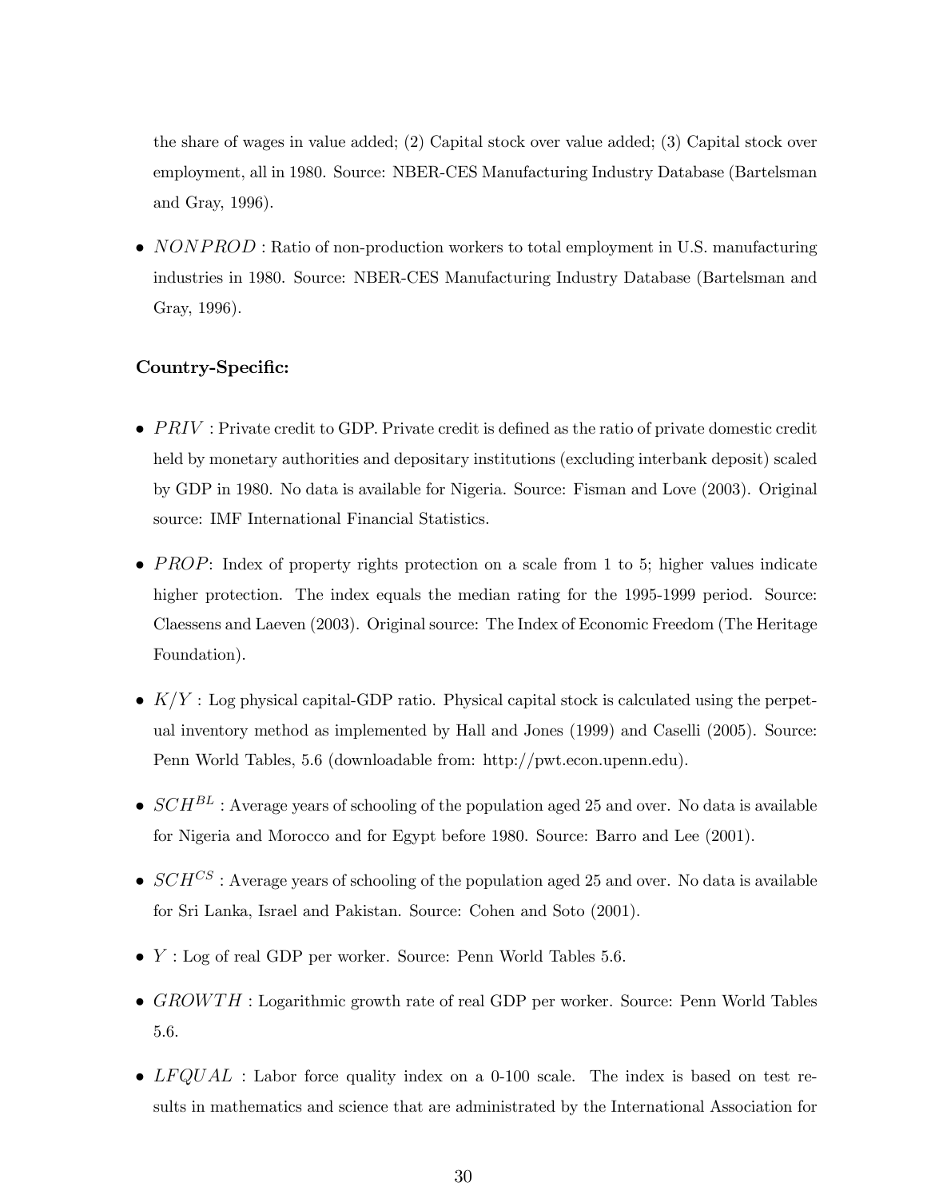the share of wages in value added; (2) Capital stock over value added; (3) Capital stock over employment, all in 1980. Source: NBER-CES Manufacturing Industry Database (Bartelsman and Gray, 1996).

- $NONPROD$ : Ratio of non-production workers to total employment in U.S. manufacturing industries in 1980. Source: NBER-CES Manufacturing Industry Database (Bartelsman and Gray, 1996).

**Country-Specific:**

- $PRIV$ : Private credit to GDP. Private credit is defined as the ratio of private domestic credit held by monetary authorities and depositary institutions (excluding interbank deposit) scaled by GDP in 1980. No data is available for Nigeria. Source: Fisman and Love (2003). Original source: IMF International Financial Statistics.

- $PROP$: Index of property rights protection on a scale from 1 to 5; higher values indicate higher protection. The index equals the median rating for the 1995-1999 period. Source: Claessens and Laeven (2003). Original source: The Index of Economic Freedom (The Heritage Foundation).

- $K/Y$ : Log physical capital-GDP ratio. Physical capital stock is calculated using the perpetual inventory method as implemented by Hall and Jones (1999) and Caselli (2005). Source: Penn World Tables, 5.6 (downloadable from: http://pwt.econ.upenn.edu).

- $SCH^{BL}$ : Average years of schooling of the population aged 25 and over. No data is available for Nigeria and Morocco and for Egypt before 1980. Source: Barro and Lee (2001).

- $SCH^{CS}$ : Average years of schooling of the population aged 25 and over. No data is available for Sri Lanka, Israel and Pakistan. Source: Cohen and Soto (2001).

- $Y$ : Log of real GDP per worker. Source: Penn World Tables 5.6.

- $GROWTH$ : Logarithmic growth rate of real GDP per worker. Source: Penn World Tables 5.6.

- $LFQUAL$ : Labor force quality index on a 0-100 scale. The index is based on test results in mathematics and science that are administrated by the International Association for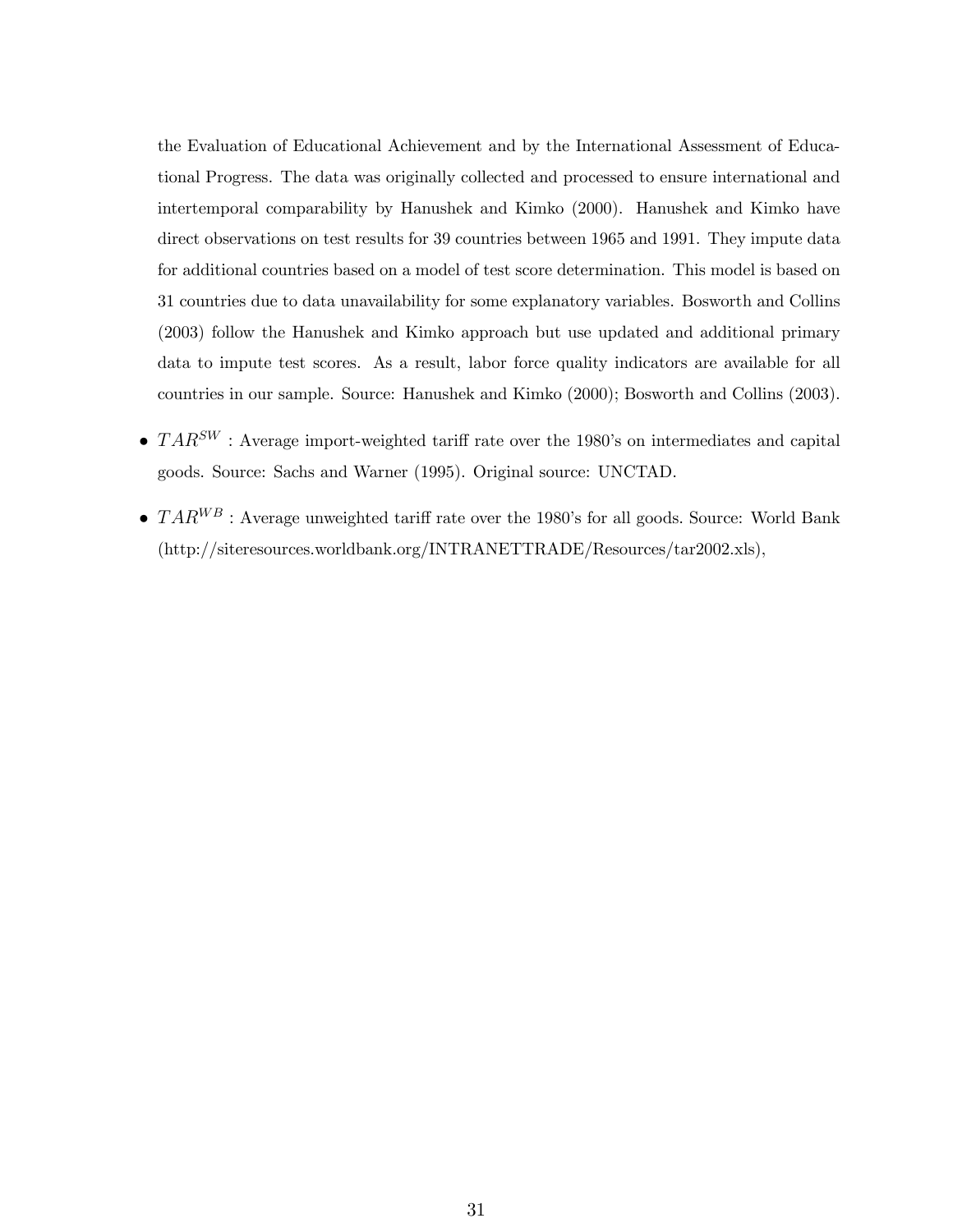the Evaluation of Educational Achievement and by the International Assessment of Educational Progress. The data was originally collected and processed to ensure international and intertemporal comparability by Hanushek and Kimko (2000). Hanushek and Kimko have direct observations on test results for 39 countries between 1965 and 1991. They impute data for additional countries based on a model of test score determination. This model is based on 31 countries due to data unavailability for some explanatory variables. Bosworth and Collins (2003) follow the Hanushek and Kimko approach but use updated and additional primary data to impute test scores. As a result, labor force quality indicators are available for all countries in our sample. Source: Hanushek and Kimko (2000); Bosworth and Collins (2003).

- $TAR^{SW}$ : Average import-weighted tariff rate over the 1980's on intermediates and capital goods. Source: Sachs and Warner (1995). Original source: UNCTAD.
- $TAR^{WB}$ : Average unweighted tariff rate over the 1980's for all goods. Source: World Bank (http://siteresources.worldbank.org/INTRANETTRADE/Resources/tar2002.xls),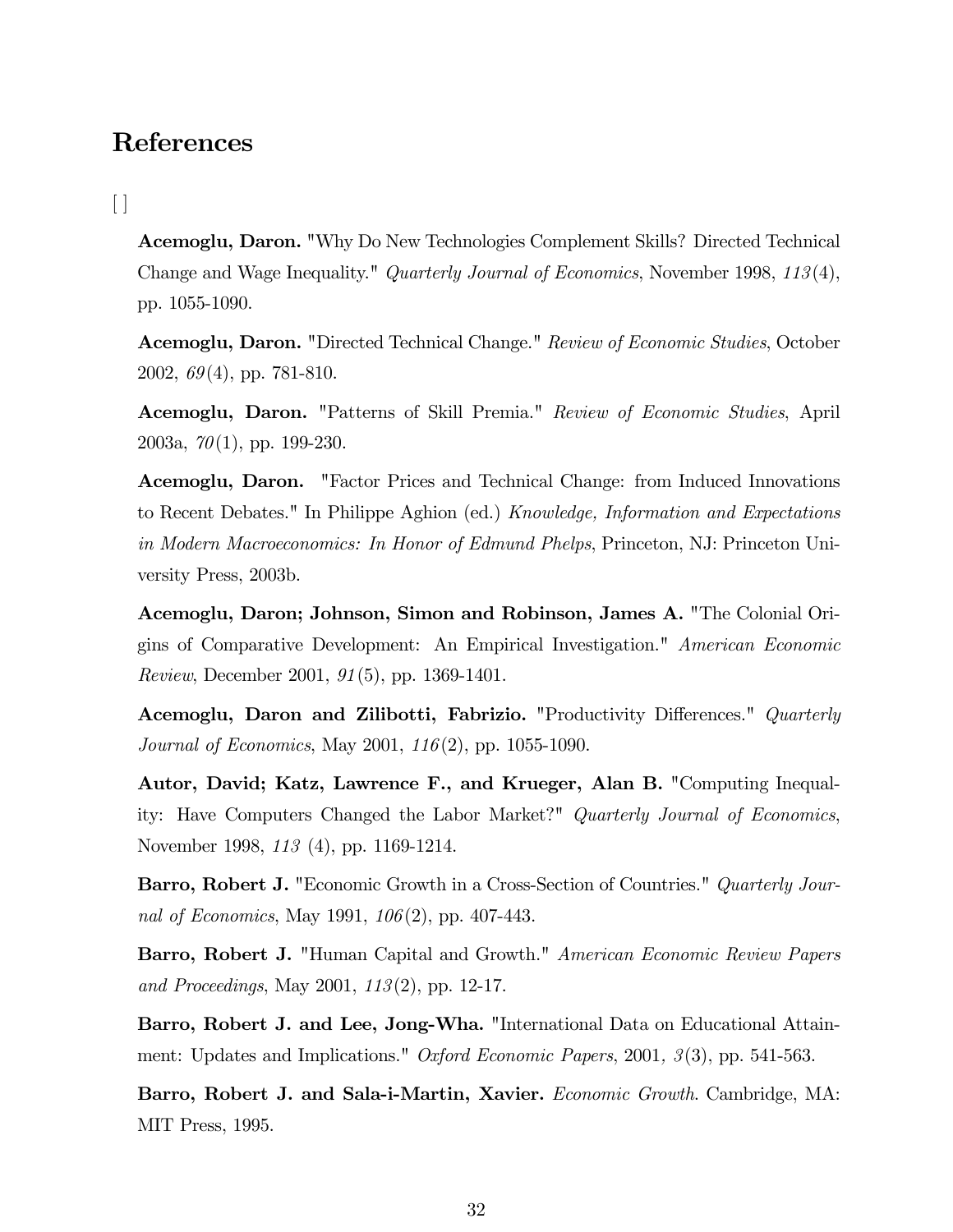# References

[ ]

**Acemoglu, Daron.** "Why Do New Technologies Complement Skills? Directed Technical Change and Wage Inequality." *Quarterly Journal of Economics*, November 1998, *113*(4), pp. 1055-1090.

**Acemoglu, Daron.** "Directed Technical Change." *Review of Economic Studies*, October 2002, *69*(4), pp. 781-810.

**Acemoglu, Daron.** "Patterns of Skill Premia." *Review of Economic Studies*, April 2003a, *70*(1), pp. 199-230.

**Acemoglu, Daron.** "Factor Prices and Technical Change: from Induced Innovations to Recent Debates." In Philippe Aghion (ed.) *Knowledge, Information and Expectations in Modern Macroeconomics: In Honor of Edmund Phelps*, Princeton, NJ: Princeton University Press, 2003b.

**Acemoglu, Daron; Johnson, Simon and Robinson, James A.** "The Colonial Origins of Comparative Development: An Empirical Investigation." *American Economic Review*, December 2001, *91*(5), pp. 1369-1401.

**Acemoglu, Daron and Zilibotti, Fabrizio.** "Productivity Differences." *Quarterly Journal of Economics*, May 2001, *116*(2), pp. 1055-1090.

**Autor, David; Katz, Lawrence F., and Krueger, Alan B.** "Computing Inequality: Have Computers Changed the Labor Market?" *Quarterly Journal of Economics*, November 1998, *113* (4), pp. 1169-1214.

**Barro, Robert J.** "Economic Growth in a Cross-Section of Countries." *Quarterly Journal of Economics*, May 1991, *106*(2), pp. 407-443.

**Barro, Robert J.** "Human Capital and Growth." *American Economic Review Papers and Proceedings*, May 2001, *113*(2), pp. 12-17.

**Barro, Robert J. and Lee, Jong-Wha.** "International Data on Educational Attainment: Updates and Implications." *Oxford Economic Papers*, 2001, *3*(3), pp. 541-563.

**Barro, Robert J. and Sala-i-Martin, Xavier.** *Economic Growth*. Cambridge, MA: MIT Press, 1995.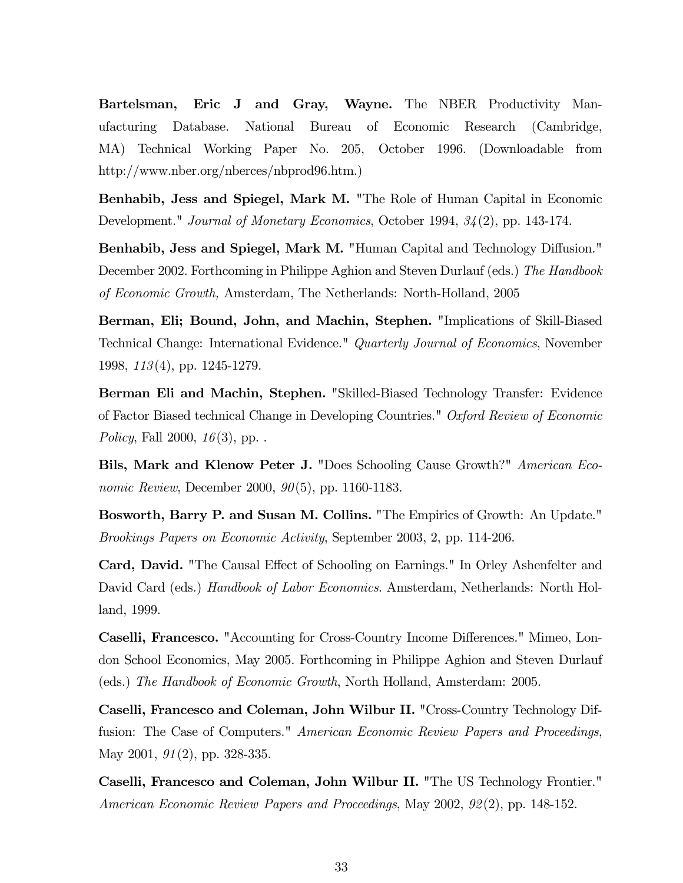**Bartelsman, Eric J and Gray, Wayne.** The NBER Productivity Manufacturing Database. National Bureau of Economic Research (Cambridge, MA) Technical Working Paper No. 205, October 1996. (Downloadable from http://www.nber.org/nberces/nbprod96.htm.)

**Benhabib, Jess and Spiegel, Mark M.** "The Role of Human Capital in Economic Development." *Journal of Monetary Economics*, October 1994, *34*(2), pp. 143-174.

**Benhabib, Jess and Spiegel, Mark M.** "Human Capital and Technology Diffusion." December 2002. Forthcoming in Philippe Aghion and Steven Durlauf (eds.) *The Handbook of Economic Growth,* Amsterdam, The Netherlands: North-Holland, 2005

**Berman, Eli; Bound, John, and Machin, Stephen.** "Implications of Skill-Biased Technical Change: International Evidence." *Quarterly Journal of Economics*, November 1998, *113*(4), pp. 1245-1279.

**Berman Eli and Machin, Stephen.** "Skilled-Biased Technology Transfer: Evidence of Factor Biased technical Change in Developing Countries." *Oxford Review of Economic Policy*, Fall 2000, *16*(3), pp. .

**Bils, Mark and Klenow Peter J.** "Does Schooling Cause Growth?" *American Economic Review*, December 2000, *90*(5), pp. 1160-1183.

**Bosworth, Barry P. and Susan M. Collins.** "The Empirics of Growth: An Update." *Brookings Papers on Economic Activity*, September 2003, 2, pp. 114-206.

**Card, David.** "The Causal Effect of Schooling on Earnings." In Orley Ashenfelter and David Card (eds.) *Handbook of Labor Economics.* Amsterdam, Netherlands: North Holland, 1999.

**Caselli, Francesco.** "Accounting for Cross-Country Income Differences." Mimeo, London School Economics, May 2005. Forthcoming in Philippe Aghion and Steven Durlauf (eds.) *The Handbook of Economic Growth*, North Holland, Amsterdam: 2005.

**Caselli, Francesco and Coleman, John Wilbur II.** "Cross-Country Technology Diffusion: The Case of Computers." *American Economic Review Papers and Proceedings*, May 2001, *91*(2), pp. 328-335.

**Caselli, Francesco and Coleman, John Wilbur II.** "The US Technology Frontier." *American Economic Review Papers and Proceedings*, May 2002, *92*(2), pp. 148-152.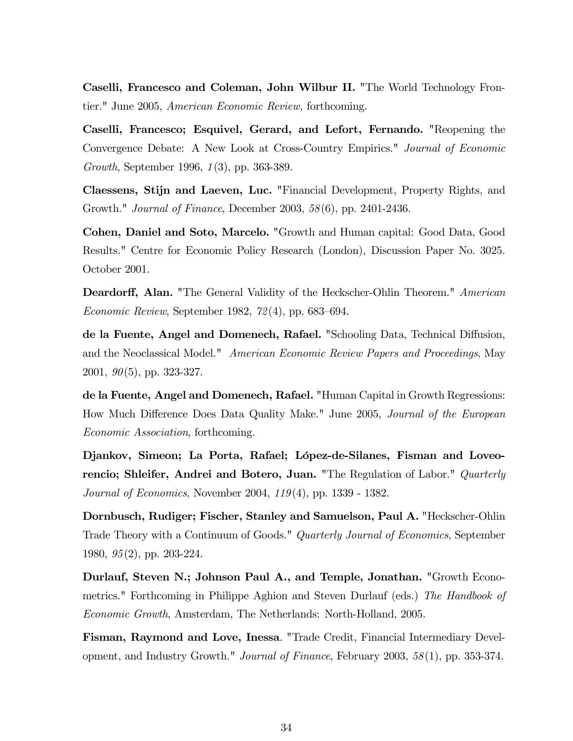**Caselli, Francesco and Coleman, John Wilbur II.** "The World Technology Frontier." June 2005, *American Economic Review,* forthcoming.

**Caselli, Francesco; Esquivel, Gerard, and Lefort, Fernando.** "Reopening the Convergence Debate: A New Look at Cross-Country Empirics." *Journal of Economic Growth*, September 1996, *1*(3), pp. 363-389.

**Claessens, Stijn and Laeven, Luc.** "Financial Development, Property Rights, and Growth." *Journal of Finance*, December 2003, *58*(6), pp. 2401-2436.

**Cohen, Daniel and Soto, Marcelo.** "Growth and Human capital: Good Data, Good Results." Centre for Economic Policy Research (London), Discussion Paper No. 3025. October 2001.

**Deardorff, Alan.** "The General Validity of the Heckscher-Ohlin Theorem." *American Economic Review*, September 1982, *72*(4), pp. 683–694.

**de la Fuente, Angel and Domenech, Rafael.** "Schooling Data, Technical Diffusion, and the Neoclassical Model." *American Economic Review Papers and Proceedings*, May 2001, *90*(5), pp. 323-327.

**de la Fuente, Angel and Domenech, Rafael.** "Human Capital in Growth Regressions: How Much Difference Does Data Quality Make." June 2005, *Journal of the European Economic Association*, forthcoming.

**Djankov, Simeon; La Porta, Rafael; López-de-Silanes, Fisman and Loveorencio; Shleifer, Andrei and Botero, Juan.** "The Regulation of Labor." *Quarterly Journal of Economics*, November 2004, *119*(4), pp. 1339 - 1382.

**Dornbusch, Rudiger; Fischer, Stanley and Samuelson, Paul A.** "Heckscher-Ohlin Trade Theory with a Continuum of Goods." *Quarterly Journal of Economics*, September 1980, *95*(2), pp. 203-224.

**Durlauf, Steven N.; Johnson Paul A., and Temple, Jonathan.** "Growth Econometrics." Forthcoming in Philippe Aghion and Steven Durlauf (eds.) *The Handbook of Economic Growth*, Amsterdam, The Netherlands: North-Holland, 2005.

**Fisman, Raymond and Love, Inessa**. "Trade Credit, Financial Intermediary Development, and Industry Growth." *Journal of Finance*, February 2003, *58*(1), pp. 353-374.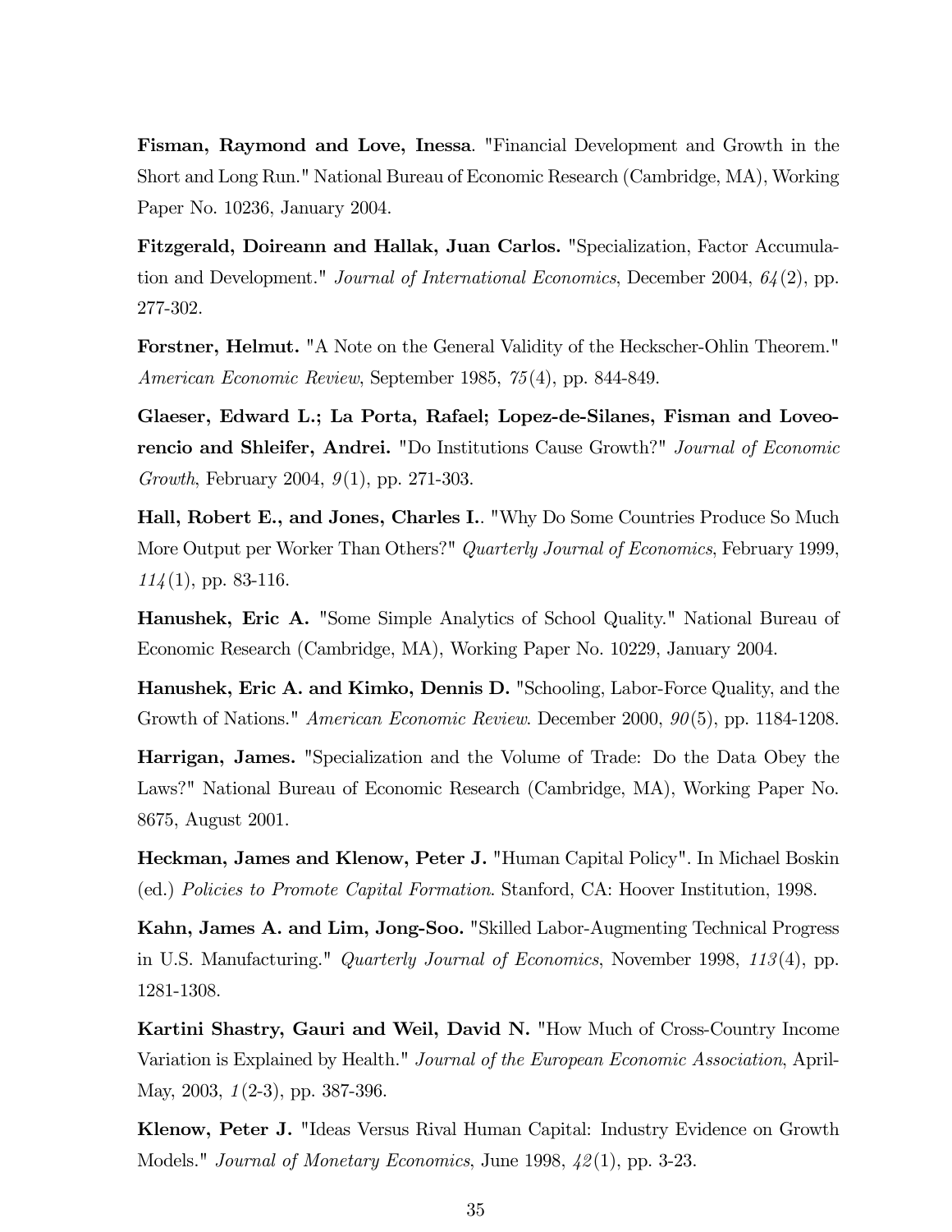**Fisman, Raymond and Love, Inessa**. "Financial Development and Growth in the Short and Long Run." National Bureau of Economic Research (Cambridge, MA), Working Paper No. 10236, January 2004.

**Fitzgerald, Doireann and Hallak, Juan Carlos.** "Specialization, Factor Accumulation and Development." *Journal of International Economics*, December 2004, *64*(2), pp. 277-302.

**Forstner, Helmut.** "A Note on the General Validity of the Heckscher-Ohlin Theorem." *American Economic Review*, September 1985, *75*(4), pp. 844-849.

**Glaeser, Edward L.; La Porta, Rafael; Lopez-de-Silanes, Fisman and Loveorencio and Shleifer, Andrei.** "Do Institutions Cause Growth?" *Journal of Economic Growth*, February 2004, *9*(1), pp. 271-303.

**Hall, Robert E., and Jones, Charles I.**. "Why Do Some Countries Produce So Much More Output per Worker Than Others?" *Quarterly Journal of Economics*, February 1999, *114*(1), pp. 83-116.

**Hanushek, Eric A.** "Some Simple Analytics of School Quality." National Bureau of Economic Research (Cambridge, MA), Working Paper No. 10229, January 2004.

**Hanushek, Eric A. and Kimko, Dennis D.** "Schooling, Labor-Force Quality, and the Growth of Nations." *American Economic Review*. December 2000, *90*(5), pp. 1184-1208.

**Harrigan, James.** "Specialization and the Volume of Trade: Do the Data Obey the Laws?" National Bureau of Economic Research (Cambridge, MA), Working Paper No. 8675, August 2001.

**Heckman, James and Klenow, Peter J.** "Human Capital Policy". In Michael Boskin (ed.) *Policies to Promote Capital Formation*. Stanford, CA: Hoover Institution, 1998.

**Kahn, James A. and Lim, Jong-Soo.** "Skilled Labor-Augmenting Technical Progress in U.S. Manufacturing." *Quarterly Journal of Economics*, November 1998, *113*(4), pp. 1281-1308.

**Kartini Shastry, Gauri and Weil, David N.** "How Much of Cross-Country Income Variation is Explained by Health." *Journal of the European Economic Association*, April-May, 2003, *1*(2-3), pp. 387-396.

**Klenow, Peter J.** "Ideas Versus Rival Human Capital: Industry Evidence on Growth Models." *Journal of Monetary Economics*, June 1998, *42*(1), pp. 3-23.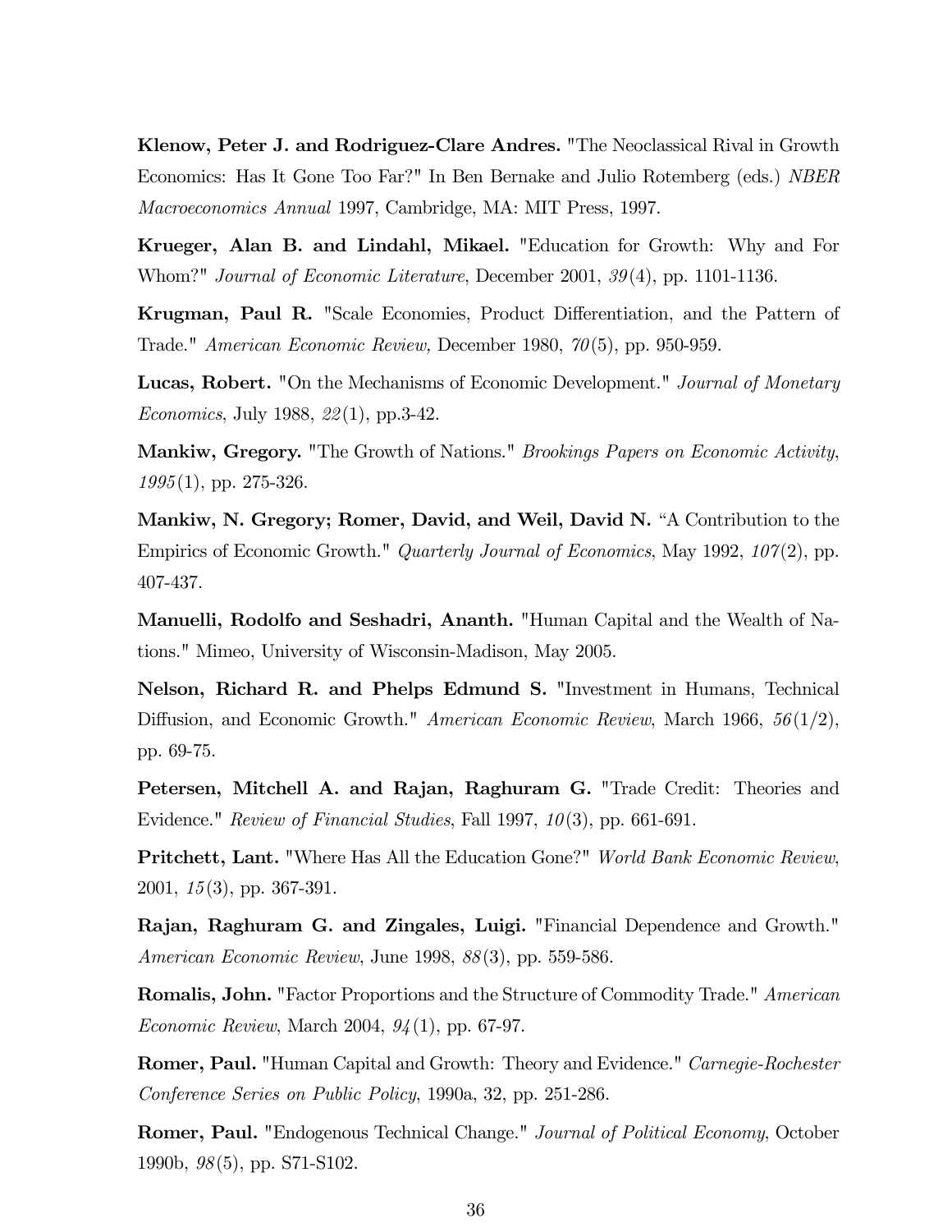**Klenow, Peter J. and Rodriguez-Clare Andres.** "The Neoclassical Rival in Growth Economics: Has It Gone Too Far?" In Ben Bernake and Julio Rotemberg (eds.) *NBER Macroeconomics Annual* 1997, Cambridge, MA: MIT Press, 1997.

**Krueger, Alan B. and Lindahl, Mikael.** "Education for Growth: Why and For Whom?" *Journal of Economic Literature*, December 2001, *39*(4), pp. 1101-1136.

**Krugman, Paul R.** "Scale Economies, Product Differentiation, and the Pattern of Trade." *American Economic Review,* December 1980, *70*(5), pp. 950-959.

**Lucas, Robert.** "On the Mechanisms of Economic Development." *Journal of Monetary Economics*, July 1988, *22*(1), pp.3-42.

**Mankiw, Gregory.** "The Growth of Nations." *Brookings Papers on Economic Activity*, *1995*(1), pp. 275-326.

**Mankiw, N. Gregory; Romer, David, and Weil, David N.** "A Contribution to the Empirics of Economic Growth." *Quarterly Journal of Economics*, May 1992, *107*(2), pp. 407-437.

**Manuelli, Rodolfo and Seshadri, Ananth.** "Human Capital and the Wealth of Nations." Mimeo, University of Wisconsin-Madison, May 2005.

**Nelson, Richard R. and Phelps Edmund S.** "Investment in Humans, Technical Diffusion, and Economic Growth." *American Economic Review*, March 1966, *56*(1/2), pp. 69-75.

**Petersen, Mitchell A. and Rajan, Raghuram G.** "Trade Credit: Theories and Evidence." *Review of Financial Studies*, Fall 1997, *10*(3), pp. 661-691.

**Pritchett, Lant.** "Where Has All the Education Gone?" *World Bank Economic Review*, 2001, *15*(3), pp. 367-391.

**Rajan, Raghuram G. and Zingales, Luigi.** "Financial Dependence and Growth." *American Economic Review*, June 1998, *88*(3), pp. 559-586.

**Romalis, John.** "Factor Proportions and the Structure of Commodity Trade." *American Economic Review*, March 2004, *94*(1), pp. 67-97.

**Romer, Paul.** "Human Capital and Growth: Theory and Evidence." *Carnegie-Rochester Conference Series on Public Policy*, 1990a, 32, pp. 251-286.

**Romer, Paul.** "Endogenous Technical Change." *Journal of Political Economy*, October 1990b, *98*(5), pp. S71-S102.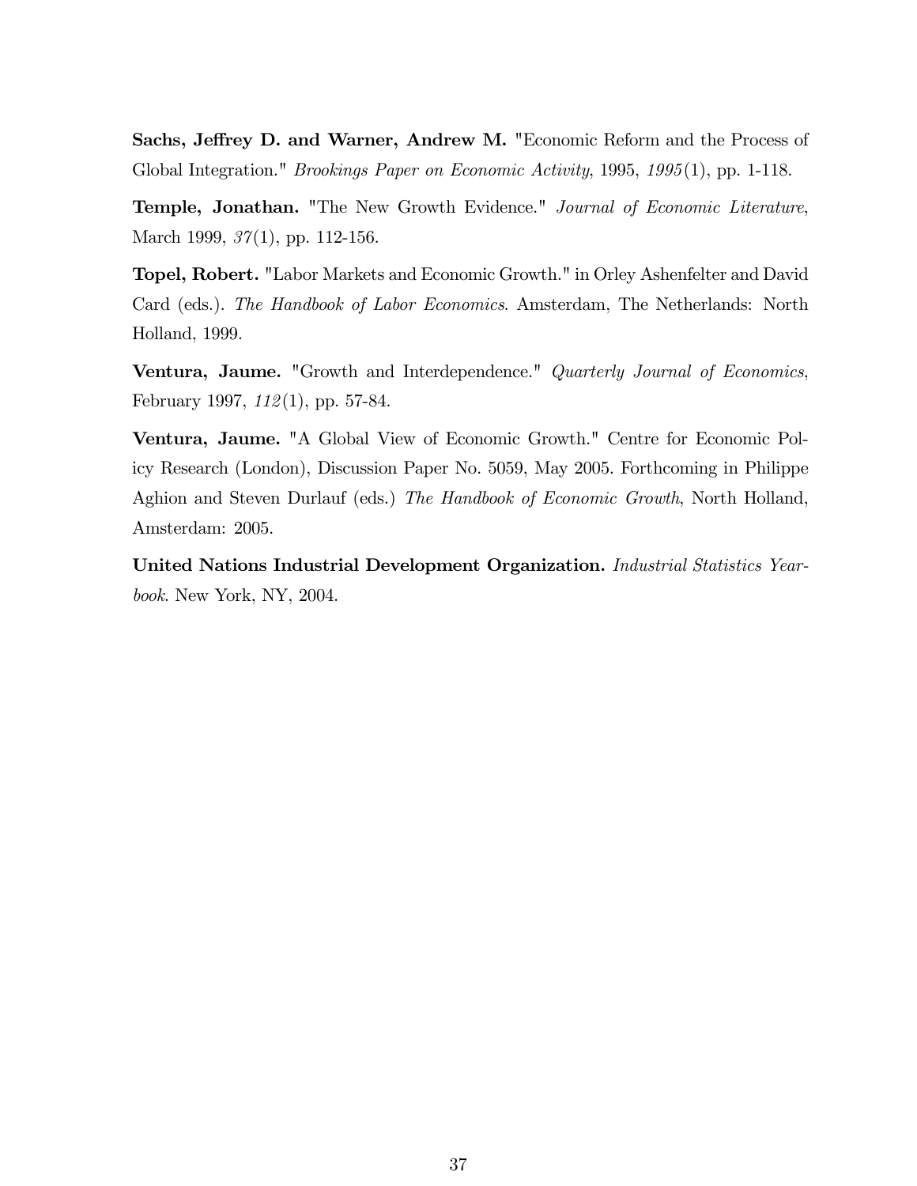**Sachs, Jeffrey D. and Warner, Andrew M.** "Economic Reform and the Process of Global Integration." *Brookings Paper on Economic Activity*, 1995, *1995*(1), pp. 1-118.

**Temple, Jonathan.** "The New Growth Evidence." *Journal of Economic Literature*, March 1999, *37*(1), pp. 112-156.

**Topel, Robert.** "Labor Markets and Economic Growth." in Orley Ashenfelter and David Card (eds.). *The Handbook of Labor Economics*. Amsterdam, The Netherlands: North Holland, 1999.

**Ventura, Jaume.** "Growth and Interdependence." *Quarterly Journal of Economics*, February 1997, *112*(1), pp. 57-84.

**Ventura, Jaume.** "A Global View of Economic Growth." Centre for Economic Policy Research (London), Discussion Paper No. 5059, May 2005. Forthcoming in Philippe Aghion and Steven Durlauf (eds.) *The Handbook of Economic Growth*, North Holland, Amsterdam: 2005.

**United Nations Industrial Development Organization.** *Industrial Statistics Yearbook*. New York, NY, 2004.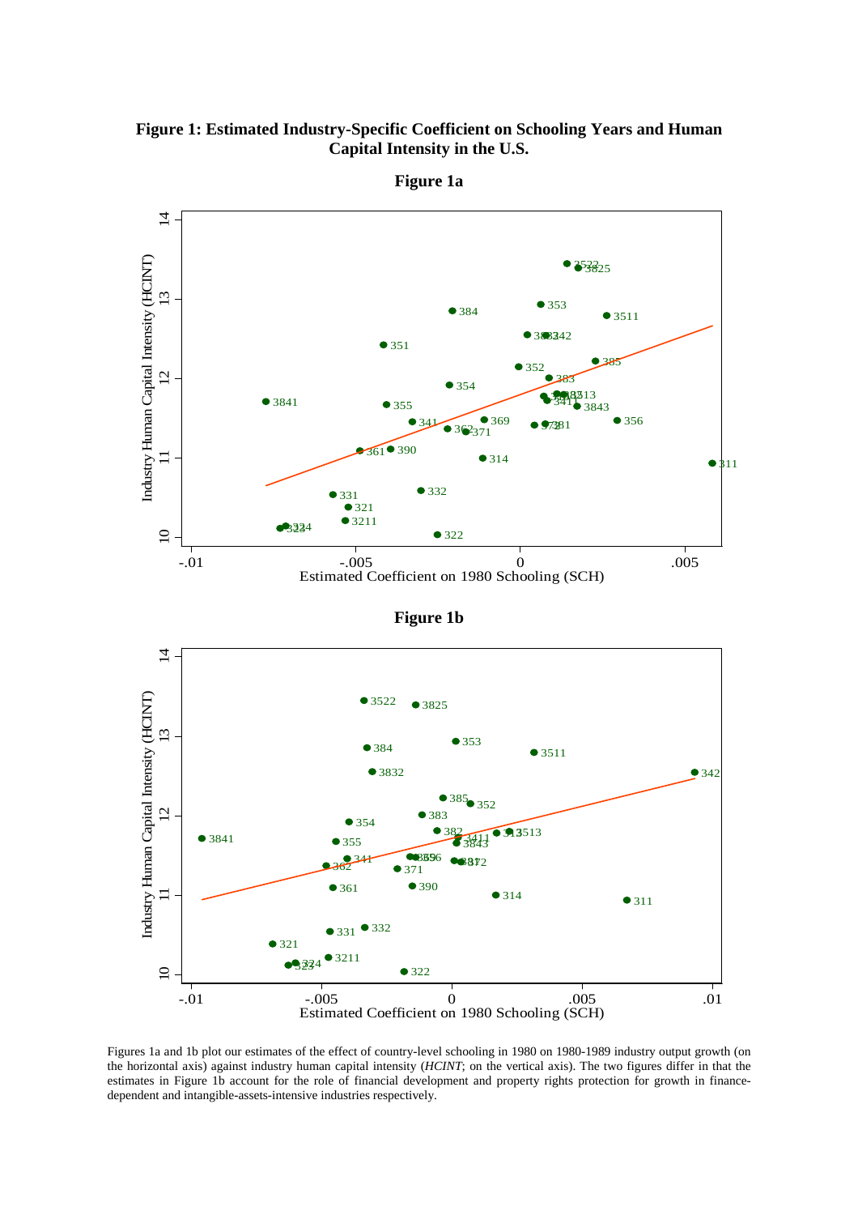**Figure 1: Estimated Industry-Specific Coefficient on Schooling Years and Human Capital Intensity in the U.S.**

**Figure 1a**

Industry Human Capital Intensity (HCINT)

Estimated Coefficient on 1980 Schooling (SCH)

14
13
12
11
10

-.01
-.005
0
.005

3522 3825
384
353
3511
351
3832 342
352
385
383
354
3841
3513
355
3411
3843
341
369
356
362
371
372
381
361
390
314
311
331
332
321
3211
323 324
322

**Figure 1b**

Industry Human Capital Intensity (HCINT)

Estimated Coefficient on 1980 Schooling (SCH)

14
13
12
11
10

-.01
-.005
0
.005
.01

3522
3825
353
384
3511
3832
342
385
352
383
354
3841
382
3513
355
3411
3843
341
369 356
381 372
362
371
361
390
314
311
332
331
321
3211
323 324
322

Figures 1a and 1b plot our estimates of the effect of country-level schooling in 1980 on 1980-1989 industry output growth (on the horizontal axis) against industry human capital intensity (*HCINT*; on the vertical axis). The two figures differ in that the estimates in Figure 1b account for the role of financial development and property rights protection for growth in finance-dependent and intangible-assets-intensive industries respectively.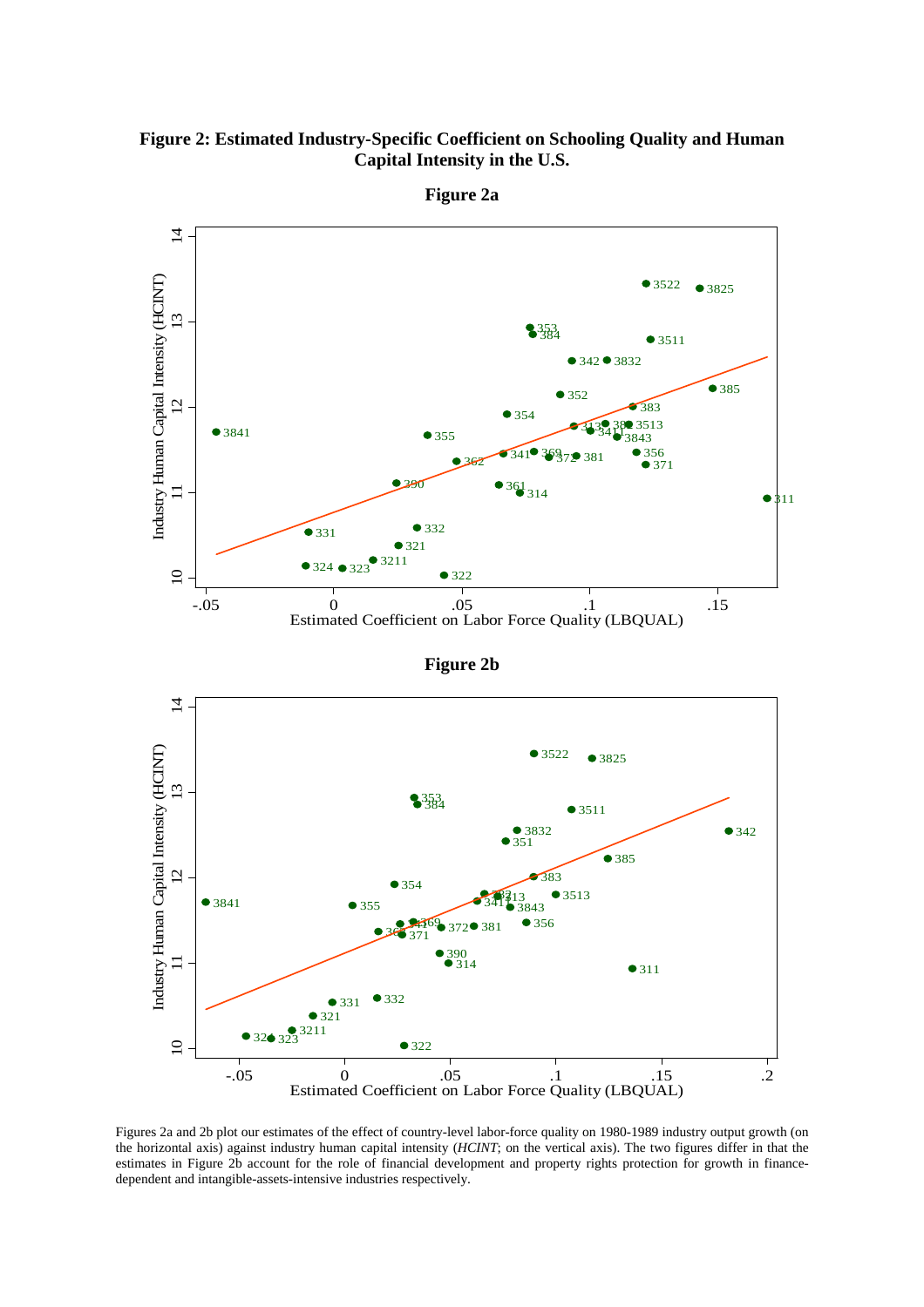**Figure 2: Estimated Industry-Specific Coefficient on Schooling Quality and Human Capital Intensity in the U.S.**

**Figure 2a**

Industry Human Capital Intensity (HCINT)

14
13
12
11
10

-.05 0 .05 .1 .15

Estimated Coefficient on Labor Force Quality (LBQUAL)

3522 3825 353 384 3511 342 3832 352 385 383 354 3841 355 313 381 3411 3513 3843 341 369 372 381 356 362 371 390 361 314 311 332 331 321 3211 324 323 322

**Figure 2b**

Industry Human Capital Intensity (HCINT)

14
13
12
11
10

-.05 0 .05 .1 .15 .2

Estimated Coefficient on Labor Force Quality (LBQUAL)

3522 3825 353 384 3511 3832 351 342 385 383 354 3841 355 382 313 3411 3513 3843 369 372 381 356 362 371 390 314 311 332 331 321 3211 324 323 322

Figures 2a and 2b plot our estimates of the effect of country-level labor-force quality on 1980-1989 industry output growth (on the horizontal axis) against industry human capital intensity (*HCINT*; on the vertical axis). The two figures differ in that the estimates in Figure 2b account for the role of financial development and property rights protection for growth in finance-dependent and intangible-assets-intensive industries respectively.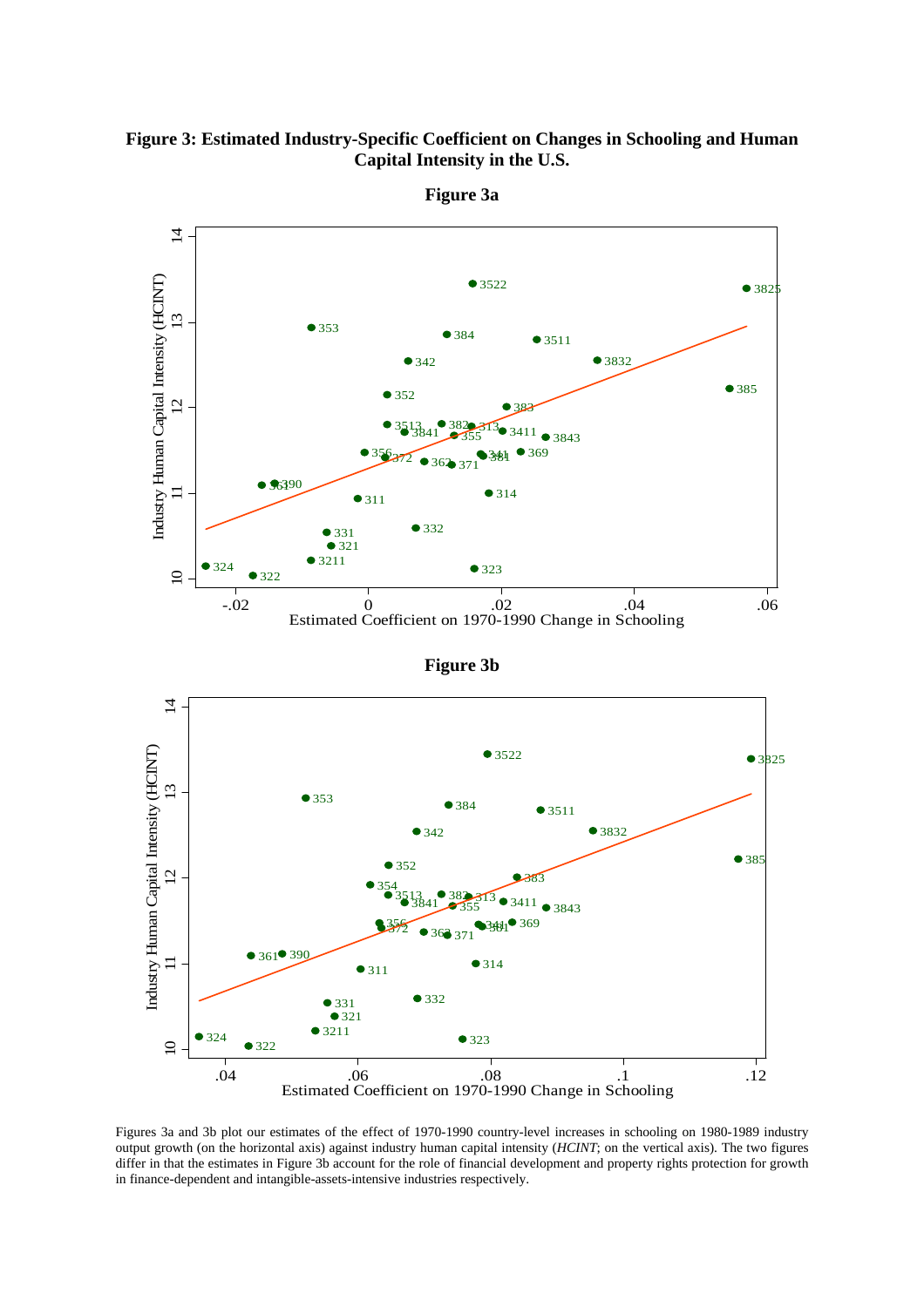**Figure 3: Estimated Industry-Specific Coefficient on Changes in Schooling and Human Capital Intensity in the U.S.**

**Figure 3a**

Industry Human Capital Intensity (HCINT)

14
13
12
11
10

-.02
0
.02
.04
.06

Estimated Coefficient on 1970-1990 Change in Schooling

3522
3825
353
384
3511
342
3832
385
352
383
3513
3841
382
313
355
3411
3843
356
372
362
371
341
381
369
361
390
311
314
331
332
321
3211
324
322
323

**Figure 3b**

Industry Human Capital Intensity (HCINT)

14
13
12
11
10

.04
.06
.08
.1
.12

Estimated Coefficient on 1970-1990 Change in Schooling

3522
3825
353
384
3511
342
3832
385
352
383
354
3513
3841
382
313
355
3411
3843
356
372
362
371
341
381
369
361
390
311
314
331
332
321
3211
324
322
323

Figures 3a and 3b plot our estimates of the effect of 1970-1990 country-level increases in schooling on 1980-1989 industry output growth (on the horizontal axis) against industry human capital intensity (*HCINT*; on the vertical axis). The two figures differ in that the estimates in Figure 3b account for the role of financial development and property rights protection for growth in finance-dependent and intangible-assets-intensive industries respectively.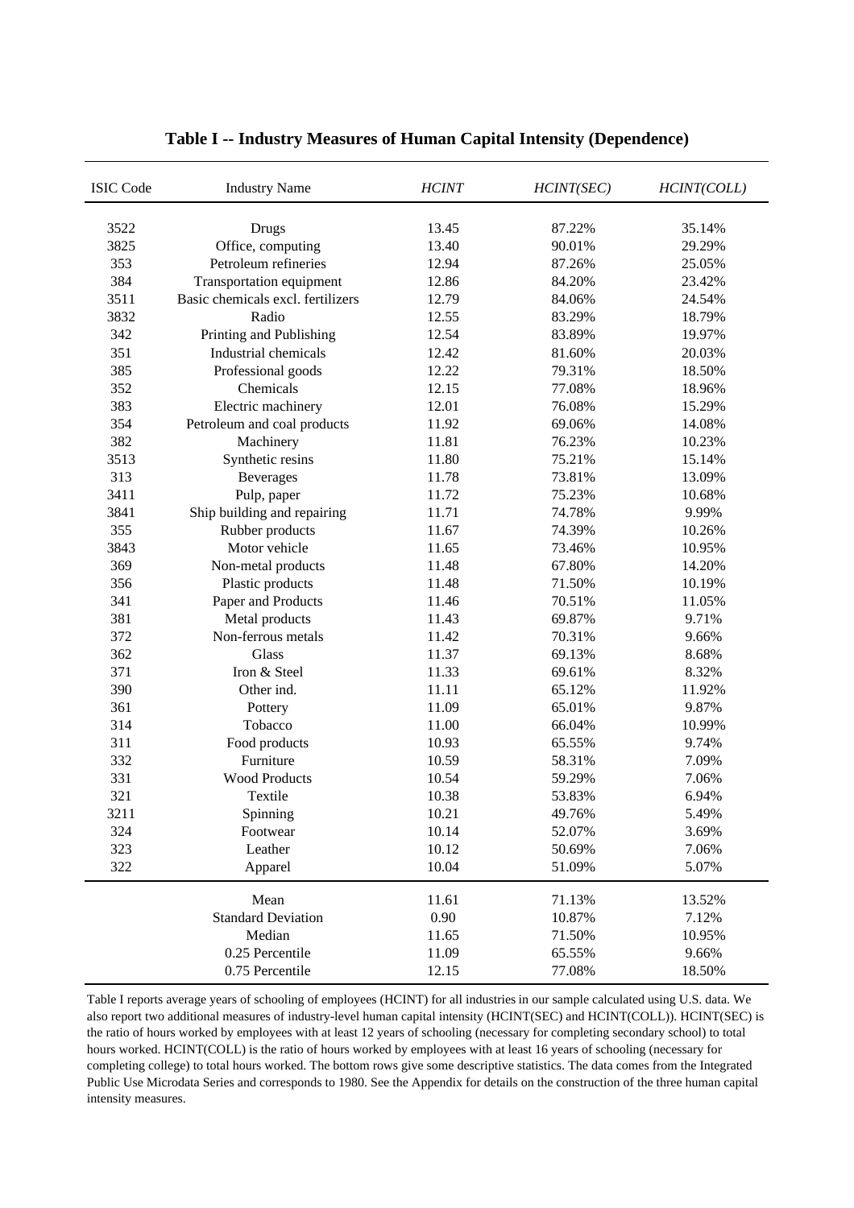**Table I -- Industry Measures of Human Capital Intensity (Dependence)**

| ISIC Code | Industry Name | *HCINT* | *HCINT(SEC)* | *HCINT(COLL)* |
|---|---|---|---|---|
| 3522 | Drugs | 13.45 | 87.22% | 35.14% |
| 3825 | Office, computing | 13.40 | 90.01% | 29.29% |
| 353 | Petroleum refineries | 12.94 | 87.26% | 25.05% |
| 384 | Transportation equipment | 12.86 | 84.20% | 23.42% |
| 3511 | Basic chemicals excl. fertilizers | 12.79 | 84.06% | 24.54% |
| 3832 | Radio | 12.55 | 83.29% | 18.79% |
| 342 | Printing and Publishing | 12.54 | 83.89% | 19.97% |
| 351 | Industrial chemicals | 12.42 | 81.60% | 20.03% |
| 385 | Professional goods | 12.22 | 79.31% | 18.50% |
| 352 | Chemicals | 12.15 | 77.08% | 18.96% |
| 383 | Electric machinery | 12.01 | 76.08% | 15.29% |
| 354 | Petroleum and coal products | 11.92 | 69.06% | 14.08% |
| 382 | Machinery | 11.81 | 76.23% | 10.23% |
| 3513 | Synthetic resins | 11.80 | 75.21% | 15.14% |
| 313 | Beverages | 11.78 | 73.81% | 13.09% |
| 3411 | Pulp, paper | 11.72 | 75.23% | 10.68% |
| 3841 | Ship building and repairing | 11.71 | 74.78% | 9.99% |
| 355 | Rubber products | 11.67 | 74.39% | 10.26% |
| 3843 | Motor vehicle | 11.65 | 73.46% | 10.95% |
| 369 | Non-metal products | 11.48 | 67.80% | 14.20% |
| 356 | Plastic products | 11.48 | 71.50% | 10.19% |
| 341 | Paper and Products | 11.46 | 70.51% | 11.05% |
| 381 | Metal products | 11.43 | 69.87% | 9.71% |
| 372 | Non-ferrous metals | 11.42 | 70.31% | 9.66% |
| 362 | Glass | 11.37 | 69.13% | 8.68% |
| 371 | Iron & Steel | 11.33 | 69.61% | 8.32% |
| 390 | Other ind. | 11.11 | 65.12% | 11.92% |
| 361 | Pottery | 11.09 | 65.01% | 9.87% |
| 314 | Tobacco | 11.00 | 66.04% | 10.99% |
| 311 | Food products | 10.93 | 65.55% | 9.74% |
| 332 | Furniture | 10.59 | 58.31% | 7.09% |
| 331 | Wood Products | 10.54 | 59.29% | 7.06% |
| 321 | Textile | 10.38 | 53.83% | 6.94% |
| 3211 | Spinning | 10.21 | 49.76% | 5.49% |
| 324 | Footwear | 10.14 | 52.07% | 3.69% |
| 323 | Leather | 10.12 | 50.69% | 7.06% |
| 322 | Apparel | 10.04 | 51.09% | 5.07% |
| | Mean | 11.61 | 71.13% | 13.52% |
| | Standard Deviation | 0.90 | 10.87% | 7.12% |
| | Median | 11.65 | 71.50% | 10.95% |
| | 0.25 Percentile | 11.09 | 65.55% | 9.66% |
| | 0.75 Percentile | 12.15 | 77.08% | 18.50% |

Table I reports average years of schooling of employees (HCINT) for all industries in our sample calculated using U.S. data. We also report two additional measures of industry-level human capital intensity (HCINT(SEC) and HCINT(COLL)). HCINT(SEC) is the ratio of hours worked by employees with at least 12 years of schooling (necessary for completing secondary school) to total hours worked. HCINT(COLL) is the ratio of hours worked by employees with at least 16 years of schooling (necessary for completing college) to total hours worked. The bottom rows give some descriptive statistics. The data comes from the Integrated Public Use Microdata Series and corresponds to 1980. See the Appendix for details on the construction of the three human capital intensity measures.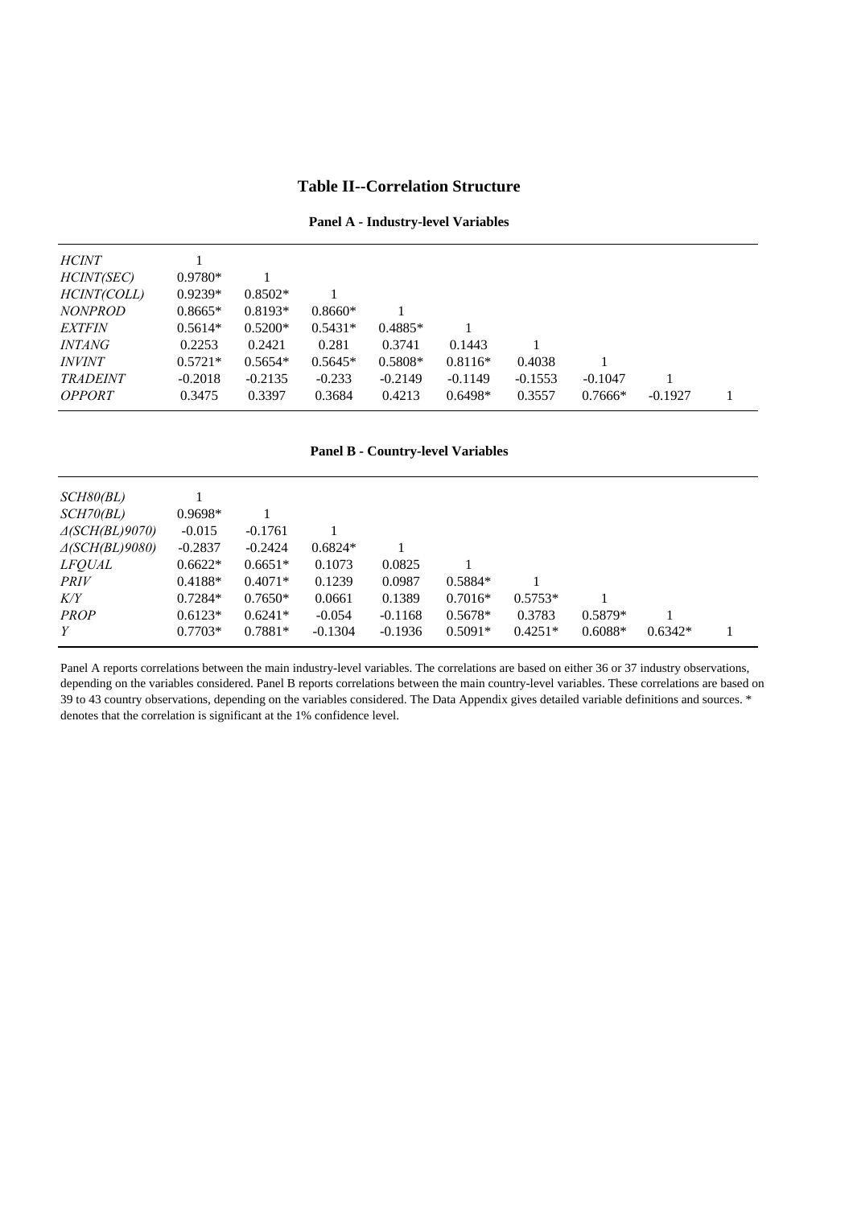### Table II--Correlation Structure

**Panel A - Industry-level Variables**

| | | | | | | | | | |
|---|---|---|---|---|---|---|---|---|---|
| *HCINT* | 1 | | | | | | | | |
| *HCINT(SEC)* | 0.9780* | 1 | | | | | | | |
| *HCINT(COLL)* | 0.9239* | 0.8502* | 1 | | | | | | |
| *NONPROD* | 0.8665* | 0.8193* | 0.8660* | 1 | | | | | |
| *EXTFIN* | 0.5614* | 0.5200* | 0.5431* | 0.4885* | 1 | | | | |
| *INTANG* | 0.2253 | 0.2421 | 0.281 | 0.3741 | 0.1443 | 1 | | | |
| *INVINT* | 0.5721* | 0.5654* | 0.5645* | 0.5808* | 0.8116* | 0.4038 | 1 | | |
| *TRADEINT* | -0.2018 | -0.2135 | -0.233 | -0.2149 | -0.1149 | -0.1553 | -0.1047 | 1 | |
| *OPPORT* | 0.3475 | 0.3397 | 0.3684 | 0.4213 | 0.6498* | 0.3557 | 0.7666* | -0.1927 | 1 |

**Panel B - Country-level Variables**

| | | | | | | | | | |
|---|---|---|---|---|---|---|---|---|---|
| *SCH80(BL)* | 1 | | | | | | | | |
| *SCH70(BL)* | 0.9698* | 1 | | | | | | | |
| *Δ(SCH(BL)9070)* | -0.015 | -0.1761 | 1 | | | | | | |
| *Δ(SCH(BL)9080)* | -0.2837 | -0.2424 | 0.6824* | 1 | | | | | |
| *LFQUAL* | 0.6622* | 0.6651* | 0.1073 | 0.0825 | 1 | | | | |
| *PRIV* | 0.4188* | 0.4071* | 0.1239 | 0.0987 | 0.5884* | 1 | | | |
| *K/Y* | 0.7284* | 0.7650* | 0.0661 | 0.1389 | 0.7016* | 0.5753* | 1 | | |
| *PROP* | 0.6123* | 0.6241* | -0.054 | -0.1168 | 0.5678* | 0.3783 | 0.5879* | 1 | |
| *Y* | 0.7703* | 0.7881* | -0.1304 | -0.1936 | 0.5091* | 0.4251* | 0.6088* | 0.6342* | 1 |

Panel A reports correlations between the main industry-level variables. The correlations are based on either 36 or 37 industry observations, depending on the variables considered. Panel B reports correlations between the main country-level variables. These correlations are based on 39 to 43 country observations, depending on the variables considered. The Data Appendix gives detailed variable definitions and sources. * denotes that the correlation is significant at the 1% confidence level.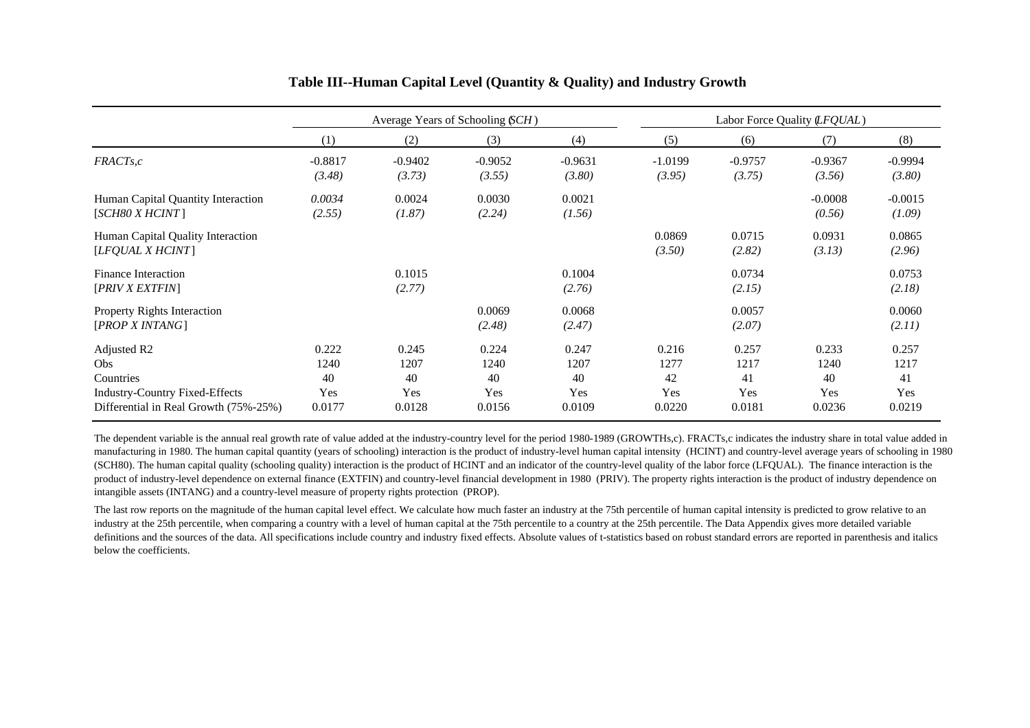## Table III--Human Capital Level (Quantity & Quality) and Industry Growth

| | Average Years of Schooling (*SCH*) | | | | Labor Force Quality (*LFQUAL*) | | | |
|---|---|---|---|---|---|---|---|---|
| | (1) | (2) | (3) | (4) | (5) | (6) | (7) | (8) |
| *FRACTs,c* | -0.8817 | -0.9402 | -0.9052 | -0.9631 | -1.0199 | -0.9757 | -0.9367 | -0.9994 |
| | *(3.48)* | *(3.73)* | *(3.55)* | *(3.80)* | *(3.95)* | *(3.75)* | *(3.56)* | *(3.80)* |
| Human Capital Quantity Interaction | *0.0034* | 0.0024 | 0.0030 | 0.0021 | | | -0.0008 | -0.0015 |
| [*SCH80 X HCINT*] | *(2.55)* | *(1.87)* | *(2.24)* | *(1.56)* | | | *(0.56)* | *(1.09)* |
| Human Capital Quality Interaction | | | | | 0.0869 | 0.0715 | 0.0931 | 0.0865 |
| [*LFQUAL X HCINT*] | | | | | *(3.50)* | *(2.82)* | *(3.13)* | *(2.96)* |
| Finance Interaction | | 0.1015 | | 0.1004 | | 0.0734 | | 0.0753 |
| [*PRIV X EXTFIN*] | | *(2.77)* | | *(2.76)* | | *(2.15)* | | *(2.18)* |
| Property Rights Interaction | | | 0.0069 | 0.0068 | | 0.0057 | | 0.0060 |
| [*PROP X INTANG*] | | | *(2.48)* | *(2.47)* | | *(2.07)* | | *(2.11)* |
| Adjusted R2 | 0.222 | 0.245 | 0.224 | 0.247 | 0.216 | 0.257 | 0.233 | 0.257 |
| Obs | 1240 | 1207 | 1240 | 1207 | 1277 | 1217 | 1240 | 1217 |
| Countries | 40 | 40 | 40 | 40 | 42 | 41 | 40 | 41 |
| Industry-Country Fixed-Effects | Yes | Yes | Yes | Yes | Yes | Yes | Yes | Yes |
| Differential in Real Growth (75%-25%) | 0.0177 | 0.0128 | 0.0156 | 0.0109 | 0.0220 | 0.0181 | 0.0236 | 0.0219 |

The dependent variable is the annual real growth rate of value added at the industry-country level for the period 1980-1989 (GROWTHs,c). FRACTs,c indicates the industry share in total value added in manufacturing in 1980. The human capital quantity (years of schooling) interaction is the product of industry-level human capital intensity (HCINT) and country-level average years of schooling in 1980 (SCH80). The human capital quality (schooling quality) interaction is the product of HCINT and an indicator of the country-level quality of the labor force (LFQUAL). The finance interaction is the product of industry-level dependence on external finance (EXTFIN) and country-level financial development in 1980 (PRIV). The property rights interaction is the product of industry dependence on intangible assets (INTANG) and a country-level measure of property rights protection (PROP).

The last row reports on the magnitude of the human capital level effect. We calculate how much faster an industry at the 75th percentile of human capital intensity is predicted to grow relative to an industry at the 25th percentile, when comparing a country with a level of human capital at the 75th percentile to a country at the 25th percentile. The Data Appendix gives more detailed variable definitions and the sources of the data. All specifications include country and industry fixed effects. Absolute values of t-statistics based on robust standard errors are reported in parenthesis and italics below the coefficients.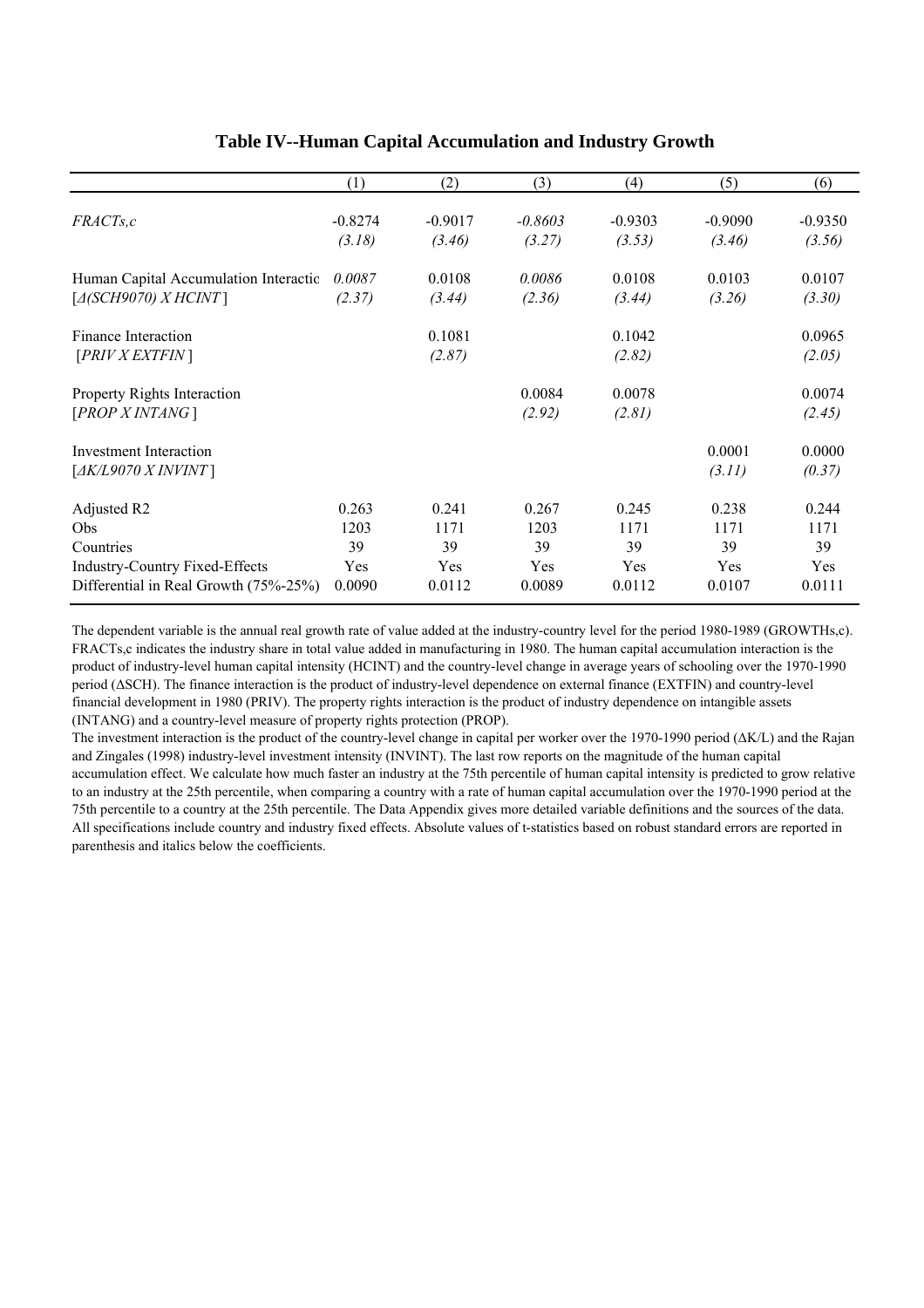## Table IV--Human Capital Accumulation and Industry Growth

| | (1) | (2) | (3) | (4) | (5) | (6) |
|---|---|---|---|---|---|---|
| *FRACTs,c* | -0.8274 | -0.9017 | *-0.8603* | -0.9303 | -0.9090 | -0.9350 |
| | *(3.18)* | *(3.46)* | *(3.27)* | *(3.53)* | *(3.46)* | *(3.56)* |
| Human Capital Accumulation Interactio | *0.0087* | 0.0108 | *0.0086* | 0.0108 | 0.0103 | 0.0107 |
| [*Δ(SCH9070) X HCINT*] | *(2.37)* | *(3.44)* | *(2.36)* | *(3.44)* | *(3.26)* | *(3.30)* |
| Finance Interaction | | 0.1081 | | 0.1042 | | 0.0965 |
| [*PRIV X EXTFIN*] | | *(2.87)* | | *(2.82)* | | *(2.05)* |
| Property Rights Interaction | | | 0.0084 | 0.0078 | | 0.0074 |
| [*PROP X INTANG*] | | | *(2.92)* | *(2.81)* | | *(2.45)* |
| Investment Interaction | | | | | 0.0001 | 0.0000 |
| [*ΔK/L9070 X INVINT*] | | | | | *(3.11)* | *(0.37)* |
| Adjusted R2 | 0.263 | 0.241 | 0.267 | 0.245 | 0.238 | 0.244 |
| Obs | 1203 | 1171 | 1203 | 1171 | 1171 | 1171 |
| Countries | 39 | 39 | 39 | 39 | 39 | 39 |
| Industry-Country Fixed-Effects | Yes | Yes | Yes | Yes | Yes | Yes |
| Differential in Real Growth (75%-25%) | 0.0090 | 0.0112 | 0.0089 | 0.0112 | 0.0107 | 0.0111 |

The dependent variable is the annual real growth rate of value added at the industry-country level for the period 1980-1989 (GROWTHs,c). FRACTs,c indicates the industry share in total value added in manufacturing in 1980. The human capital accumulation interaction is the product of industry-level human capital intensity (HCINT) and the country-level change in average years of schooling over the 1970-1990 period (ΔSCH). The finance interaction is the product of industry-level dependence on external finance (EXTFIN) and country-level financial development in 1980 (PRIV). The property rights interaction is the product of industry dependence on intangible assets (INTANG) and a country-level measure of property rights protection (PROP).

The investment interaction is the product of the country-level change in capital per worker over the 1970-1990 period (ΔK/L) and the Rajan and Zingales (1998) industry-level investment intensity (INVINT). The last row reports on the magnitude of the human capital accumulation effect. We calculate how much faster an industry at the 75th percentile of human capital intensity is predicted to grow relative to an industry at the 25th percentile, when comparing a country with a rate of human capital accumulation over the 1970-1990 period at the 75th percentile to a country at the 25th percentile. The Data Appendix gives more detailed variable definitions and the sources of the data. All specifications include country and industry fixed effects. Absolute values of t-statistics based on robust standard errors are reported in parenthesis and italics below the coefficients.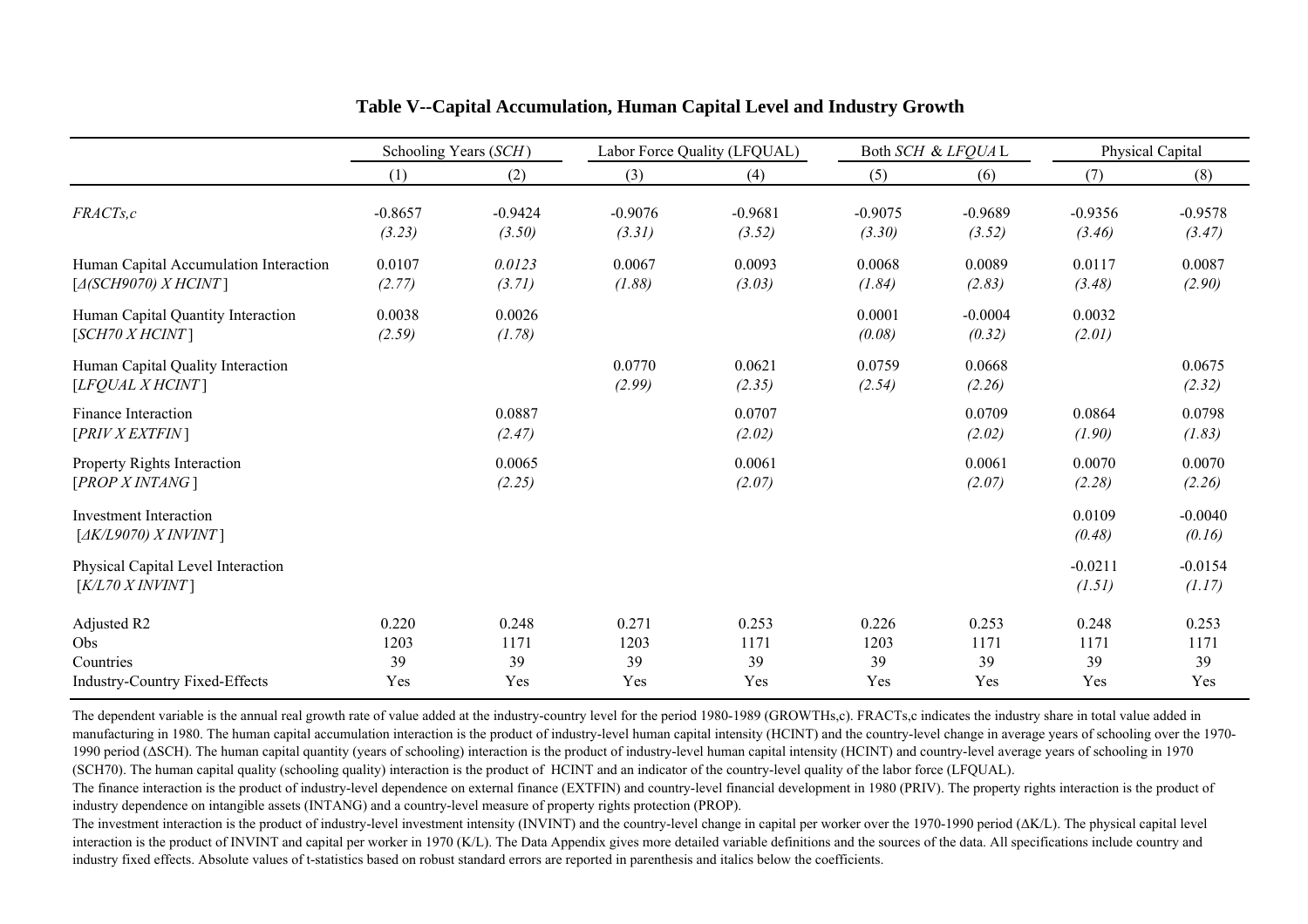## Table V--Capital Accumulation, Human Capital Level and Industry Growth

| | Schooling Years (*SCH*) | | Labor Force Quality (LFQUAL) | | Both *SCH* & *LFQUA* L | | Physical Capital | |
|---|---|---|---|---|---|---|---|---|
| | (1) | (2) | (3) | (4) | (5) | (6) | (7) | (8) |
| *FRACTs,c* | -0.8657 | -0.9424 | -0.9076 | -0.9681 | -0.9075 | -0.9689 | -0.9356 | -0.9578 |
| | *(3.23)* | *(3.50)* | *(3.31)* | *(3.52)* | *(3.30)* | *(3.52)* | *(3.46)* | *(3.47)* |
| Human Capital Accumulation Interaction | 0.0107 | *0.0123* | 0.0067 | 0.0093 | 0.0068 | 0.0089 | 0.0117 | 0.0087 |
| [*Δ(SCH9070) X HCINT*] | *(2.77)* | *(3.71)* | *(1.88)* | *(3.03)* | *(1.84)* | *(2.83)* | *(3.48)* | *(2.90)* |
| Human Capital Quantity Interaction | 0.0038 | 0.0026 | | | 0.0001 | -0.0004 | 0.0032 | |
| [*SCH70 X HCINT*] | *(2.59)* | *(1.78)* | | | *(0.08)* | *(0.32)* | *(2.01)* | |
| Human Capital Quality Interaction | | | 0.0770 | 0.0621 | 0.0759 | 0.0668 | | 0.0675 |
| [*LFQUAL X HCINT*] | | | *(2.99)* | *(2.35)* | *(2.54)* | *(2.26)* | | *(2.32)* |
| Finance Interaction | | 0.0887 | | 0.0707 | | 0.0709 | 0.0864 | 0.0798 |
| [*PRIV X EXTFIN*] | | *(2.47)* | | *(2.02)* | | *(2.02)* | *(1.90)* | *(1.83)* |
| Property Rights Interaction | | 0.0065 | | 0.0061 | | 0.0061 | 0.0070 | 0.0070 |
| [*PROP X INTANG*] | | *(2.25)* | | *(2.07)* | | *(2.07)* | *(2.28)* | *(2.26)* |
| Investment Interaction | | | | | | | 0.0109 | -0.0040 |
| [*ΔK/L9070) X INVINT*] | | | | | | | *(0.48)* | *(0.16)* |
| Physical Capital Level Interaction | | | | | | | -0.0211 | -0.0154 |
| [*K/L70 X INVINT*] | | | | | | | *(1.51)* | *(1.17)* |
| Adjusted R2 | 0.220 | 0.248 | 0.271 | 0.253 | 0.226 | 0.253 | 0.248 | 0.253 |
| Obs | 1203 | 1171 | 1203 | 1171 | 1203 | 1171 | 1171 | 1171 |
| Countries | 39 | 39 | 39 | 39 | 39 | 39 | 39 | 39 |
| Industry-Country Fixed-Effects | Yes | Yes | Yes | Yes | Yes | Yes | Yes | Yes |

The dependent variable is the annual real growth rate of value added at the industry-country level for the period 1980-1989 (GROWTHs,c). FRACTs,c indicates the industry share in total value added in manufacturing in 1980. The human capital accumulation interaction is the product of industry-level human capital intensity (HCINT) and the country-level change in average years of schooling over the 1970-1990 period (ΔSCH). The human capital quantity (years of schooling) interaction is the product of industry-level human capital intensity (HCINT) and country-level average years of schooling in 1970 (SCH70). The human capital quality (schooling quality) interaction is the product of HCINT and an indicator of the country-level quality of the labor force (LFQUAL).

The finance interaction is the product of industry-level dependence on external finance (EXTFIN) and country-level financial development in 1980 (PRIV). The property rights interaction is the product of industry dependence on intangible assets (INTANG) and a country-level measure of property rights protection (PROP).

The investment interaction is the product of industry-level investment intensity (INVINT) and the country-level change in capital per worker over the 1970-1990 period (ΔK/L). The physical capital level interaction is the product of INVINT and capital per worker in 1970 (K/L). The Data Appendix gives more detailed variable definitions and the sources of the data. All specifications include country and industry fixed effects. Absolute values of t-statistics based on robust standard errors are reported in parenthesis and italics below the coefficients.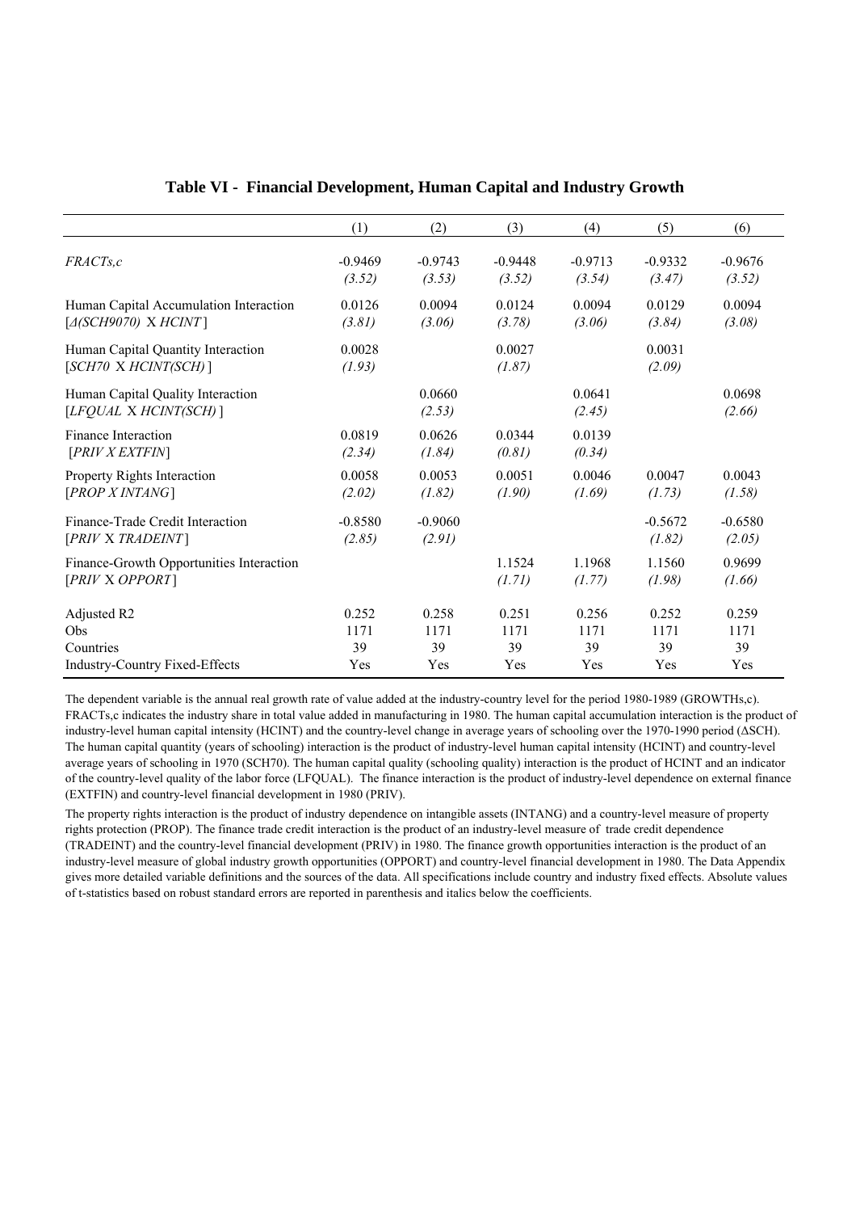**Table VI - Financial Development, Human Capital and Industry Growth**

| | (1) | (2) | (3) | (4) | (5) | (6) |
|---|---|---|---|---|---|---|
| *FRACTs,c* | -0.9469 | -0.9743 | -0.9448 | -0.9713 | -0.9332 | -0.9676 |
| | *(3.52)* | *(3.53)* | *(3.52)* | *(3.54)* | *(3.47)* | *(3.52)* |
| Human Capital Accumulation Interaction | 0.0126 | 0.0094 | 0.0124 | 0.0094 | 0.0129 | 0.0094 |
| [*Δ(SCH9070)* X *HCINT*] | *(3.81)* | *(3.06)* | *(3.78)* | *(3.06)* | *(3.84)* | *(3.08)* |
| Human Capital Quantity Interaction | 0.0028 | | 0.0027 | | 0.0031 | |
| [*SCH70* X *HCINT(SCH)*] | *(1.93)* | | *(1.87)* | | *(2.09)* | |
| Human Capital Quality Interaction | | 0.0660 | | 0.0641 | | 0.0698 |
| [*LFQUAL* X *HCINT(SCH)*] | | *(2.53)* | | *(2.45)* | | *(2.66)* |
| Finance Interaction | 0.0819 | 0.0626 | 0.0344 | 0.0139 | | |
| [*PRIV X EXTFIN*] | *(2.34)* | *(1.84)* | *(0.81)* | *(0.34)* | | |
| Property Rights Interaction | 0.0058 | 0.0053 | 0.0051 | 0.0046 | 0.0047 | 0.0043 |
| [*PROP X INTANG*] | *(2.02)* | *(1.82)* | *(1.90)* | *(1.69)* | *(1.73)* | *(1.58)* |
| Finance-Trade Credit Interaction | -0.8580 | -0.9060 | | | -0.5672 | -0.6580 |
| [*PRIV* X *TRADEINT*] | *(2.85)* | *(2.91)* | | | *(1.82)* | *(2.05)* |
| Finance-Growth Opportunities Interaction | | | 1.1524 | 1.1968 | 1.1560 | 0.9699 |
| [*PRIV* X *OPPORT*] | | | *(1.71)* | *(1.77)* | *(1.98)* | *(1.66)* |
| Adjusted R2 | 0.252 | 0.258 | 0.251 | 0.256 | 0.252 | 0.259 |
| Obs | 1171 | 1171 | 1171 | 1171 | 1171 | 1171 |
| Countries | 39 | 39 | 39 | 39 | 39 | 39 |
| Industry-Country Fixed-Effects | Yes | Yes | Yes | Yes | Yes | Yes |

The dependent variable is the annual real growth rate of value added at the industry-country level for the period 1980-1989 (GROWTHs,c). FRACTs,c indicates the industry share in total value added in manufacturing in 1980. The human capital accumulation interaction is the product of industry-level human capital intensity (HCINT) and the country-level change in average years of schooling over the 1970-1990 period (ΔSCH). The human capital quantity (years of schooling) interaction is the product of industry-level human capital intensity (HCINT) and country-level average years of schooling in 1970 (SCH70). The human capital quality (schooling quality) interaction is the product of HCINT and an indicator of the country-level quality of the labor force (LFQUAL). The finance interaction is the product of industry-level dependence on external finance (EXTFIN) and country-level financial development in 1980 (PRIV).

The property rights interaction is the product of industry dependence on intangible assets (INTANG) and a country-level measure of property rights protection (PROP). The finance trade credit interaction is the product of an industry-level measure of trade credit dependence (TRADEINT) and the country-level financial development (PRIV) in 1980. The finance growth opportunities interaction is the product of an industry-level measure of global industry growth opportunities (OPPORT) and country-level financial development in 1980. The Data Appendix gives more detailed variable definitions and the sources of the data. All specifications include country and industry fixed effects. Absolute values of t-statistics based on robust standard errors are reported in parenthesis and italics below the coefficients.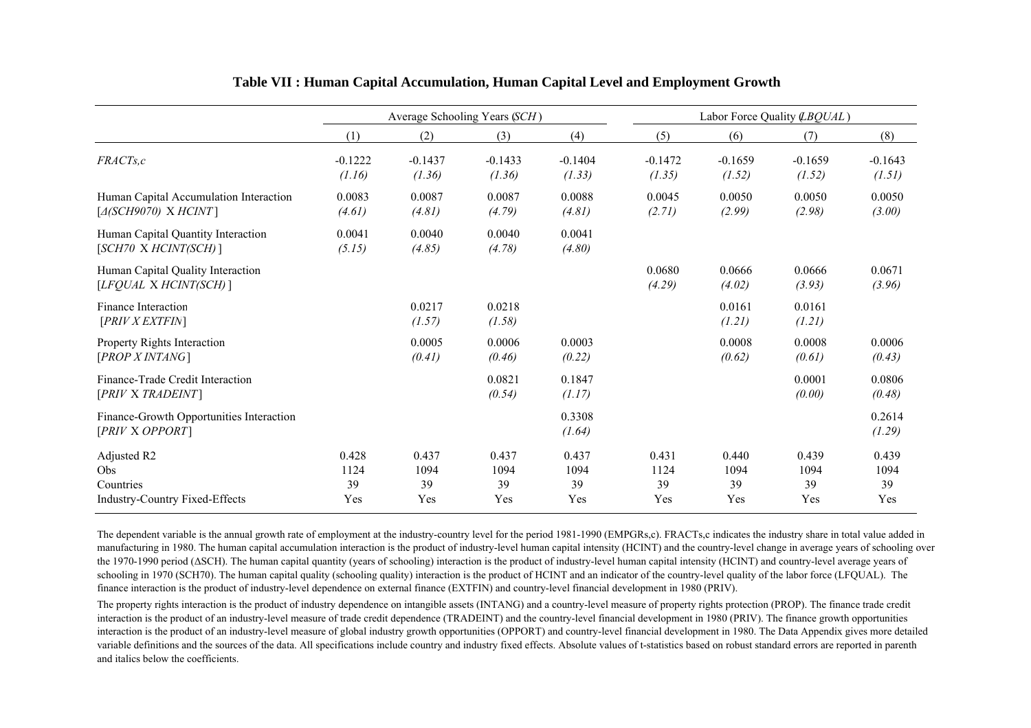## Table VII : Human Capital Accumulation, Human Capital Level and Employment Growth

| | Average Schooling Years (*SCH*) | | | | Labor Force Quality (*LBQUAL*) | | | |
|---|---|---|---|---|---|---|---|---|
| | (1) | (2) | (3) | (4) | (5) | (6) | (7) | (8) |
| *FRACTs,c* | -0.1222 | -0.1437 | -0.1433 | -0.1404 | -0.1472 | -0.1659 | -0.1659 | -0.1643 |
| | *(1.16)* | *(1.36)* | *(1.36)* | *(1.33)* | *(1.35)* | *(1.52)* | *(1.52)* | *(1.51)* |
| Human Capital Accumulation Interaction | 0.0083 | 0.0087 | 0.0087 | 0.0088 | 0.0045 | 0.0050 | 0.0050 | 0.0050 |
| [*Δ(SCH9070)* X *HCINT*] | *(4.61)* | *(4.81)* | *(4.79)* | *(4.81)* | *(2.71)* | *(2.99)* | *(2.98)* | *(3.00)* |
| Human Capital Quantity Interaction | 0.0041 | 0.0040 | 0.0040 | 0.0041 | | | | |
| [*SCH70* X *HCINT(SCH)*] | *(5.15)* | *(4.85)* | *(4.78)* | *(4.80)* | | | | |
| Human Capital Quality Interaction | | | | | 0.0680 | 0.0666 | 0.0666 | 0.0671 |
| [*LFQUAL* X *HCINT(SCH)*] | | | | | *(4.29)* | *(4.02)* | *(3.93)* | *(3.96)* |
| Finance Interaction | | 0.0217 | 0.0218 | | | 0.0161 | 0.0161 | |
| [*PRIV X EXTFIN*] | | *(1.57)* | *(1.58)* | | | *(1.21)* | *(1.21)* | |
| Property Rights Interaction | | 0.0005 | 0.0006 | 0.0003 | | 0.0008 | 0.0008 | 0.0006 |
| [*PROP X INTANG*] | | *(0.41)* | *(0.46)* | *(0.22)* | | *(0.62)* | *(0.61)* | *(0.43)* |
| Finance-Trade Credit Interaction | | | 0.0821 | 0.1847 | | | 0.0001 | 0.0806 |
| [*PRIV* X *TRADEINT*] | | | *(0.54)* | *(1.17)* | | | *(0.00)* | *(0.48)* |
| Finance-Growth Opportunities Interaction | | | | 0.3308 | | | | 0.2614 |
| [*PRIV* X *OPPORT*] | | | | *(1.64)* | | | | *(1.29)* |
| Adjusted R2 | 0.428 | 0.437 | 0.437 | 0.437 | 0.431 | 0.440 | 0.439 | 0.439 |
| Obs | 1124 | 1094 | 1094 | 1094 | 1124 | 1094 | 1094 | 1094 |
| Countries | 39 | 39 | 39 | 39 | 39 | 39 | 39 | 39 |
| Industry-Country Fixed-Effects | Yes | Yes | Yes | Yes | Yes | Yes | Yes | Yes |

The dependent variable is the annual growth rate of employment at the industry-country level for the period 1981-1990 (EMPGRs,c). FRACTs,c indicates the industry share in total value added in manufacturing in 1980. The human capital accumulation interaction is the product of industry-level human capital intensity (HCINT) and the country-level change in average years of schooling over the 1970-1990 period (ΔSCH). The human capital quantity (years of schooling) interaction is the product of industry-level human capital intensity (HCINT) and country-level average years of schooling in 1970 (SCH70). The human capital quality (schooling quality) interaction is the product of HCINT and an indicator of the country-level quality of the labor force (LFQUAL). The finance interaction is the product of industry-level dependence on external finance (EXTFIN) and country-level financial development in 1980 (PRIV).

The property rights interaction is the product of industry dependence on intangible assets (INTANG) and a country-level measure of property rights protection (PROP). The finance trade credit interaction is the product of an industry-level measure of trade credit dependence (TRADEINT) and the country-level financial development in 1980 (PRIV). The finance growth opportunities interaction is the product of an industry-level measure of global industry growth opportunities (OPPORT) and country-level financial development in 1980. The Data Appendix gives more detailed variable definitions and the sources of the data. All specifications include country and industry fixed effects. Absolute values of t-statistics based on robust standard errors are reported in parenth and italics below the coefficients.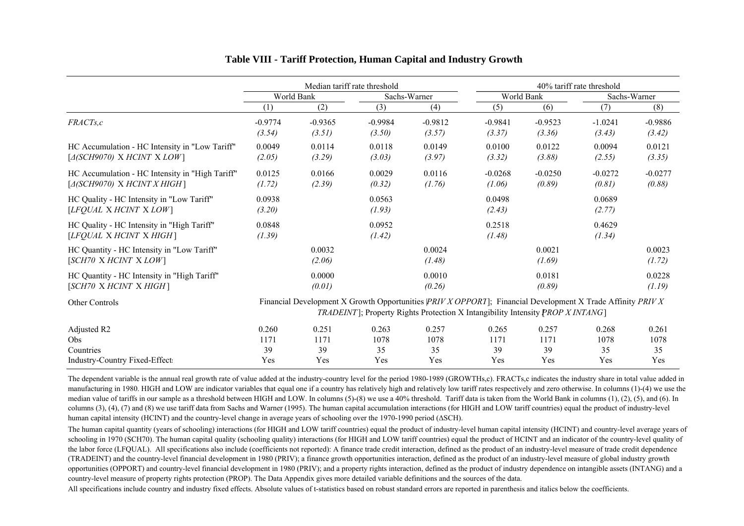# Table VIII - Tariff Protection, Human Capital and Industry Growth

| | Median tariff rate threshold | | | | 40% tariff rate threshold | | | |
|---|---|---|---|---|---|---|---|---|
| | World Bank | | Sachs-Warner | | World Bank | | Sachs-Warner | |
| | (1) | (2) | (3) | (4) | (5) | (6) | (7) | (8) |
| *FRACTs,c* | -0.9774 | -0.9365 | -0.9984 | -0.9812 | -0.9841 | -0.9523 | -1.0241 | -0.9886 |
| | *(3.54)* | *(3.51)* | *(3.50)* | *(3.57)* | *(3.37)* | *(3.36)* | *(3.43)* | *(3.42)* |
| HC Accumulation - HC Intensity in "Low Tariff" | 0.0049 | 0.0114 | 0.0118 | 0.0149 | 0.0100 | 0.0122 | 0.0094 | 0.0121 |
| [*Δ(SCH9070)* X *HCINT* X *LOW*] | *(2.05)* | *(3.29)* | *(3.03)* | *(3.97)* | *(3.32)* | *(3.88)* | *(2.55)* | *(3.35)* |
| HC Accumulation - HC Intensity in "High Tariff" | 0.0125 | 0.0166 | 0.0029 | 0.0116 | -0.0268 | -0.0250 | -0.0272 | -0.0277 |
| [*Δ(SCH9070)* X *HCINT X HIGH*] | *(1.72)* | *(2.39)* | *(0.32)* | *(1.76)* | *(1.06)* | *(0.89)* | *(0.81)* | *(0.88)* |
| HC Quality - HC Intensity in "Low Tariff" | 0.0938 | | 0.0563 | | 0.0498 | | 0.0689 | |
| [*LFQUAL* X *HCINT* X *LOW*] | *(3.20)* | | *(1.93)* | | *(2.43)* | | *(2.77)* | |
| HC Quality - HC Intensity in "High Tariff" | 0.0848 | | 0.0952 | | 0.2518 | | 0.4629 | |
| [*LFQUAL* X *HCINT* X *HIGH*] | *(1.39)* | | *(1.42)* | | *(1.48)* | | *(1.34)* | |
| HC Quantity - HC Intensity in "Low Tariff" | | 0.0032 | | 0.0024 | | 0.0021 | | 0.0023 |
| [*SCH70* X *HCINT* X *LOW*] | | *(2.06)* | | *(1.48)* | | *(1.69)* | | *(1.72)* |
| HC Quantity - HC Intensity in "High Tariff" | | 0.0000 | | 0.0010 | | 0.0181 | | 0.0228 |
| [*SCH70* X *HCINT* X *HIGH*] | | *(0.01)* | | *(0.26)* | | *(0.89)* | | *(1.19)* |
| Other Controls | Financial Development X Growth Opportunities [*PRIV X OPPORT*]; Financial Development X Trade Affinity *PRIV X TRADEINT*]; Property Rights Protection X Intangibility Intensity [*PROP X INTANG*] | | | | | | | |
| Adjusted R2 | 0.260 | 0.251 | 0.263 | 0.257 | 0.265 | 0.257 | 0.268 | 0.261 |
| Obs | 1171 | 1171 | 1078 | 1078 | 1171 | 1171 | 1078 | 1078 |
| Countries | 39 | 39 | 35 | 35 | 39 | 39 | 35 | 35 |
| Industry-Country Fixed-Effects | Yes | Yes | Yes | Yes | Yes | Yes | Yes | Yes |

The dependent variable is the annual real growth rate of value added at the industry-country level for the period 1980-1989 (GROWTHs,c). FRACTs,c indicates the industry share in total value added in manufacturing in 1980. HIGH and LOW are indicator variables that equal one if a country has relatively high and relatively low tariff rates respectively and zero otherwise. In columns (1)-(4) we use the median value of tariffs in our sample as a threshold between HIGH and LOW. In columns (5)-(8) we use a 40% threshold. Tariff data is taken from the World Bank in columns (1), (2), (5), and (6). In columns (3), (4), (7) and (8) we use tariff data from Sachs and Warner (1995). The human capital accumulation interactions (for HIGH and LOW tariff countries) equal the product of industry-level human capital intensity (HCINT) and the country-level change in average years of schooling over the 1970-1990 period (ΔSCH).

The human capital quantity (years of schooling) interactions (for HIGH and LOW tariff countries) equal the product of industry-level human capital intensity (HCINT) and country-level average years of schooling in 1970 (SCH70). The human capital quality (schooling quality) interactions (for HIGH and LOW tariff countries) equal the product of HCINT and an indicator of the country-level quality of the labor force (LFQUAL). All specifications also include (coefficients not reported): A finance trade credit interaction, defined as the product of an industry-level measure of trade credit dependence (TRADEINT) and the country-level financial development in 1980 (PRIV); a finance growth opportunities interaction, defined as the product of an industry-level measure of global industry growth opportunities (OPPORT) and country-level financial development in 1980 (PRIV); and a property rights interaction, defined as the product of industry dependence on intangible assets (INTANG) and a country-level measure of property rights protection (PROP). The Data Appendix gives more detailed variable definitions and the sources of the data.

All specifications include country and industry fixed effects. Absolute values of t-statistics based on robust standard errors are reported in parenthesis and italics below the coefficients.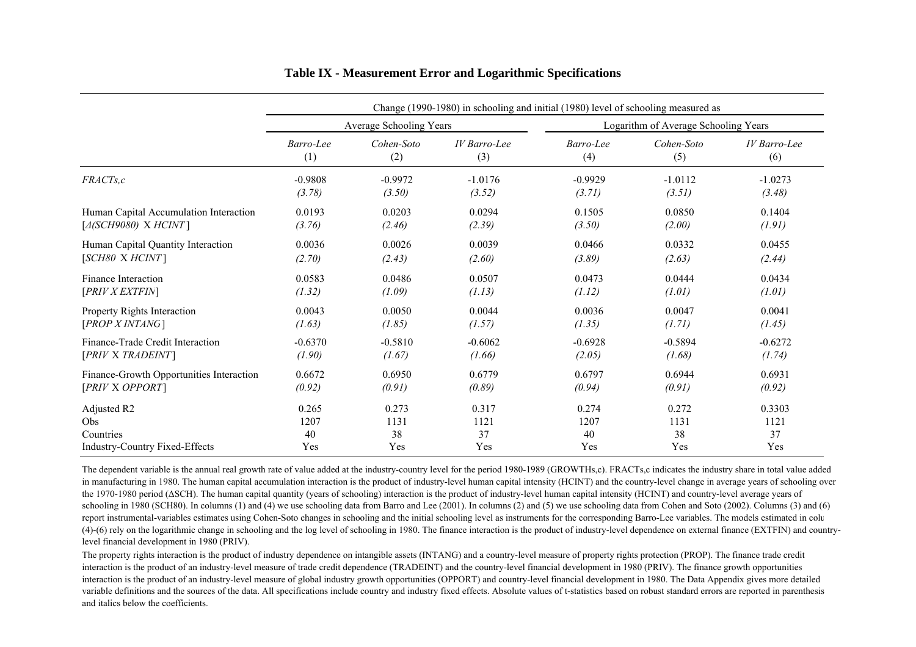# Table IX - Measurement Error and Logarithmic Specifications

| | Change (1990-1980) in schooling and initial (1980) level of schooling measured as | | | | | |
|---|---|---|---|---|---|---|
| | Average Schooling Years | | | Logarithm of Average Schooling Years | | |
| | *Barro-Lee* (1) | *Cohen-Soto* (2) | *IV Barro-Lee* (3) | *Barro-Lee* (4) | *Cohen-Soto* (5) | *IV Barro-Lee* (6) |
| *FRACTs,c* | -0.9808 | -0.9972 | -1.0176 | -0.9929 | -1.0112 | -1.0273 |
| | *(3.78)* | *(3.50)* | *(3.52)* | *(3.71)* | *(3.51)* | *(3.48)* |
| Human Capital Accumulation Interaction | 0.0193 | 0.0203 | 0.0294 | 0.1505 | 0.0850 | 0.1404 |
| [*Δ(SCH9080)* X *HCINT*] | *(3.76)* | *(2.46)* | *(2.39)* | *(3.50)* | *(2.00)* | *(1.91)* |
| Human Capital Quantity Interaction | 0.0036 | 0.0026 | 0.0039 | 0.0466 | 0.0332 | 0.0455 |
| [*SCH80* X *HCINT*] | *(2.70)* | *(2.43)* | *(2.60)* | *(3.89)* | *(2.63)* | *(2.44)* |
| Finance Interaction | 0.0583 | 0.0486 | 0.0507 | 0.0473 | 0.0444 | 0.0434 |
| [*PRIV X EXTFIN*] | *(1.32)* | *(1.09)* | *(1.13)* | *(1.12)* | *(1.01)* | *(1.01)* |
| Property Rights Interaction | 0.0043 | 0.0050 | 0.0044 | 0.0036 | 0.0047 | 0.0041 |
| [*PROP X INTANG*] | *(1.63)* | *(1.85)* | *(1.57)* | *(1.35)* | *(1.71)* | *(1.45)* |
| Finance-Trade Credit Interaction | -0.6370 | -0.5810 | -0.6062 | -0.6928 | -0.5894 | -0.6272 |
| [*PRIV* X *TRADEINT*] | *(1.90)* | *(1.67)* | *(1.66)* | *(2.05)* | *(1.68)* | *(1.74)* |
| Finance-Growth Opportunities Interaction | 0.6672 | 0.6950 | 0.6779 | 0.6797 | 0.6944 | 0.6931 |
| [*PRIV* X *OPPORT*] | *(0.92)* | *(0.91)* | *(0.89)* | *(0.94)* | *(0.91)* | *(0.92)* |
| Adjusted R2 | 0.265 | 0.273 | 0.317 | 0.274 | 0.272 | 0.3303 |
| Obs | 1207 | 1131 | 1121 | 1207 | 1131 | 1121 |
| Countries | 40 | 38 | 37 | 40 | 38 | 37 |
| Industry-Country Fixed-Effects | Yes | Yes | Yes | Yes | Yes | Yes |

The dependent variable is the annual real growth rate of value added at the industry-country level for the period 1980-1989 (GROWTHs,c). FRACTs,c indicates the industry share in total value added in manufacturing in 1980. The human capital accumulation interaction is the product of industry-level human capital intensity (HCINT) and the country-level change in average years of schooling over the 1970-1980 period (ΔSCH). The human capital quantity (years of schooling) interaction is the product of industry-level human capital intensity (HCINT) and country-level average years of schooling in 1980 (SCH80). In columns (1) and (4) we use schooling data from Barro and Lee (2001). In columns (2) and (5) we use schooling data from Cohen and Soto (2002). Columns (3) and (6) report instrumental-variables estimates using Cohen-Soto changes in schooling and the initial schooling level as instruments for the corresponding Barro-Lee variables. The models estimated in colu (4)-(6) rely on the logarithmic change in schooling and the log level of schooling in 1980. The finance interaction is the product of industry-level dependence on external finance (EXTFIN) and country-level financial development in 1980 (PRIV).

The property rights interaction is the product of industry dependence on intangible assets (INTANG) and a country-level measure of property rights protection (PROP). The finance trade credit interaction is the product of an industry-level measure of trade credit dependence (TRADEINT) and the country-level financial development in 1980 (PRIV). The finance growth opportunities interaction is the product of an industry-level measure of global industry growth opportunities (OPPORT) and country-level financial development in 1980. The Data Appendix gives more detailed variable definitions and the sources of the data. All specifications include country and industry fixed effects. Absolute values of t-statistics based on robust standard errors are reported in parenthesis and italics below the coefficients.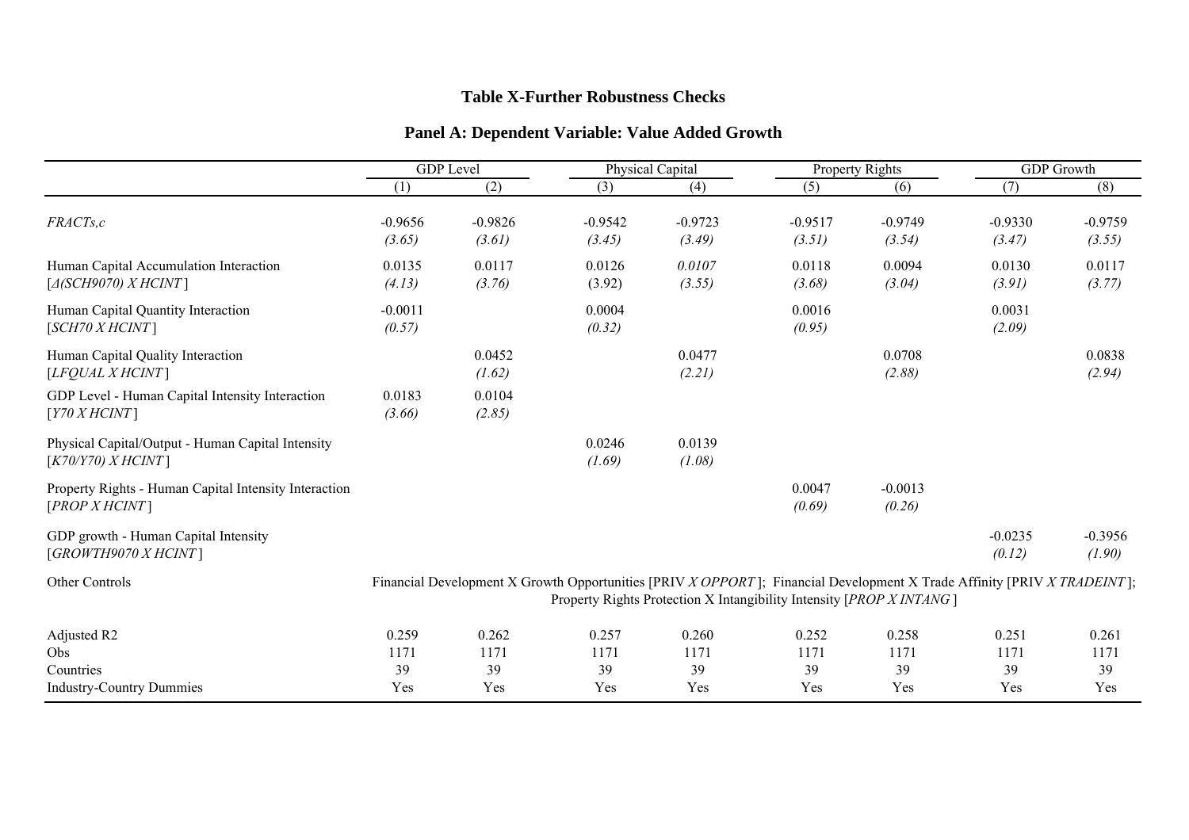# Table X-Further Robustness Checks

## Panel A: Dependent Variable: Value Added Growth

| | GDP Level | | Physical Capital | | Property Rights | | GDP Growth | |
|---|---|---|---|---|---|---|---|---|
| | (1) | (2) | (3) | (4) | (5) | (6) | (7) | (8) |
| *FRACTs,c* | -0.9656 | -0.9826 | -0.9542 | -0.9723 | -0.9517 | -0.9749 | -0.9330 | -0.9759 |
| | *(3.65)* | *(3.61)* | *(3.45)* | *(3.49)* | *(3.51)* | *(3.54)* | *(3.47)* | *(3.55)* |
| Human Capital Accumulation Interaction [*Δ(SCH9070) X HCINT*] | 0.0135 | 0.0117 | 0.0126 | *0.0107* | 0.0118 | 0.0094 | 0.0130 | 0.0117 |
| | *(4.13)* | *(3.76)* | (3.92) | *(3.55)* | *(3.68)* | *(3.04)* | *(3.91)* | *(3.77)* |
| Human Capital Quantity Interaction [*SCH70 X HCINT*] | -0.0011 | | 0.0004 | | 0.0016 | | 0.0031 | |
| | *(0.57)* | | *(0.32)* | | *(0.95)* | | *(2.09)* | |
| Human Capital Quality Interaction [*LFQUAL X HCINT*] | | 0.0452 | | 0.0477 | | 0.0708 | | 0.0838 |
| | | *(1.62)* | | *(2.21)* | | *(2.88)* | | *(2.94)* |
| GDP Level - Human Capital Intensity Interaction [*Y70 X HCINT*] | 0.0183 | 0.0104 | | | | | | |
| | *(3.66)* | *(2.85)* | | | | | | |
| Physical Capital/Output - Human Capital Intensity [*K70/Y70) X HCINT*] | | | 0.0246 | 0.0139 | | | | |
| | | | *(1.69)* | *(1.08)* | | | | |
| Property Rights - Human Capital Intensity Interaction [*PROP X HCINT*] | | | | | 0.0047 | -0.0013 | | |
| | | | | | *(0.69)* | *(0.26)* | | |
| GDP growth - Human Capital Intensity [*GROWTH9070 X HCINT*] | | | | | | | -0.0235 | -0.3956 |
| | | | | | | | *(0.12)* | *(1.90)* |
| Other Controls | Financial Development X Growth Opportunities [PRIV *X OPPORT*]; Financial Development X Trade Affinity [PRIV *X TRADEINT*]; Property Rights Protection X Intangibility Intensity [*PROP X INTANG*] | | | | | | | |
| Adjusted R2 | 0.259 | 0.262 | 0.257 | 0.260 | 0.252 | 0.258 | 0.251 | 0.261 |
| Obs | 1171 | 1171 | 1171 | 1171 | 1171 | 1171 | 1171 | 1171 |
| Countries | 39 | 39 | 39 | 39 | 39 | 39 | 39 | 39 |
| Industry-Country Dummies | Yes | Yes | Yes | Yes | Yes | Yes | Yes | Yes |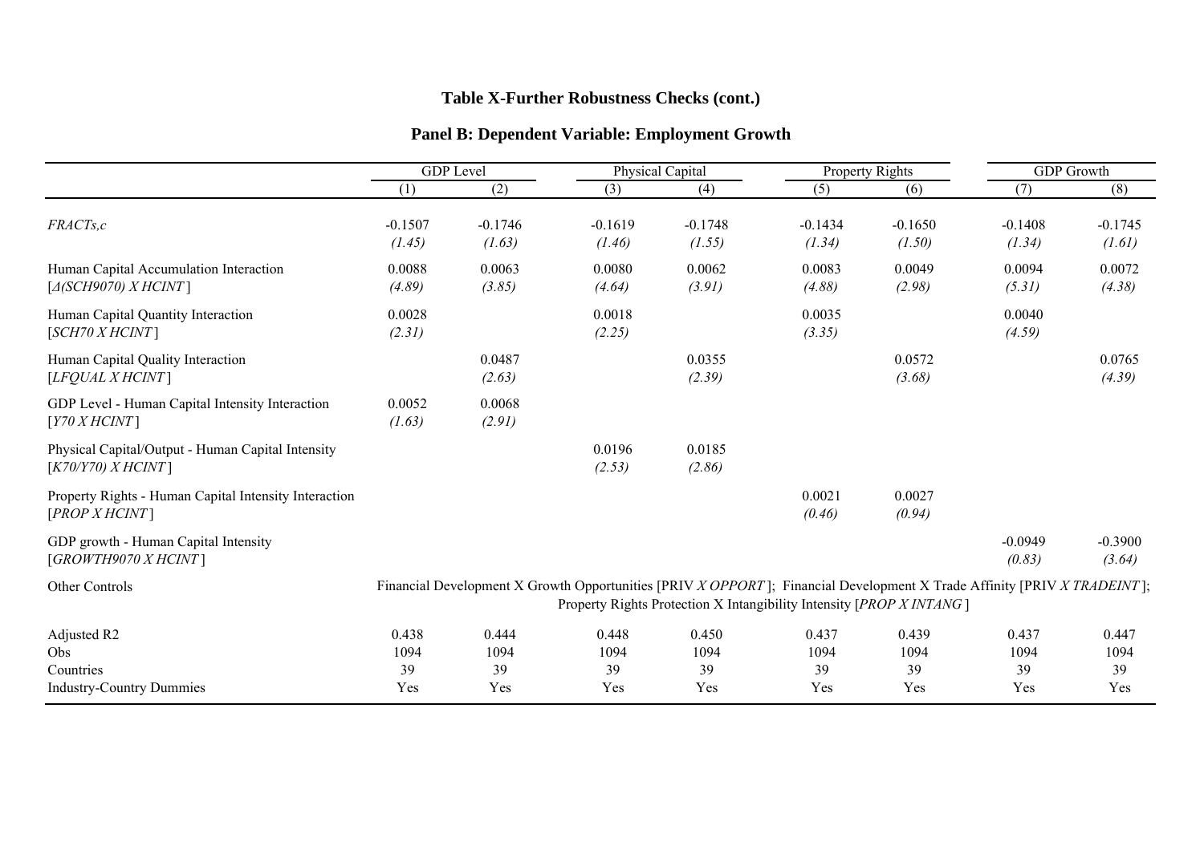# Table X-Further Robustness Checks (cont.)

## Panel B: Dependent Variable: Employment Growth

| | GDP Level | | Physical Capital | | Property Rights | | GDP Growth | |
|---|---|---|---|---|---|---|---|---|
| | (1) | (2) | (3) | (4) | (5) | (6) | (7) | (8) |
| *FRACTs,c* | -0.1507 | -0.1746 | -0.1619 | -0.1748 | -0.1434 | -0.1650 | -0.1408 | -0.1745 |
| | *(1.45)* | *(1.63)* | *(1.46)* | *(1.55)* | *(1.34)* | *(1.50)* | *(1.34)* | *(1.61)* |
| Human Capital Accumulation Interaction | 0.0088 | 0.0063 | 0.0080 | 0.0062 | 0.0083 | 0.0049 | 0.0094 | 0.0072 |
| [*Δ(SCH9070) X HCINT*] | *(4.89)* | *(3.85)* | *(4.64)* | *(3.91)* | *(4.88)* | *(2.98)* | *(5.31)* | *(4.38)* |
| Human Capital Quantity Interaction | 0.0028 | | 0.0018 | | 0.0035 | | 0.0040 | |
| [*SCH70 X HCINT*] | *(2.31)* | | *(2.25)* | | *(3.35)* | | *(4.59)* | |
| Human Capital Quality Interaction | | 0.0487 | | 0.0355 | | 0.0572 | | 0.0765 |
| [*LFQUAL X HCINT*] | | *(2.63)* | | *(2.39)* | | *(3.68)* | | *(4.39)* |
| GDP Level - Human Capital Intensity Interaction | 0.0052 | 0.0068 | | | | | | |
| [*Y70 X HCINT*] | *(1.63)* | *(2.91)* | | | | | | |
| Physical Capital/Output - Human Capital Intensity | | | 0.0196 | 0.0185 | | | | |
| [*K70/Y70) X HCINT*] | | | *(2.53)* | *(2.86)* | | | | |
| Property Rights - Human Capital Intensity Interaction | | | | | 0.0021 | 0.0027 | | |
| [*PROP X HCINT*] | | | | | *(0.46)* | *(0.94)* | | |
| GDP growth - Human Capital Intensity | | | | | | | -0.0949 | -0.3900 |
| [*GROWTH9070 X HCINT*] | | | | | | | *(0.83)* | *(3.64)* |
| Other Controls | Financial Development X Growth Opportunities [PRIV *X OPPORT*]; Financial Development X Trade Affinity [PRIV *X TRADEINT*]; Property Rights Protection X Intangibility Intensity [*PROP X INTANG*] | | | | | | | |
| Adjusted R2 | 0.438 | 0.444 | 0.448 | 0.450 | 0.437 | 0.439 | 0.437 | 0.447 |
| Obs | 1094 | 1094 | 1094 | 1094 | 1094 | 1094 | 1094 | 1094 |
| Countries | 39 | 39 | 39 | 39 | 39 | 39 | 39 | 39 |
| Industry-Country Dummies | Yes | Yes | Yes | Yes | Yes | Yes | Yes | Yes |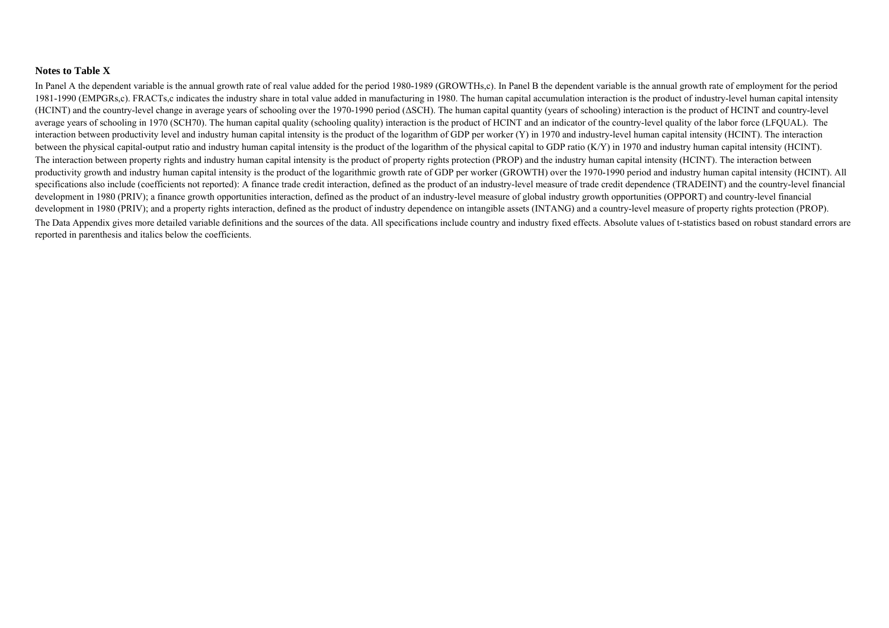### Notes to Table X

In Panel A the dependent variable is the annual growth rate of real value added for the period 1980-1989 ($GROWTH_{s,c}$). In Panel B the dependent variable is the annual growth rate of employment for the period 1981-1990 ($EMPGR_{s,c}$). $FRACT_{s,c}$ indicates the industry share in total value added in manufacturing in 1980. The human capital accumulation interaction is the product of industry-level human capital intensity (HCINT) and the country-level change in average years of schooling over the 1970-1990 period (ΔSCH). The human capital quantity (years of schooling) interaction is the product of HCINT and country-level average years of schooling in 1970 (SCH70). The human capital quality (schooling quality) interaction is the product of HCINT and an indicator of the country-level quality of the labor force (LFQUAL). The interaction between productivity level and industry human capital intensity is the product of the logarithm of GDP per worker (Y) in 1970 and industry-level human capital intensity (HCINT). The interaction between the physical capital-output ratio and industry human capital intensity is the product of the logarithm of the physical capital to GDP ratio (K/Y) in 1970 and industry human capital intensity (HCINT). The interaction between property rights and industry human capital intensity is the product of property rights protection (PROP) and the industry human capital intensity (HCINT). The interaction between productivity growth and industry human capital intensity is the product of the logarithmic growth rate of GDP per worker (GROWTH) over the 1970-1990 period and industry human capital intensity (HCINT). All specifications also include (coefficients not reported): A finance trade credit interaction, defined as the product of an industry-level measure of trade credit dependence (TRADEINT) and the country-level financial development in 1980 (PRIV); a finance growth opportunities interaction, defined as the product of an industry-level measure of global industry growth opportunities (OPPORT) and country-level financial development in 1980 (PRIV); and a property rights interaction, defined as the product of industry dependence on intangible assets (INTANG) and a country-level measure of property rights protection (PROP). The Data Appendix gives more detailed variable definitions and the sources of the data. All specifications include country and industry fixed effects. Absolute values of t-statistics based on robust standard errors are reported in parenthesis and italics below the coefficients.